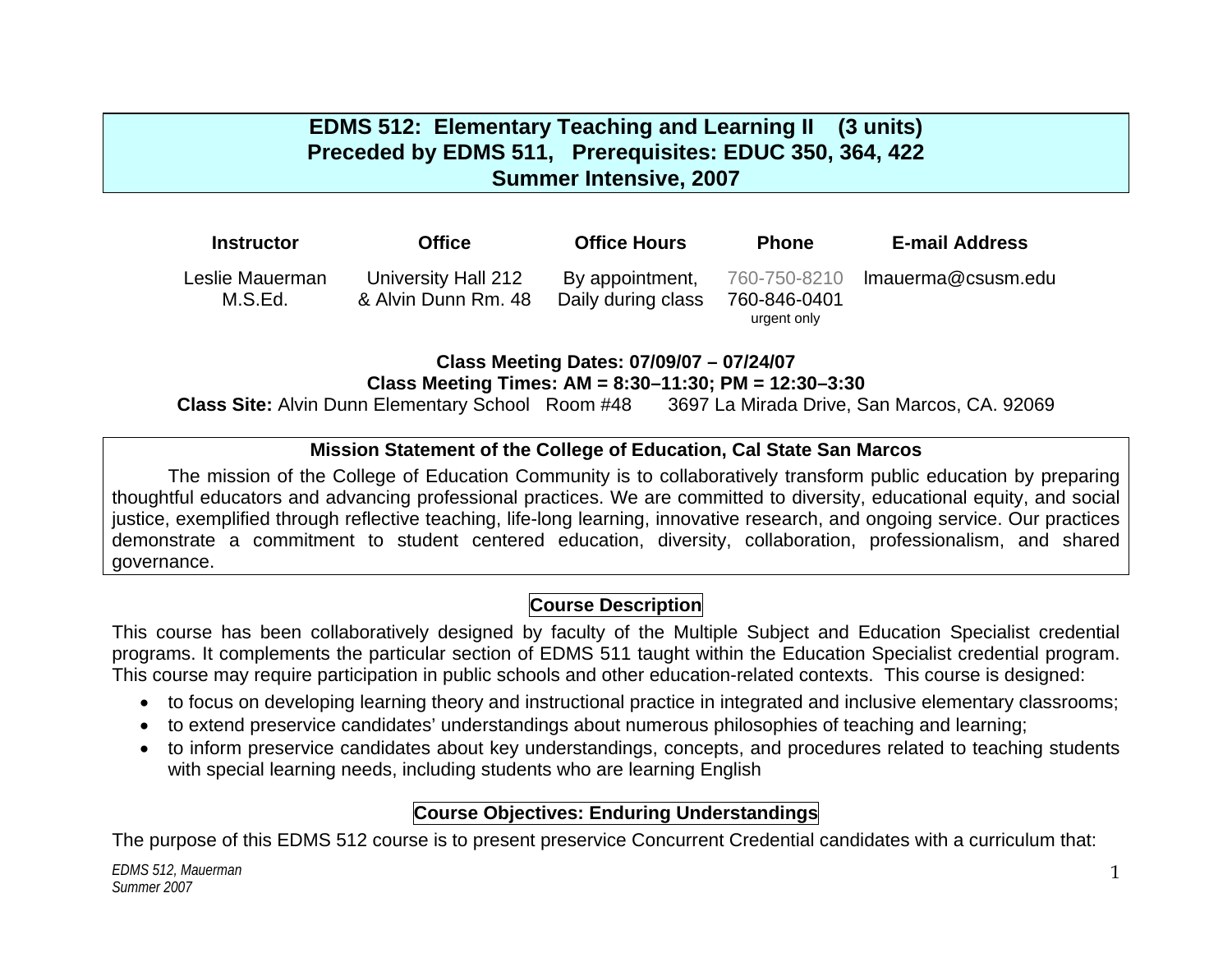# EDMS 512: Elementary Teaching and Learning II (3 units)
## Preceded by EDMS 511, Prerequisites: EDUC 350, 364, 422
## Summer Intensive, 2007

| Instructor | Office | Office Hours | Phone | E-mail Address |
|---|---|---|---|---|
| Leslie Mauerman M.S.Ed. | University Hall 212 & Alvin Dunn Rm. 48 | By appointment, Daily during class | 760-750-8210 760-846-0401 urgent only | lmauerma@csusm.edu |

**Class Meeting Dates: 07/09/07 – 07/24/07**
**Class Meeting Times: AM = 8:30–11:30; PM = 12:30–3:30**
**Class Site:** Alvin Dunn Elementary School Room #48 3697 La Mirada Drive, San Marcos, CA. 92069

### Mission Statement of the College of Education, Cal State San Marcos

The mission of the College of Education Community is to collaboratively transform public education by preparing thoughtful educators and advancing professional practices. We are committed to diversity, educational equity, and social justice, exemplified through reflective teaching, life-long learning, innovative research, and ongoing service. Our practices demonstrate a commitment to student centered education, diversity, collaboration, professionalism, and shared governance.

## Course Description

This course has been collaboratively designed by faculty of the Multiple Subject and Education Specialist credential programs. It complements the particular section of EDMS 511 taught within the Education Specialist credential program. This course may require participation in public schools and other education-related contexts. This course is designed:

- to focus on developing learning theory and instructional practice in integrated and inclusive elementary classrooms;
- to extend preservice candidates' understandings about numerous philosophies of teaching and learning;
- to inform preservice candidates about key understandings, concepts, and procedures related to teaching students with special learning needs, including students who are learning English

## Course Objectives: Enduring Understandings

The purpose of this EDMS 512 course is to present preservice Concurrent Credential candidates with a curriculum that: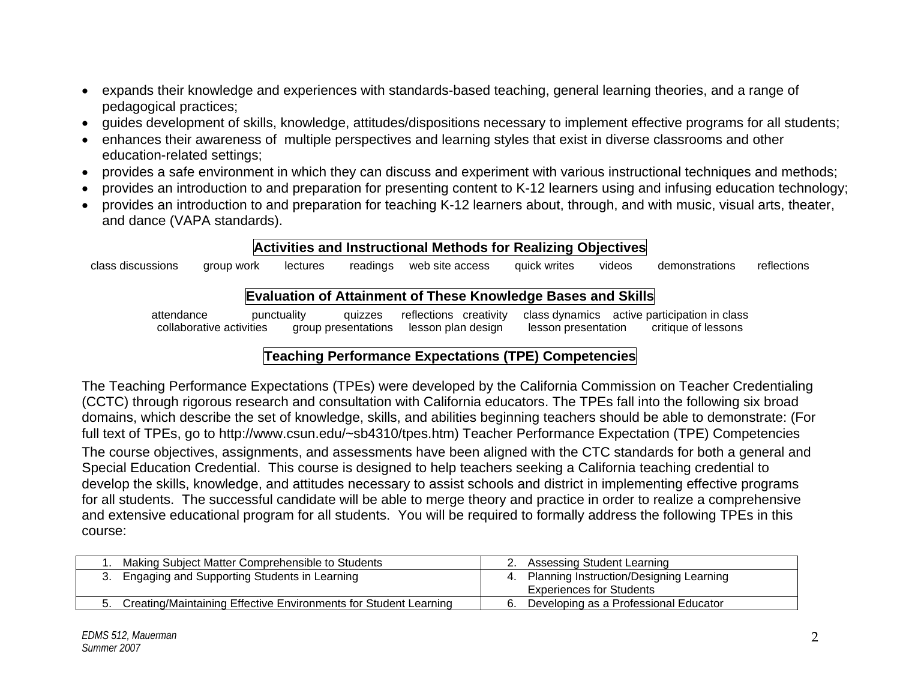- expands their knowledge and experiences with standards-based teaching, general learning theories, and a range of pedagogical practices;
- guides development of skills, knowledge, attitudes/dispositions necessary to implement effective programs for all students;
- enhances their awareness of multiple perspectives and learning styles that exist in diverse classrooms and other education-related settings;
- provides a safe environment in which they can discuss and experiment with various instructional techniques and methods;
- provides an introduction to and preparation for presenting content to K-12 learners using and infusing education technology;
- provides an introduction to and preparation for teaching K-12 learners about, through, and with music, visual arts, theater, and dance (VAPA standards).

## Activities and Instructional Methods for Realizing Objectives

class discussions group work lectures readings web site access quick writes videos demonstrations reflections

## Evaluation of Attainment of These Knowledge Bases and Skills

attendance punctuality quizzes reflections creativity class dynamics active participation in class collaborative activities group presentations lesson plan design lesson presentation critique of lessons

## Teaching Performance Expectations (TPE) Competencies

The Teaching Performance Expectations (TPEs) were developed by the California Commission on Teacher Credentialing (CCTC) through rigorous research and consultation with California educators. The TPEs fall into the following six broad domains, which describe the set of knowledge, skills, and abilities beginning teachers should be able to demonstrate: (For full text of TPEs, go to http://www.csun.edu/~sb4310/tpes.htm) Teacher Performance Expectation (TPE) Competencies

The course objectives, assignments, and assessments have been aligned with the CTC standards for both a general and Special Education Credential. This course is designed to help teachers seeking a California teaching credential to develop the skills, knowledge, and attitudes necessary to assist schools and district in implementing effective programs for all students. The successful candidate will be able to merge theory and practice in order to realize a comprehensive and extensive educational program for all students. You will be required to formally address the following TPEs in this course:

| | |
|---|---|
| 1. Making Subject Matter Comprehensible to Students | 2. Assessing Student Learning |
| 3. Engaging and Supporting Students in Learning | 4. Planning Instruction/Designing Learning Experiences for Students |
| 5. Creating/Maintaining Effective Environments for Student Learning | 6. Developing as a Professional Educator |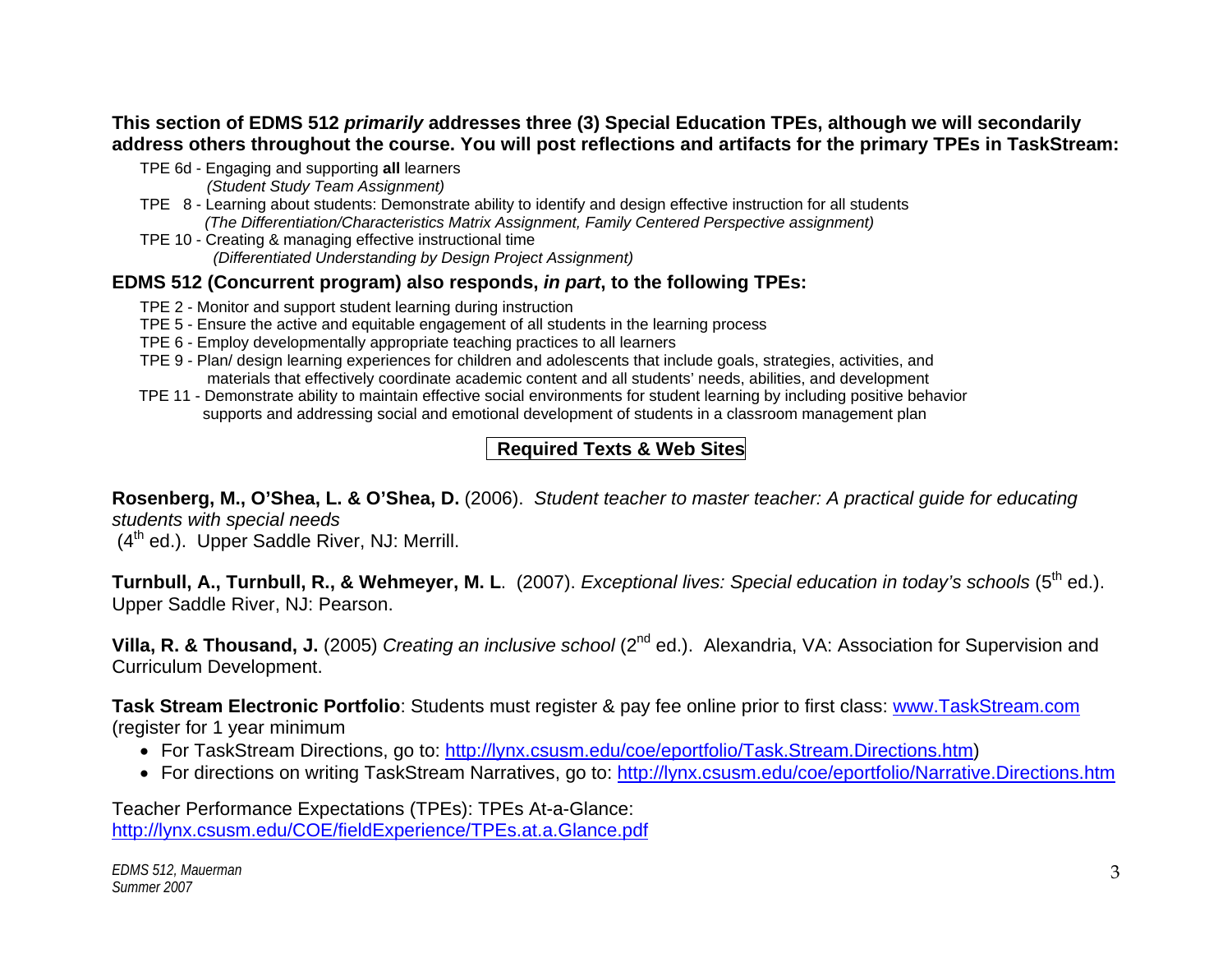**This section of EDMS 512 *primarily* addresses three (3) Special Education TPEs, although we will secondarily address others throughout the course. You will post reflections and artifacts for the primary TPEs in TaskStream:**

- TPE 6d - Engaging and supporting **all** learners
  *(Student Study Team Assignment)*
- TPE 8 - Learning about students: Demonstrate ability to identify and design effective instruction for all students
  *(The Differentiation/Characteristics Matrix Assignment, Family Centered Perspective assignment)*
- TPE 10 - Creating & managing effective instructional time
  *(Differentiated Understanding by Design Project Assignment)*

**EDMS 512 (Concurrent program) also responds, *in part*, to the following TPEs:**

- TPE 2 - Monitor and support student learning during instruction
- TPE 5 - Ensure the active and equitable engagement of all students in the learning process
- TPE 6 - Employ developmentally appropriate teaching practices to all learners
- TPE 9 - Plan/ design learning experiences for children and adolescents that include goals, strategies, activities, and materials that effectively coordinate academic content and all students' needs, abilities, and development
- TPE 11 - Demonstrate ability to maintain effective social environments for student learning by including positive behavior supports and addressing social and emotional development of students in a classroom management plan

## Required Texts & Web Sites

**Rosenberg, M., O'Shea, L. & O'Shea, D.** (2006). *Student teacher to master teacher: A practical guide for educating students with special needs* (4th ed.). Upper Saddle River, NJ: Merrill.

**Turnbull, A., Turnbull, R., & Wehmeyer, M. L**. (2007). *Exceptional lives: Special education in today's schools* (5th ed.). Upper Saddle River, NJ: Pearson.

**Villa, R. & Thousand, J.** (2005) *Creating an inclusive school* (2nd ed.). Alexandria, VA: Association for Supervision and Curriculum Development.

**Task Stream Electronic Portfolio**: Students must register & pay fee online prior to first class: www.TaskStream.com (register for 1 year minimum

- For TaskStream Directions, go to: http://lynx.csusm.edu/coe/eportfolio/Task.Stream.Directions.htm)
- For directions on writing TaskStream Narratives, go to: http://lynx.csusm.edu/coe/eportfolio/Narrative.Directions.htm

Teacher Performance Expectations (TPEs): TPEs At-a-Glance:
http://lynx.csusm.edu/COE/fieldExperience/TPEs.at.a.Glance.pdf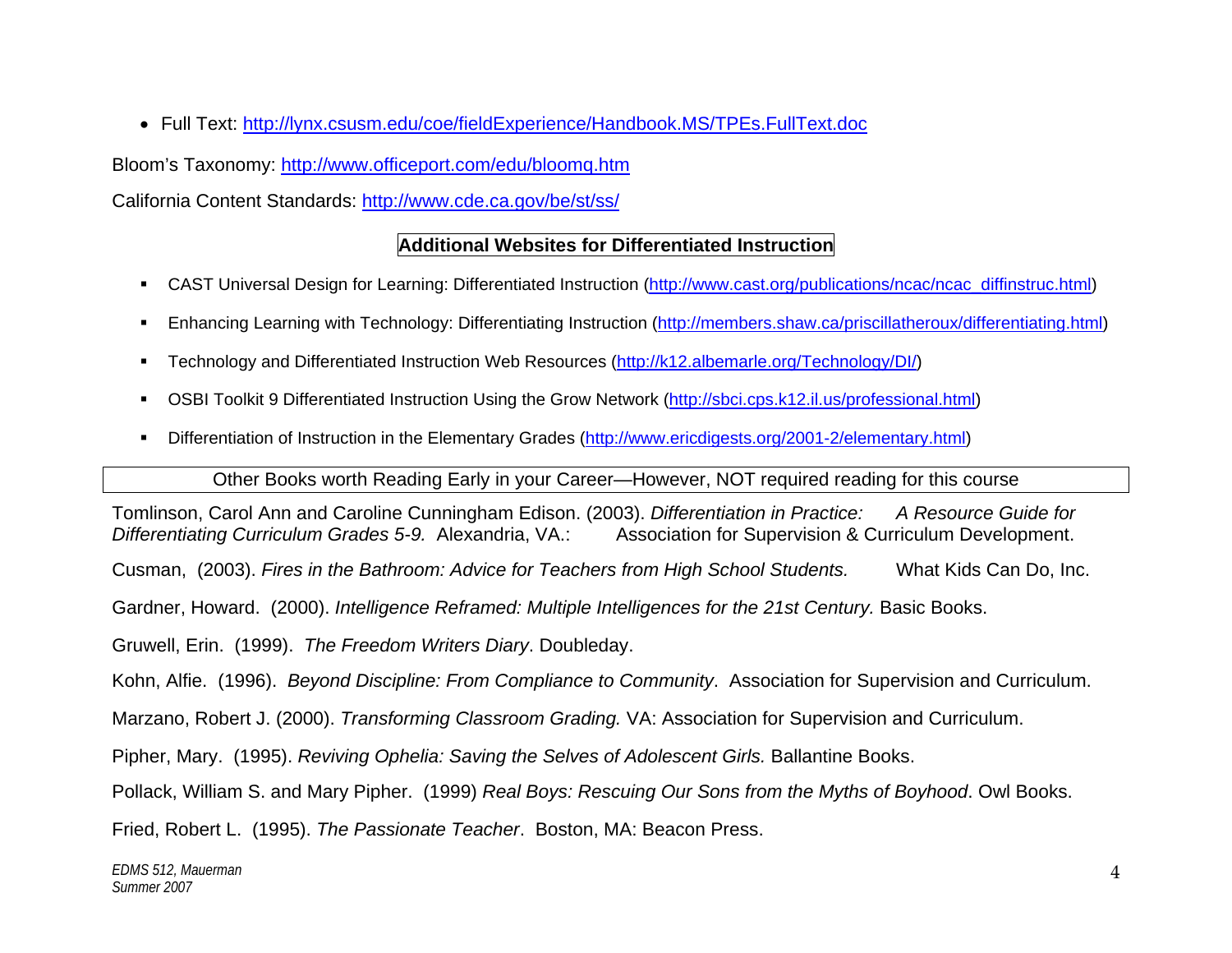- Full Text: http://lynx.csusm.edu/coe/fieldExperience/Handbook.MS/TPEs.FullText.doc

Bloom's Taxonomy: http://www.officeport.com/edu/bloomq.htm

California Content Standards: http://www.cde.ca.gov/be/st/ss/

## Additional Websites for Differentiated Instruction

- CAST Universal Design for Learning: Differentiated Instruction (http://www.cast.org/publications/ncac/ncac_diffinstruc.html)
- Enhancing Learning with Technology: Differentiating Instruction (http://members.shaw.ca/priscillatheroux/differentiating.html)
- Technology and Differentiated Instruction Web Resources (http://k12.albemarle.org/Technology/DI/)
- OSBI Toolkit 9 Differentiated Instruction Using the Grow Network (http://sbci.cps.k12.il.us/professional.html)
- Differentiation of Instruction in the Elementary Grades (http://www.ericdigests.org/2001-2/elementary.html)

## Other Books worth Reading Early in your Career—However, NOT required reading for this course

Tomlinson, Carol Ann and Caroline Cunningham Edison. (2003). *Differentiation in Practice: A Resource Guide for Differentiating Curriculum Grades 5-9.* Alexandria, VA.: Association for Supervision & Curriculum Development.

Cusman, (2003). *Fires in the Bathroom: Advice for Teachers from High School Students.* What Kids Can Do, Inc.

Gardner, Howard. (2000). *Intelligence Reframed: Multiple Intelligences for the 21st Century.* Basic Books.

Gruwell, Erin. (1999). *The Freedom Writers Diary*. Doubleday.

Kohn, Alfie. (1996). *Beyond Discipline: From Compliance to Community*. Association for Supervision and Curriculum.

Marzano, Robert J. (2000). *Transforming Classroom Grading.* VA: Association for Supervision and Curriculum.

Pipher, Mary. (1995). *Reviving Ophelia: Saving the Selves of Adolescent Girls.* Ballantine Books.

Pollack, William S. and Mary Pipher. (1999) *Real Boys: Rescuing Our Sons from the Myths of Boyhood*. Owl Books.

Fried, Robert L. (1995). *The Passionate Teacher*. Boston, MA: Beacon Press.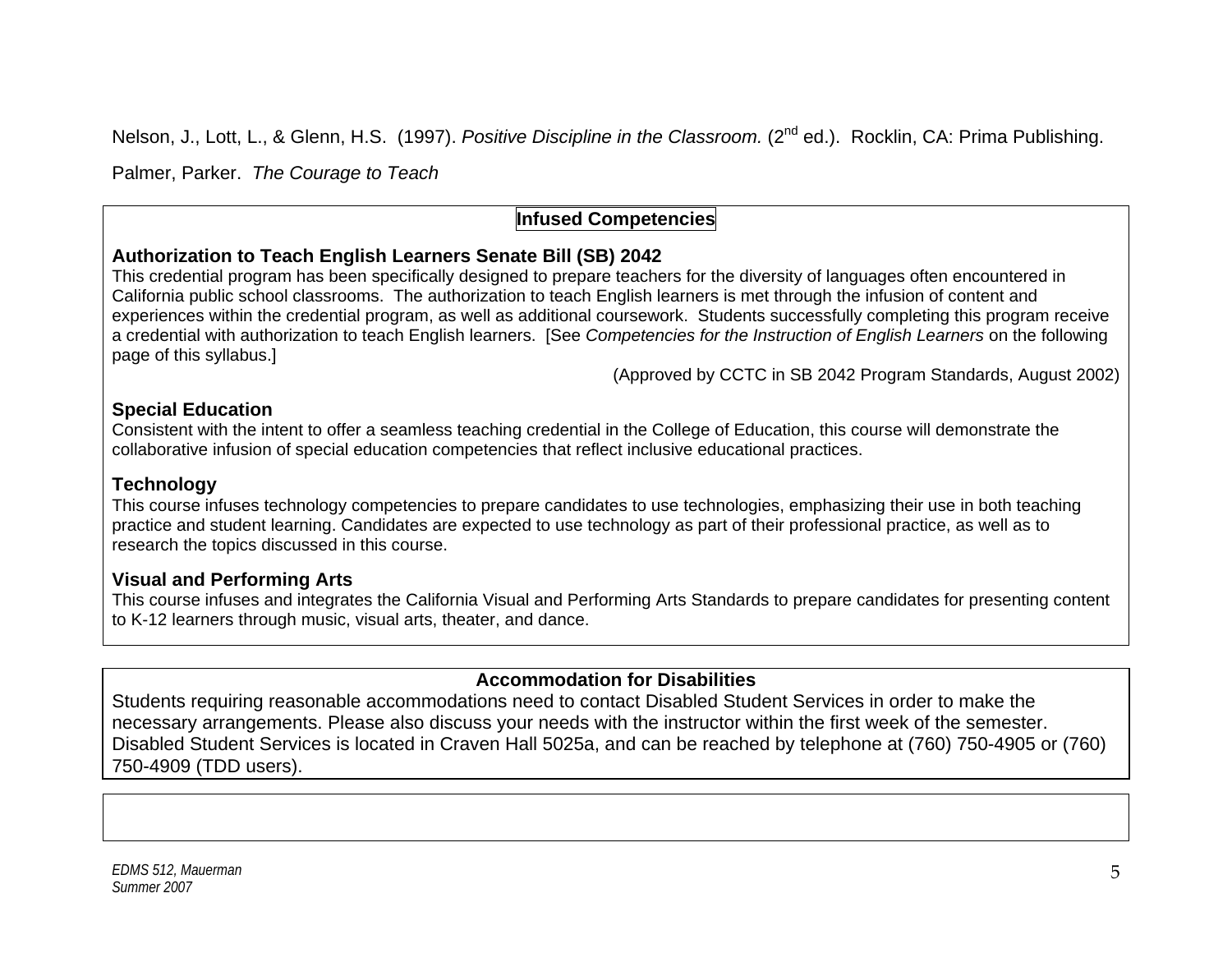Nelson, J., Lott, L., & Glenn, H.S. (1997). *Positive Discipline in the Classroom.* (2nd ed.). Rocklin, CA: Prima Publishing.

Palmer, Parker. *The Courage to Teach*

## Infused Competencies

### Authorization to Teach English Learners Senate Bill (SB) 2042

This credential program has been specifically designed to prepare teachers for the diversity of languages often encountered in California public school classrooms. The authorization to teach English learners is met through the infusion of content and experiences within the credential program, as well as additional coursework. Students successfully completing this program receive a credential with authorization to teach English learners. [See *Competencies for the Instruction of English Learners* on the following page of this syllabus.]

(Approved by CCTC in SB 2042 Program Standards, August 2002)

### Special Education

Consistent with the intent to offer a seamless teaching credential in the College of Education, this course will demonstrate the collaborative infusion of special education competencies that reflect inclusive educational practices.

### Technology

This course infuses technology competencies to prepare candidates to use technologies, emphasizing their use in both teaching practice and student learning. Candidates are expected to use technology as part of their professional practice, as well as to research the topics discussed in this course.

### Visual and Performing Arts

This course infuses and integrates the California Visual and Performing Arts Standards to prepare candidates for presenting content to K-12 learners through music, visual arts, theater, and dance.

## Accommodation for Disabilities

Students requiring reasonable accommodations need to contact Disabled Student Services in order to make the necessary arrangements. Please also discuss your needs with the instructor within the first week of the semester. Disabled Student Services is located in Craven Hall 5025a, and can be reached by telephone at (760) 750-4905 or (760) 750-4909 (TDD users).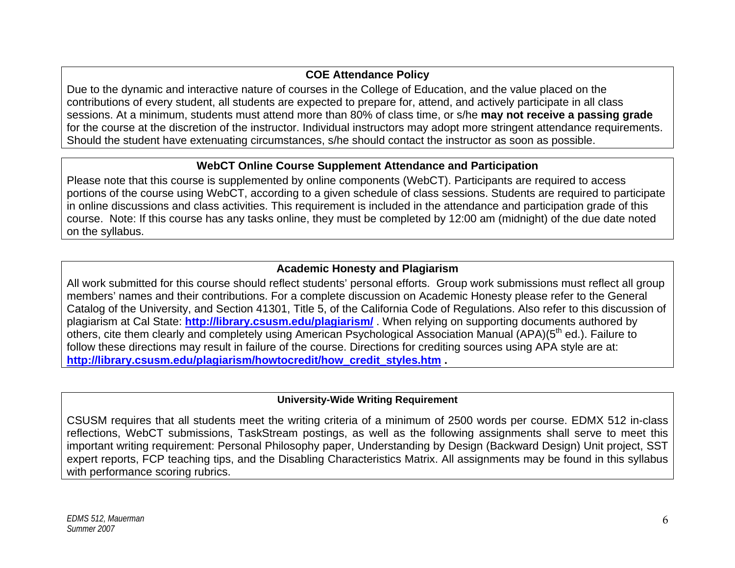## COE Attendance Policy

Due to the dynamic and interactive nature of courses in the College of Education, and the value placed on the contributions of every student, all students are expected to prepare for, attend, and actively participate in all class sessions. At a minimum, students must attend more than 80% of class time, or s/he **may not receive a passing grade** for the course at the discretion of the instructor. Individual instructors may adopt more stringent attendance requirements. Should the student have extenuating circumstances, s/he should contact the instructor as soon as possible.

## WebCT Online Course Supplement Attendance and Participation

Please note that this course is supplemented by online components (WebCT). Participants are required to access portions of the course using WebCT, according to a given schedule of class sessions. Students are required to participate in online discussions and class activities. This requirement is included in the attendance and participation grade of this course. Note: If this course has any tasks online, they must be completed by 12:00 am (midnight) of the due date noted on the syllabus.

## Academic Honesty and Plagiarism

All work submitted for this course should reflect students' personal efforts. Group work submissions must reflect all group members' names and their contributions. For a complete discussion on Academic Honesty please refer to the General Catalog of the University, and Section 41301, Title 5, of the California Code of Regulations. Also refer to this discussion of plagiarism at Cal State: **http://library.csusm.edu/plagiarism/** . When relying on supporting documents authored by others, cite them clearly and completely using American Psychological Association Manual (APA)(5th ed.). Failure to follow these directions may result in failure of the course. Directions for crediting sources using APA style are at: **http://library.csusm.edu/plagiarism/howtocredit/how_credit_styles.htm .**

## University-Wide Writing Requirement

CSUSM requires that all students meet the writing criteria of a minimum of 2500 words per course. EDMX 512 in-class reflections, WebCT submissions, TaskStream postings, as well as the following assignments shall serve to meet this important writing requirement: Personal Philosophy paper, Understanding by Design (Backward Design) Unit project, SST expert reports, FCP teaching tips, and the Disabling Characteristics Matrix. All assignments may be found in this syllabus with performance scoring rubrics.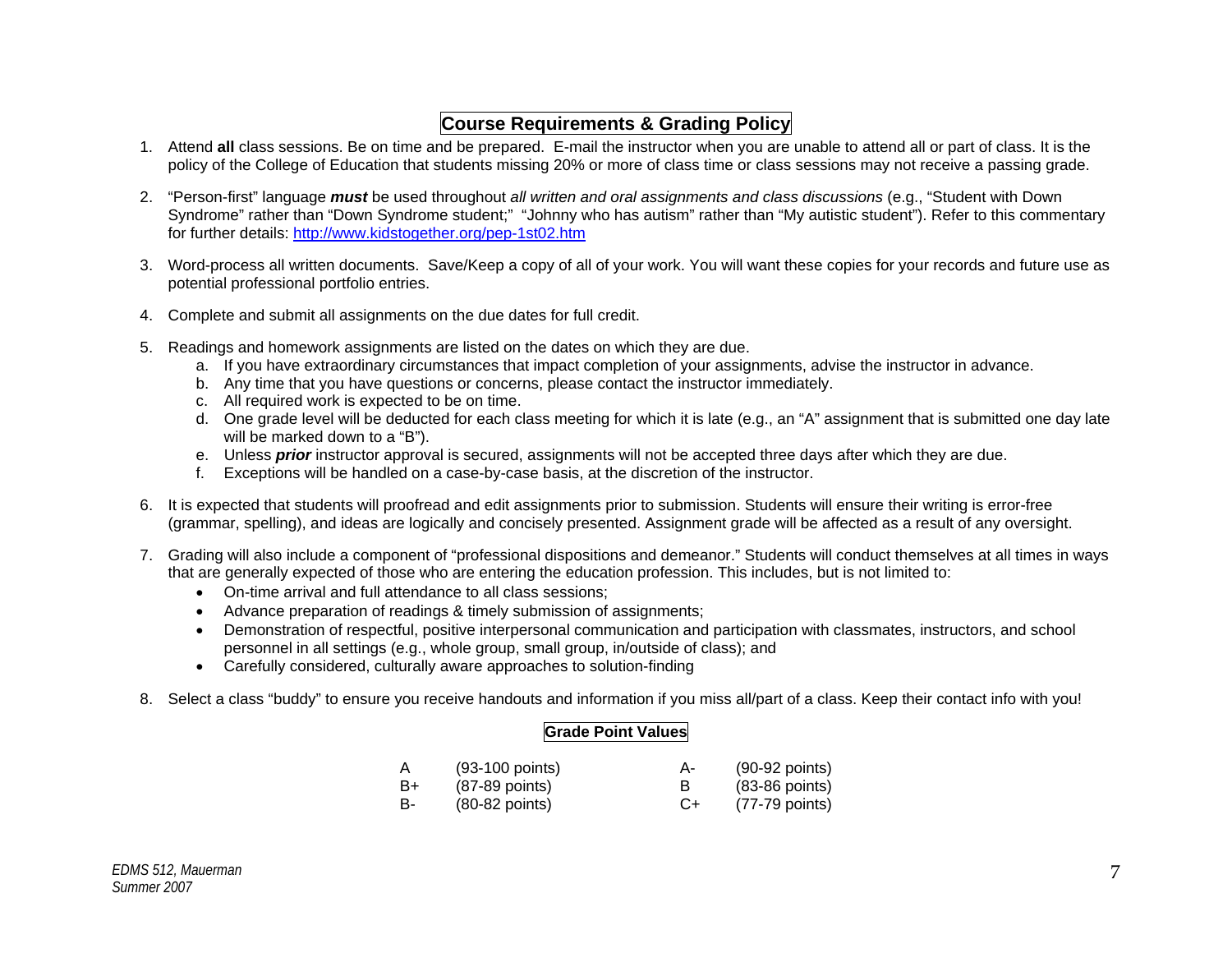## Course Requirements & Grading Policy

1. Attend **all** class sessions. Be on time and be prepared. E-mail the instructor when you are unable to attend all or part of class. It is the policy of the College of Education that students missing 20% or more of class time or class sessions may not receive a passing grade.

2. "Person-first" language ***must*** be used throughout *all written and oral assignments and class discussions* (e.g., "Student with Down Syndrome" rather than "Down Syndrome student;" "Johnny who has autism" rather than "My autistic student"). Refer to this commentary for further details: [http://www.kidstogether.org/pep-1st02.htm](http://www.kidstogether.org/pep-1st02.htm)

3. Word-process all written documents. Save/Keep a copy of all of your work. You will want these copies for your records and future use as potential professional portfolio entries.

4. Complete and submit all assignments on the due dates for full credit.

5. Readings and homework assignments are listed on the dates on which they are due.
   a. If you have extraordinary circumstances that impact completion of your assignments, advise the instructor in advance.
   b. Any time that you have questions or concerns, please contact the instructor immediately.
   c. All required work is expected to be on time.
   d. One grade level will be deducted for each class meeting for which it is late (e.g., an "A" assignment that is submitted one day late will be marked down to a "B").
   e. Unless ***prior*** instructor approval is secured, assignments will not be accepted three days after which they are due.
   f. Exceptions will be handled on a case-by-case basis, at the discretion of the instructor.

6. It is expected that students will proofread and edit assignments prior to submission. Students will ensure their writing is error-free (grammar, spelling), and ideas are logically and concisely presented. Assignment grade will be affected as a result of any oversight.

7. Grading will also include a component of "professional dispositions and demeanor." Students will conduct themselves at all times in ways that are generally expected of those who are entering the education profession. This includes, but is not limited to:
   - On-time arrival and full attendance to all class sessions;
   - Advance preparation of readings & timely submission of assignments;
   - Demonstration of respectful, positive interpersonal communication and participation with classmates, instructors, and school personnel in all settings (e.g., whole group, small group, in/outside of class); and
   - Carefully considered, culturally aware approaches to solution-finding

8. Select a class "buddy" to ensure you receive handouts and information if you miss all/part of a class. Keep their contact info with you!

### Grade Point Values

| | | | |
|---|---|---|---|
| A | (93-100 points) | A- | (90-92 points) |
| B+ | (87-89 points) | B | (83-86 points) |
| B- | (80-82 points) | C+ | (77-79 points) |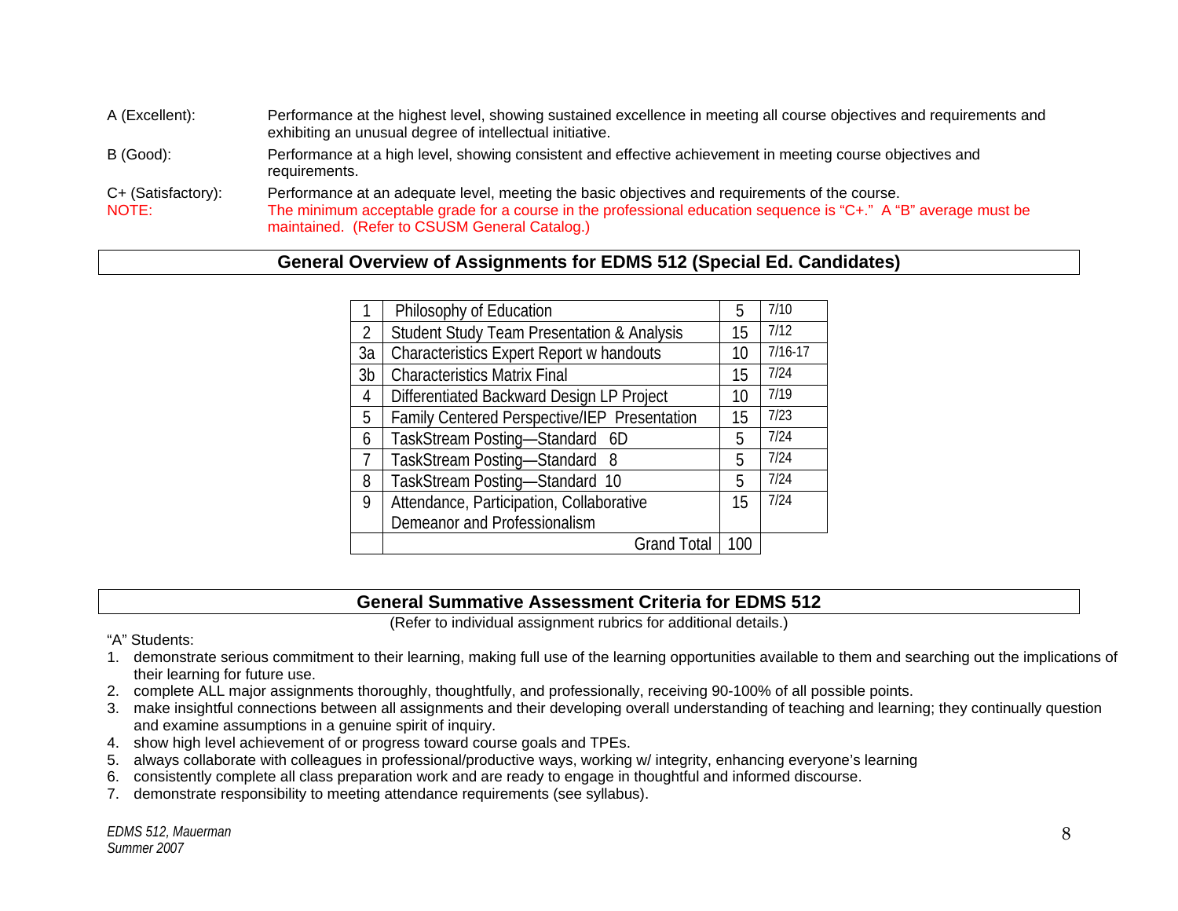A (Excellent): Performance at the highest level, showing sustained excellence in meeting all course objectives and requirements and exhibiting an unusual degree of intellectual initiative.

B (Good): Performance at a high level, showing consistent and effective achievement in meeting course objectives and requirements.

C+ (Satisfactory): Performance at an adequate level, meeting the basic objectives and requirements of the course.

NOTE: The minimum acceptable grade for a course in the professional education sequence is "C+." A "B" average must be maintained. (Refer to CSUSM General Catalog.)

## General Overview of Assignments for EDMS 512 (Special Ed. Candidates)

| | | | |
|---|---|---|---|
| 1 | Philosophy of Education | 5 | 7/10 |
| 2 | Student Study Team Presentation & Analysis | 15 | 7/12 |
| 3a | Characteristics Expert Report w handouts | 10 | 7/16-17 |
| 3b | Characteristics Matrix Final | 15 | 7/24 |
| 4 | Differentiated Backward Design LP Project | 10 | 7/19 |
| 5 | Family Centered Perspective/IEP Presentation | 15 | 7/23 |
| 6 | TaskStream Posting—Standard 6D | 5 | 7/24 |
| 7 | TaskStream Posting—Standard 8 | 5 | 7/24 |
| 8 | TaskStream Posting—Standard 10 | 5 | 7/24 |
| 9 | Attendance, Participation, Collaborative Demeanor and Professionalism | 15 | 7/24 |
| | Grand Total | 100 | |

## General Summative Assessment Criteria for EDMS 512

(Refer to individual assignment rubrics for additional details.)

"A" Students:

1. demonstrate serious commitment to their learning, making full use of the learning opportunities available to them and searching out the implications of their learning for future use.
2. complete ALL major assignments thoroughly, thoughtfully, and professionally, receiving 90-100% of all possible points.
3. make insightful connections between all assignments and their developing overall understanding of teaching and learning; they continually question and examine assumptions in a genuine spirit of inquiry.
4. show high level achievement of or progress toward course goals and TPEs.
5. always collaborate with colleagues in professional/productive ways, working w/ integrity, enhancing everyone's learning
6. consistently complete all class preparation work and are ready to engage in thoughtful and informed discourse.
7. demonstrate responsibility to meeting attendance requirements (see syllabus).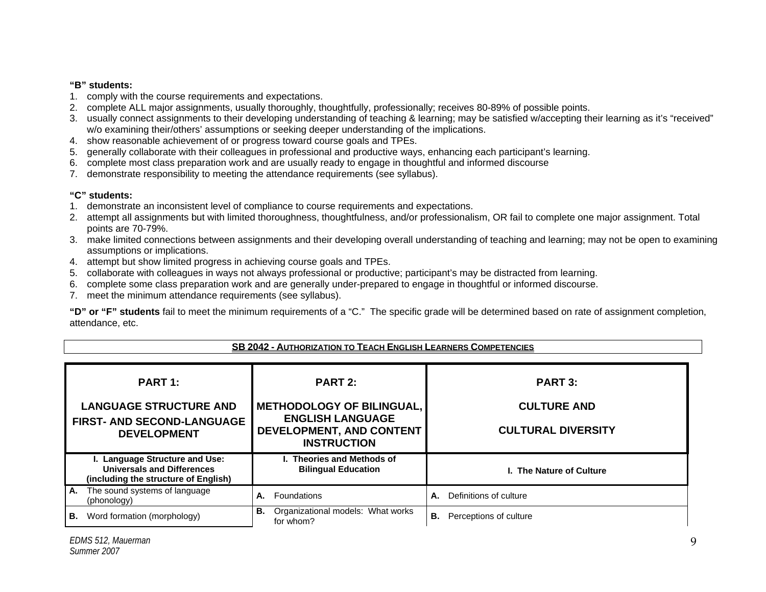**"B" students:**

1. comply with the course requirements and expectations.
2. complete ALL major assignments, usually thoroughly, thoughtfully, professionally; receives 80-89% of possible points.
3. usually connect assignments to their developing understanding of teaching & learning; may be satisfied w/accepting their learning as it's "received" w/o examining their/others' assumptions or seeking deeper understanding of the implications.
4. show reasonable achievement of or progress toward course goals and TPEs.
5. generally collaborate with their colleagues in professional and productive ways, enhancing each participant's learning.
6. complete most class preparation work and are usually ready to engage in thoughtful and informed discourse
7. demonstrate responsibility to meeting the attendance requirements (see syllabus).

**"C" students:**

1. demonstrate an inconsistent level of compliance to course requirements and expectations.
2. attempt all assignments but with limited thoroughness, thoughtfulness, and/or professionalism, OR fail to complete one major assignment. Total points are 70-79%.
3. make limited connections between assignments and their developing overall understanding of teaching and learning; may not be open to examining assumptions or implications.
4. attempt but show limited progress in achieving course goals and TPEs.
5. collaborate with colleagues in ways not always professional or productive; participant's may be distracted from learning.
6. complete some class preparation work and are generally under-prepared to engage in thoughtful or informed discourse.
7. meet the minimum attendance requirements (see syllabus).

**"D" or "F" students** fail to meet the minimum requirements of a "C." The specific grade will be determined based on rate of assignment completion, attendance, etc.

**SB 2042 - AUTHORIZATION TO TEACH ENGLISH LEARNERS COMPETENCIES**

| **PART 1: LANGUAGE STRUCTURE AND FIRST- AND SECOND-LANGUAGE DEVELOPMENT** | **PART 2: METHODOLOGY OF BILINGUAL, ENGLISH LANGUAGE DEVELOPMENT, AND CONTENT INSTRUCTION** | **PART 3: CULTURE AND CULTURAL DIVERSITY** |
|---|---|---|
| **I. Language Structure and Use: Universals and Differences (including the structure of English)** | **I. Theories and Methods of Bilingual Education** | **I. The Nature of Culture** |
| **A.** The sound systems of language (phonology) | **A.** Foundations | **A.** Definitions of culture |
| **B.** Word formation (morphology) | **B.** Organizational models: What works for whom? | **B.** Perceptions of culture |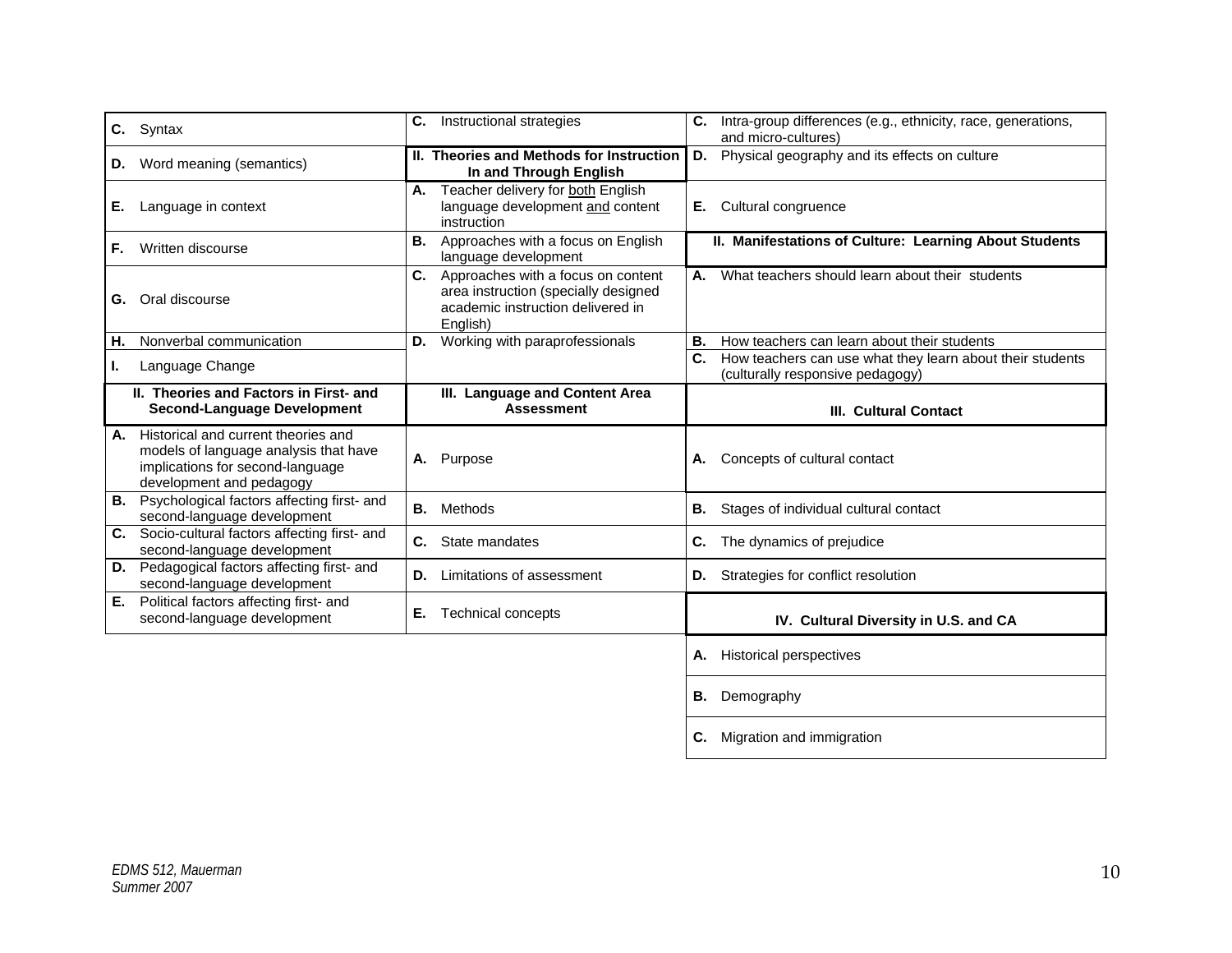| | | |
|---|---|---|
| **C.** Syntax | **C.** Instructional strategies | **C.** Intra-group differences (e.g., ethnicity, race, generations, and micro-cultures) |
| **D.** Word meaning (semantics) | **II. Theories and Methods for Instruction In and Through English** | **D.** Physical geography and its effects on culture |
| **E.** Language in context | **A.** Teacher delivery for both English language development and content instruction | **E.** Cultural congruence |
| **F.** Written discourse | **B.** Approaches with a focus on English language development | **II. Manifestations of Culture: Learning About Students** |
| **G.** Oral discourse | **C.** Approaches with a focus on content area instruction (specially designed academic instruction delivered in English) | **A.** What teachers should learn about their students |
| **H.** Nonverbal communication | **D.** Working with paraprofessionals | **B.** How teachers can learn about their students |
| **I.** Language Change | | **C.** How teachers can use what they learn about their students (culturally responsive pedagogy) |
| **II. Theories and Factors in First- and Second-Language Development** | **III. Language and Content Area Assessment** | **III. Cultural Contact** |
| **A.** Historical and current theories and models of language analysis that have implications for second-language development and pedagogy | **A.** Purpose | **A.** Concepts of cultural contact |
| **B.** Psychological factors affecting first- and second-language development | **B.** Methods | **B.** Stages of individual cultural contact |
| **C.** Socio-cultural factors affecting first- and second-language development | **C.** State mandates | **C.** The dynamics of prejudice |
| **D.** Pedagogical factors affecting first- and second-language development | **D.** Limitations of assessment | **D.** Strategies for conflict resolution |
| **E.** Political factors affecting first- and second-language development | **E.** Technical concepts | **IV. Cultural Diversity in U.S. and CA** |
| | | **A.** Historical perspectives |
| | | **B.** Demography |
| | | **C.** Migration and immigration |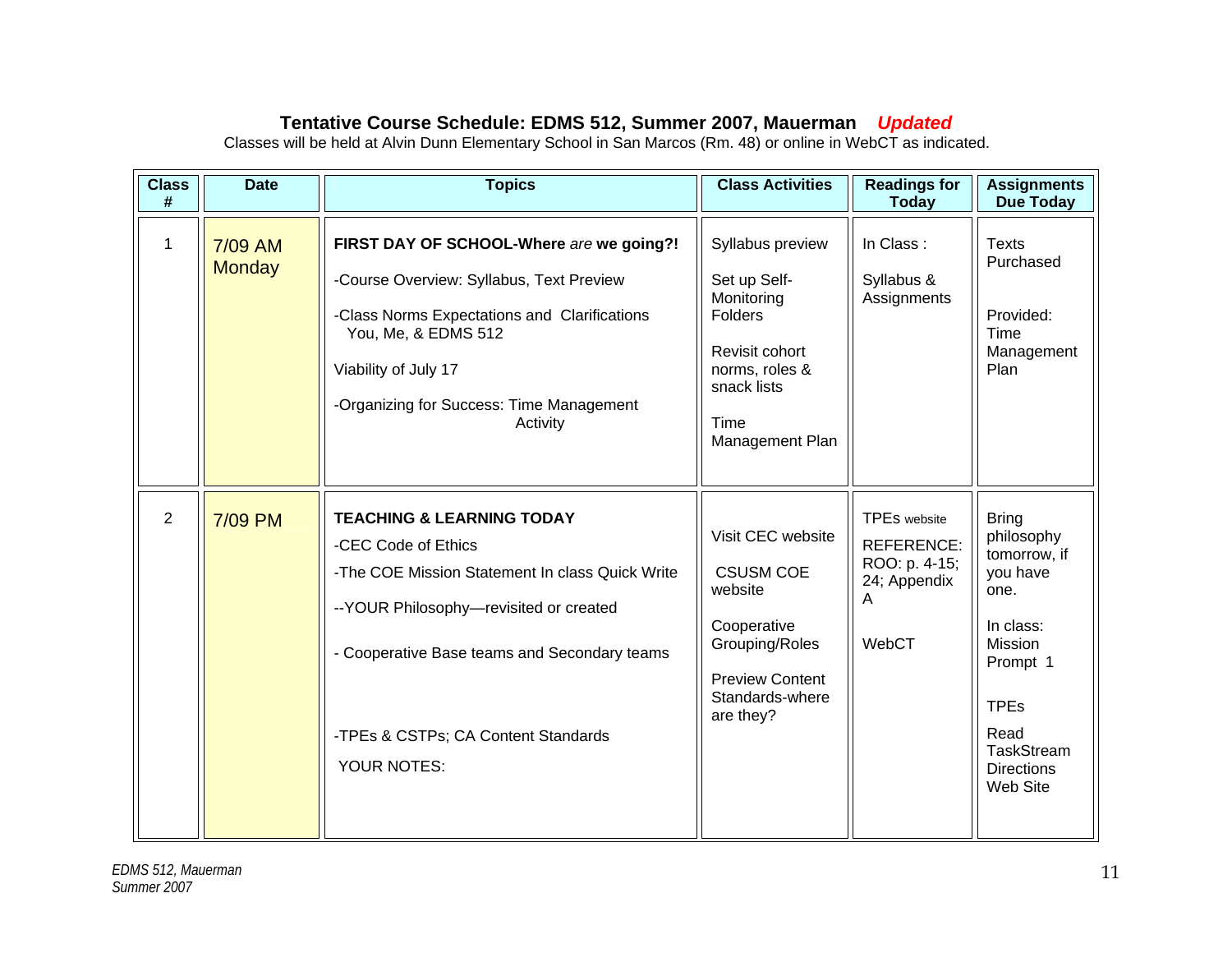### Tentative Course Schedule: EDMS 512, Summer 2007, Mauerman *Updated*

Classes will be held at Alvin Dunn Elementary School in San Marcos (Rm. 48) or online in WebCT as indicated.

| Class # | Date | Topics | Class Activities | Readings for Today | Assignments Due Today |
|---|---|---|---|---|---|
| 1 | 7/09 AM Monday | **FIRST DAY OF SCHOOL-Where** ***are*** **we going?!**<br><br>-Course Overview: Syllabus, Text Preview<br><br>-Class Norms Expectations and Clarifications You, Me, & EDMS 512<br><br>Viability of July 17<br><br>-Organizing for Success: Time Management Activity | Syllabus preview<br><br>Set up Self-Monitoring Folders<br><br>Revisit cohort norms, roles & snack lists<br><br>Time Management Plan | In Class :<br><br>Syllabus & Assignments | Texts Purchased<br><br>Provided: Time Management Plan |
| 2 | 7/09 PM | **TEACHING & LEARNING TODAY**<br><br>-CEC Code of Ethics<br><br>-The COE Mission Statement In class Quick Write<br><br>--YOUR Philosophy—revisited or created<br><br>- Cooperative Base teams and Secondary teams<br><br>-TPEs & CSTPs; CA Content Standards<br><br>YOUR NOTES: | Visit CEC website<br><br>CSUSM COE website<br><br>Cooperative Grouping/Roles<br><br>Preview Content Standards-where are they? | TPEs website<br><br>REFERENCE: ROO: p. 4-15; 24; Appendix A<br><br>WebCT | Bring philosophy tomorrow, if you have one.<br><br>In class: Mission Prompt 1<br><br>TPEs<br><br>Read TaskStream Directions Web Site |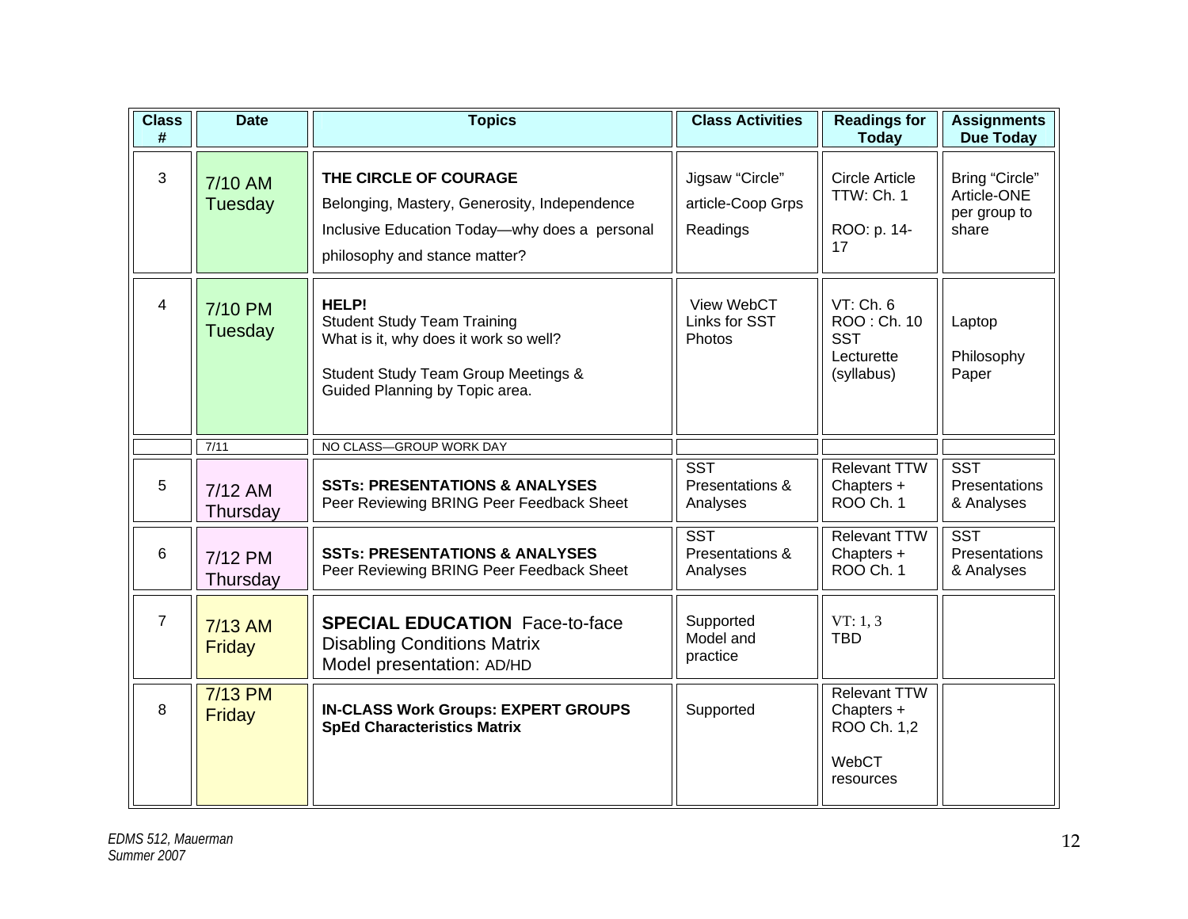| Class # | Date | Topics | Class Activities | Readings for Today | Assignments Due Today |
|---|---|---|---|---|---|
| 3 | 7/10 AM Tuesday | **THE CIRCLE OF COURAGE**<br>Belonging, Mastery, Generosity, Independence<br>Inclusive Education Today—why does a personal philosophy and stance matter? | Jigsaw "Circle" article-Coop Grps<br>Readings | Circle Article TTW: Ch. 1<br>ROO: p. 14-17 | Bring "Circle" Article-ONE per group to share |
| 4 | 7/10 PM Tuesday | **HELP!**<br>Student Study Team Training<br>What is it, why does it work so well?<br>Student Study Team Group Meetings & Guided Planning by Topic area. | View WebCT Links for SST Photos | VT: Ch. 6<br>ROO : Ch. 10<br>SST Lecturette (syllabus) | Laptop<br>Philosophy Paper |
| | 7/11 | NO CLASS—GROUP WORK DAY | | | |
| 5 | 7/12 AM Thursday | **SSTs: PRESENTATIONS & ANALYSES**<br>Peer Reviewing BRING Peer Feedback Sheet | SST Presentations & Analyses | Relevant TTW Chapters + ROO Ch. 1 | SST Presentations & Analyses |
| 6 | 7/12 PM Thursday | **SSTs: PRESENTATIONS & ANALYSES**<br>Peer Reviewing BRING Peer Feedback Sheet | SST Presentations & Analyses | Relevant TTW Chapters + ROO Ch. 1 | SST Presentations & Analyses |
| 7 | 7/13 AM Friday | **SPECIAL EDUCATION** Face-to-face<br>Disabling Conditions Matrix<br>Model presentation: AD/HD | Supported Model and practice | VT: 1, 3<br>TBD | |
| 8 | 7/13 PM Friday | **IN-CLASS Work Groups: EXPERT GROUPS**<br>**SpEd Characteristics Matrix** | Supported | Relevant TTW Chapters + ROO Ch. 1,2<br>WebCT resources | |

*EDMS 512, Mauerman*
*Summer 2007*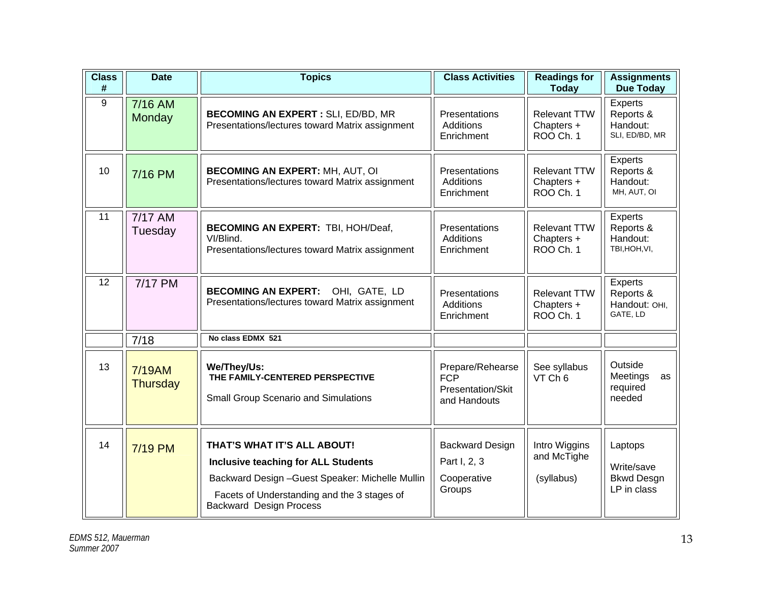| Class # | Date | Topics | Class Activities | Readings for Today | Assignments Due Today |
|---|---|---|---|---|---|
| 9 | 7/16 AM Monday | **BECOMING AN EXPERT :** SLI, ED/BD, MR<br>Presentations/lectures toward Matrix assignment | Presentations<br>Additions<br>Enrichment | Relevant TTW Chapters + ROO Ch. 1 | Experts Reports & Handout: SLI, ED/BD, MR |
| 10 | 7/16 PM | **BECOMING AN EXPERT:** MH, AUT, OI<br>Presentations/lectures toward Matrix assignment | Presentations<br>Additions<br>Enrichment | Relevant TTW Chapters + ROO Ch. 1 | Experts Reports & Handout: MH, AUT, OI |
| 11 | 7/17 AM Tuesday | **BECOMING AN EXPERT:** TBI, HOH/Deaf, VI/Blind.<br>Presentations/lectures toward Matrix assignment | Presentations<br>Additions<br>Enrichment | Relevant TTW Chapters + ROO Ch. 1 | Experts Reports & Handout: TBI,HOH,VI, |
| 12 | 7/17 PM | **BECOMING AN EXPERT:** OHI, GATE, LD<br>Presentations/lectures toward Matrix assignment | Presentations<br>Additions<br>Enrichment | Relevant TTW Chapters + ROO Ch. 1 | Experts Reports & Handout: OHI, GATE, LD |
| | 7/18 | **No class EDMX 521** | | | |
| 13 | 7/19AM Thursday | **We/They/Us:**<br>**THE FAMILY-CENTERED PERSPECTIVE**<br><br>Small Group Scenario and Simulations | Prepare/Rehearse FCP Presentation/Skit and Handouts | See syllabus VT Ch 6 | Outside Meetings as required needed |
| 14 | 7/19 PM | **THAT'S WHAT IT'S ALL ABOUT!**<br>**Inclusive teaching for ALL Students**<br>Backward Design –Guest Speaker: Michelle Mullin<br>Facets of Understanding and the 3 stages of Backward Design Process | Backward Design Part I, 2, 3<br>Cooperative Groups | Intro Wiggins and McTighe<br>(syllabus) | Laptops<br>Write/save Bkwd Desgn LP in class |

*EDMS 512, Mauerman*
*Summer 2007*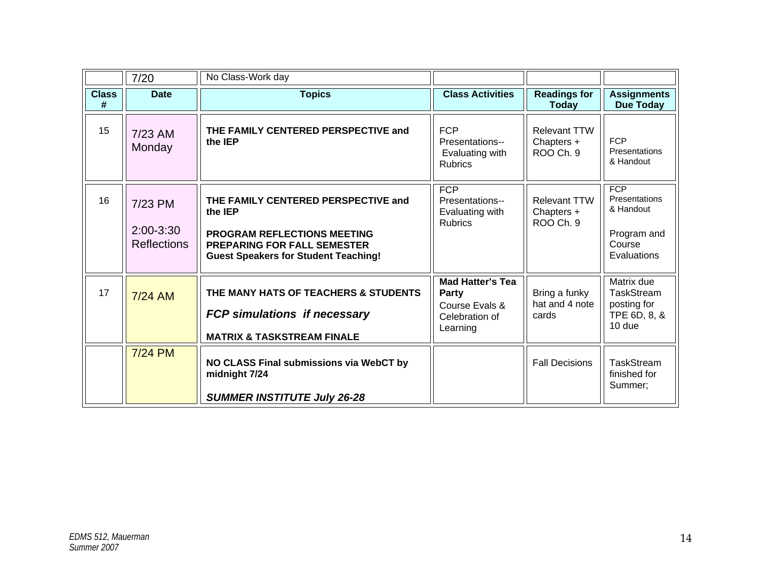| | 7/20 | No Class-Work day | | | |
|---|---|---|---|---|---|
| **Class #** | **Date** | **Topics** | **Class Activities** | **Readings for Today** | **Assignments Due Today** |
| 15 | 7/23 AM Monday | **THE FAMILY CENTERED PERSPECTIVE and the IEP** | FCP Presentations-- Evaluating with Rubrics | Relevant TTW Chapters + ROO Ch. 9 | FCP Presentations & Handout |
| 16 | 7/23 PM<br><br>2:00-3:30 Reflections | **THE FAMILY CENTERED PERSPECTIVE and the IEP**<br><br>**PROGRAM REFLECTIONS MEETING PREPARING FOR FALL SEMESTER Guest Speakers for Student Teaching!** | FCP Presentations-- Evaluating with Rubrics | Relevant TTW Chapters + ROO Ch. 9 | FCP Presentations & Handout<br><br>Program and Course Evaluations |
| 17 | 7/24 AM | **THE MANY HATS OF TEACHERS & STUDENTS**<br><br>***FCP simulations if necessary***<br><br>**MATRIX & TASKSTREAM FINALE** | **Mad Hatter's Tea Party**<br>Course Evals & Celebration of Learning | Bring a funky hat and 4 note cards | Matrix due TaskStream posting for TPE 6D, 8, & 10 due |
| | 7/24 PM | **NO CLASS Final submissions via WebCT by midnight 7/24**<br><br>***SUMMER INSTITUTE July 26-28*** | | Fall Decisions | TaskStream finished for Summer; |

*EDMS 512, Mauerman*
*Summer 2007*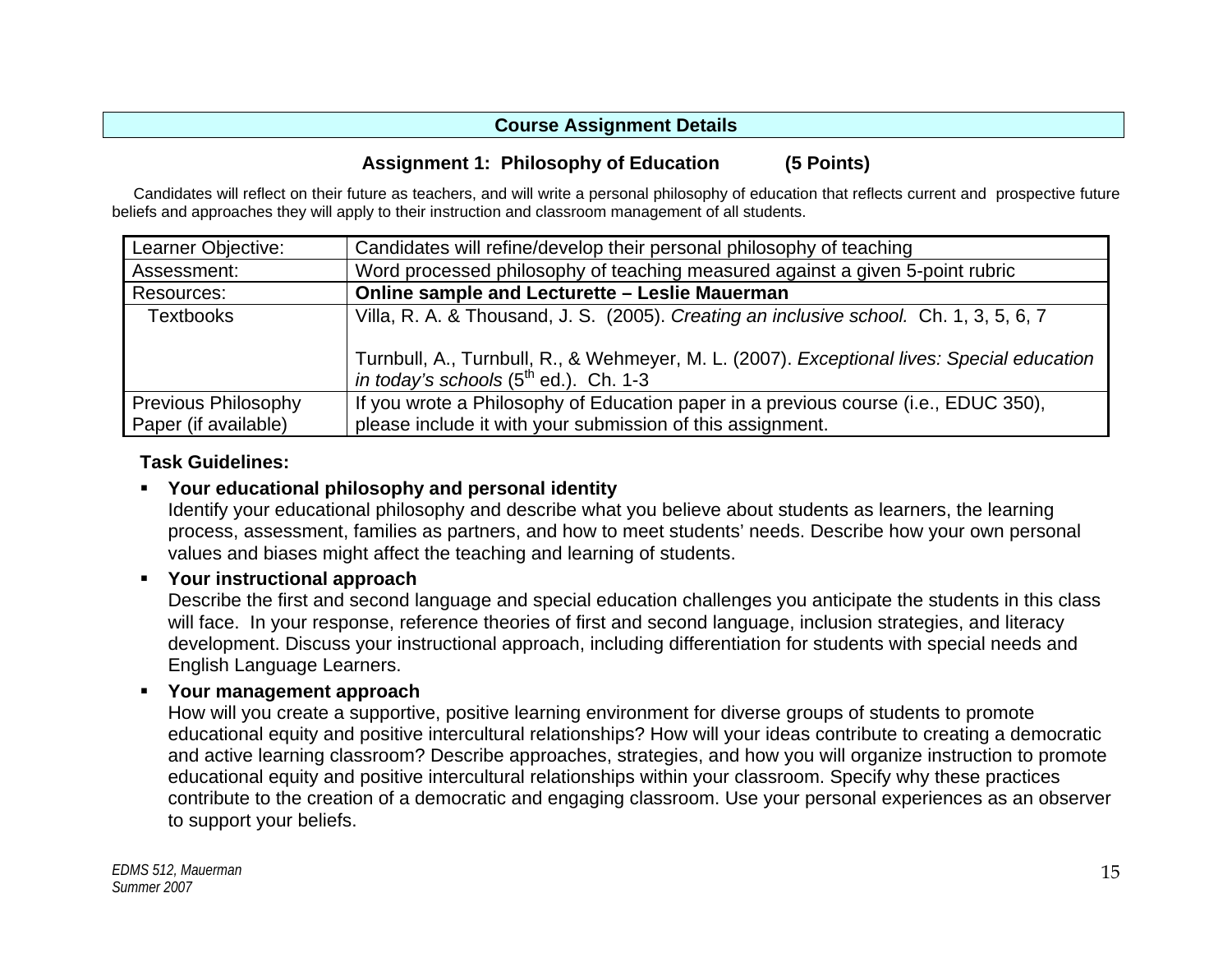## Course Assignment Details

### Assignment 1: Philosophy of Education (5 Points)

Candidates will reflect on their future as teachers, and will write a personal philosophy of education that reflects current and prospective future beliefs and approaches they will apply to their instruction and classroom management of all students.

| Learner Objective: | Candidates will refine/develop their personal philosophy of teaching |
|---|---|
| Assessment: | Word processed philosophy of teaching measured against a given 5-point rubric |
| Resources: | **Online sample and Lecturette – Leslie Mauerman** |
| Textbooks | Villa, R. A. & Thousand, J. S. (2005). *Creating an inclusive school.* Ch. 1, 3, 5, 6, 7<br><br>Turnbull, A., Turnbull, R., & Wehmeyer, M. L. (2007). *Exceptional lives: Special education in today's schools* (5th ed.). Ch. 1-3 |
| Previous Philosophy Paper (if available) | If you wrote a Philosophy of Education paper in a previous course (i.e., EDUC 350), please include it with your submission of this assignment. |

**Task Guidelines:**

- **Your educational philosophy and personal identity**
  Identify your educational philosophy and describe what you believe about students as learners, the learning process, assessment, families as partners, and how to meet students' needs. Describe how your own personal values and biases might affect the teaching and learning of students.
- **Your instructional approach**
  Describe the first and second language and special education challenges you anticipate the students in this class will face. In your response, reference theories of first and second language, inclusion strategies, and literacy development. Discuss your instructional approach, including differentiation for students with special needs and English Language Learners.
- **Your management approach**
  How will you create a supportive, positive learning environment for diverse groups of students to promote educational equity and positive intercultural relationships? How will your ideas contribute to creating a democratic and active learning classroom? Describe approaches, strategies, and how you will organize instruction to promote educational equity and positive intercultural relationships within your classroom. Specify why these practices contribute to the creation of a democratic and engaging classroom. Use your personal experiences as an observer to support your beliefs.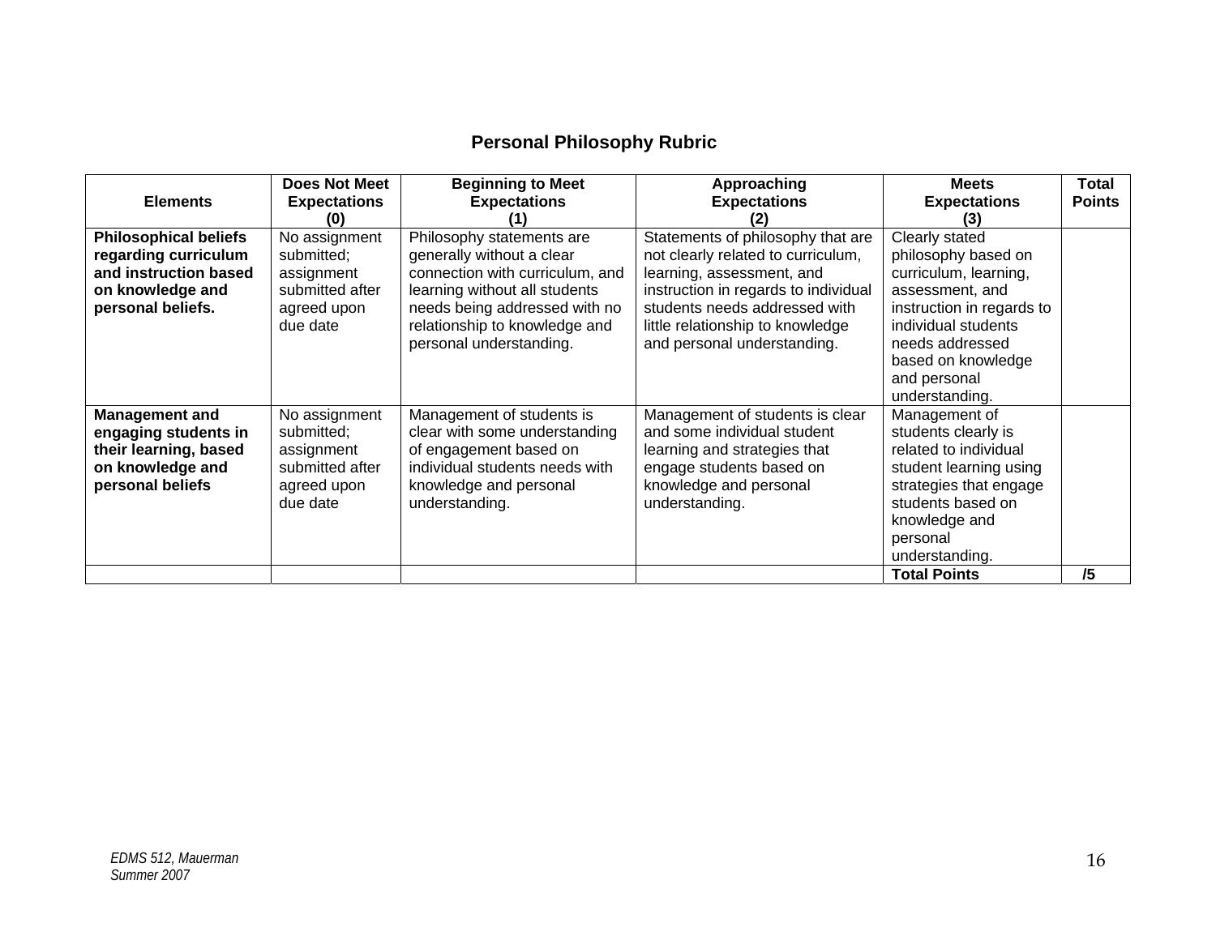## Personal Philosophy Rubric

| Elements | Does Not Meet Expectations (0) | Beginning to Meet Expectations (1) | Approaching Expectations (2) | Meets Expectations (3) | Total Points |
|---|---|---|---|---|---|
| **Philosophical beliefs regarding curriculum and instruction based on knowledge and personal beliefs.** | No assignment submitted; assignment submitted after agreed upon due date | Philosophy statements are generally without a clear connection with curriculum, and learning without all students needs being addressed with no relationship to knowledge and personal understanding. | Statements of philosophy that are not clearly related to curriculum, learning, assessment, and instruction in regards to individual students needs addressed with little relationship to knowledge and personal understanding. | Clearly stated philosophy based on curriculum, learning, assessment, and instruction in regards to individual students needs addressed based on knowledge and personal understanding. | |
| **Management and engaging students in their learning, based on knowledge and personal beliefs** | No assignment submitted; assignment submitted after agreed upon due date | Management of students is clear with some understanding of engagement based on individual students needs with knowledge and personal understanding. | Management of students is clear and some individual student learning and strategies that engage students based on knowledge and personal understanding. | Management of students clearly is related to individual student learning using strategies that engage students based on knowledge and personal understanding. | |
| | | | | **Total Points** | **/5** |

*EDMS 512, Mauerman*
*Summer 2007*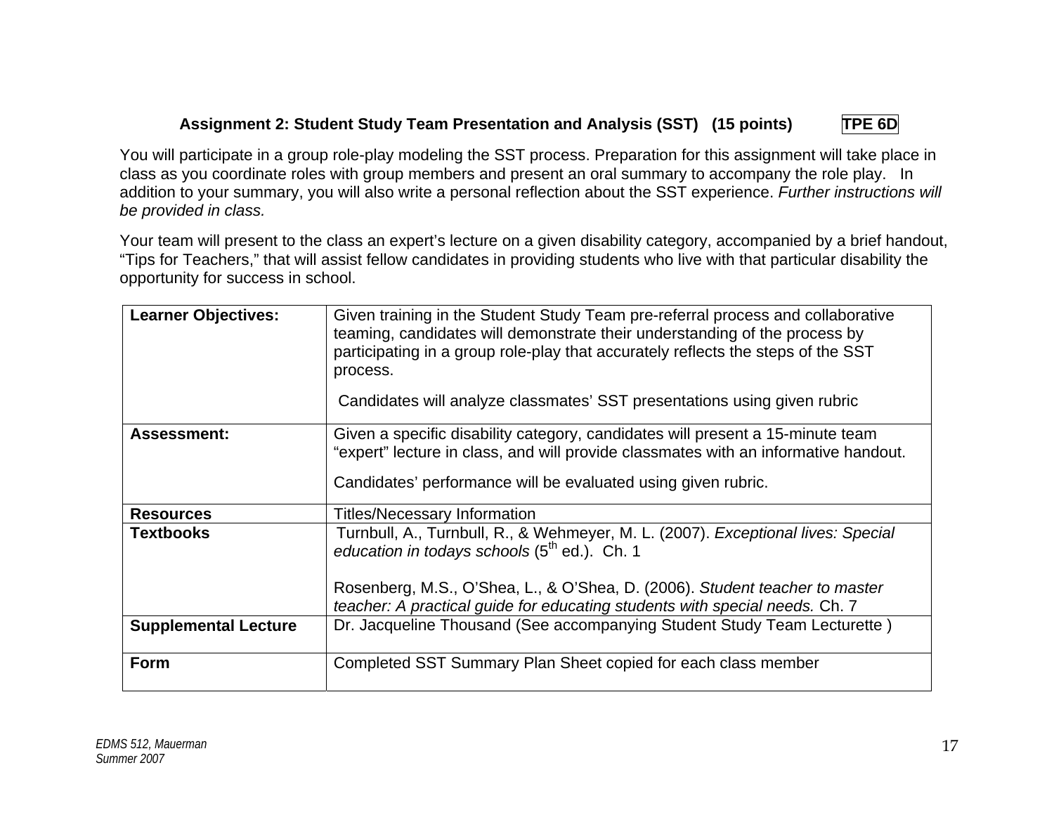### Assignment 2: Student Study Team Presentation and Analysis (SST) (15 points) TPE 6D

You will participate in a group role-play modeling the SST process. Preparation for this assignment will take place in class as you coordinate roles with group members and present an oral summary to accompany the role play. In addition to your summary, you will also write a personal reflection about the SST experience. *Further instructions will be provided in class.*

Your team will present to the class an expert's lecture on a given disability category, accompanied by a brief handout, "Tips for Teachers," that will assist fellow candidates in providing students who live with that particular disability the opportunity for success in school.

| **Learner Objectives:** | Given training in the Student Study Team pre-referral process and collaborative teaming, candidates will demonstrate their understanding of the process by participating in a group role-play that accurately reflects the steps of the SST process.<br><br>Candidates will analyze classmates' SST presentations using given rubric |
|---|---|
| **Assessment:** | Given a specific disability category, candidates will present a 15-minute team "expert" lecture in class, and will provide classmates with an informative handout.<br><br>Candidates' performance will be evaluated using given rubric. |
| **Resources** | Titles/Necessary Information |
| **Textbooks** | Turnbull, A., Turnbull, R., & Wehmeyer, M. L. (2007). *Exceptional lives: Special education in todays schools* (5th ed.). Ch. 1<br><br>Rosenberg, M.S., O'Shea, L., & O'Shea, D. (2006). *Student teacher to master teacher: A practical guide for educating students with special needs.* Ch. 7 |
| **Supplemental Lecture** | Dr. Jacqueline Thousand (See accompanying Student Study Team Lecturette ) |
| **Form** | Completed SST Summary Plan Sheet copied for each class member |

*EDMS 512, Mauerman*
*Summer 2007*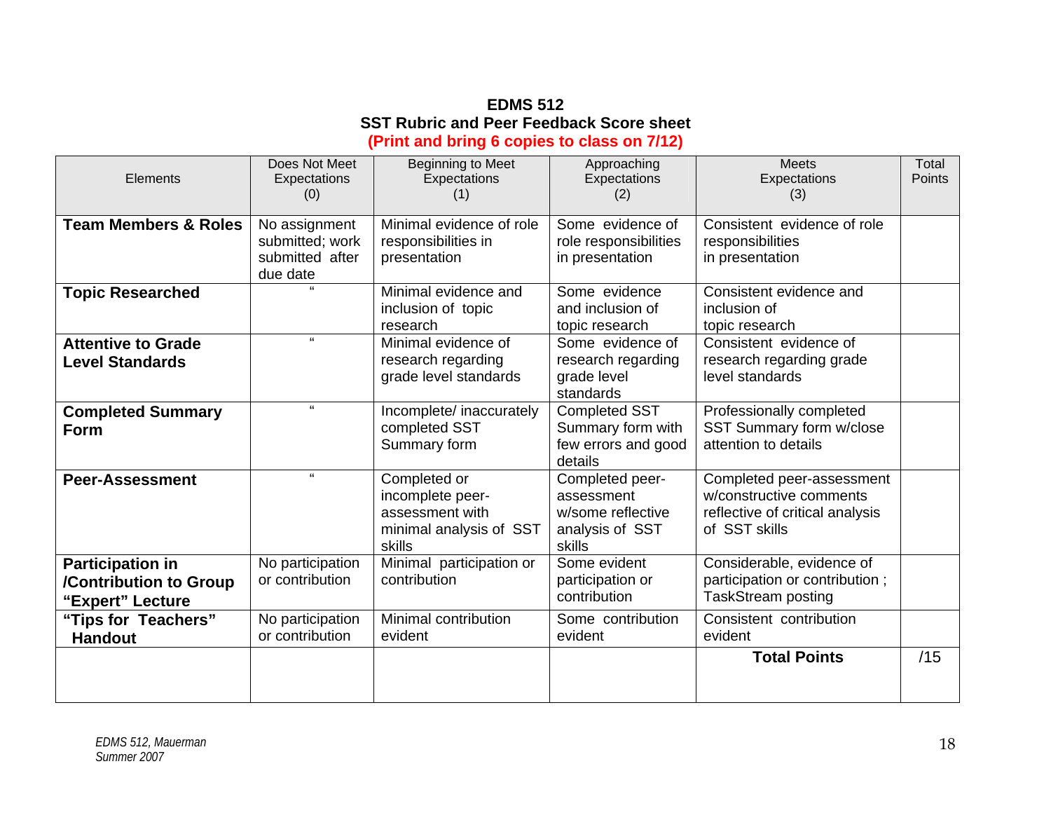**EDMS 512**
**SST Rubric and Peer Feedback Score sheet**
**(Print and bring 6 copies to class on 7/12)**

| Elements | Does Not Meet Expectations (0) | Beginning to Meet Expectations (1) | Approaching Expectations (2) | Meets Expectations (3) | Total Points |
|---|---|---|---|---|---|
| **Team Members & Roles** | No assignment submitted; work submitted after due date | Minimal evidence of role responsibilities in presentation | Some evidence of role responsibilities in presentation | Consistent evidence of role responsibilities in presentation | |
| **Topic Researched** | " | Minimal evidence and inclusion of topic research | Some evidence and inclusion of topic research | Consistent evidence and inclusion of topic research | |
| **Attentive to Grade Level Standards** | " | Minimal evidence of research regarding grade level standards | Some evidence of research regarding grade level standards | Consistent evidence of research regarding grade level standards | |
| **Completed Summary Form** | " | Incomplete/ inaccurately completed SST Summary form | Completed SST Summary form with few errors and good details | Professionally completed SST Summary form w/close attention to details | |
| **Peer-Assessment** | " | Completed or incomplete peer-assessment with minimal analysis of SST skills | Completed peer-assessment w/some reflective analysis of SST skills | Completed peer-assessment w/constructive comments reflective of critical analysis of SST skills | |
| **Participation in /Contribution to Group "Expert" Lecture** | No participation or contribution | Minimal participation or contribution | Some evident participation or contribution | Considerable, evidence of participation or contribution ; TaskStream posting | |
| **"Tips for Teachers" Handout** | No participation or contribution | Minimal contribution evident | Some contribution evident | Consistent contribution evident | |
| | | | | **Total Points** | /15 |

*EDMS 512, Mauerman*
*Summer 2007*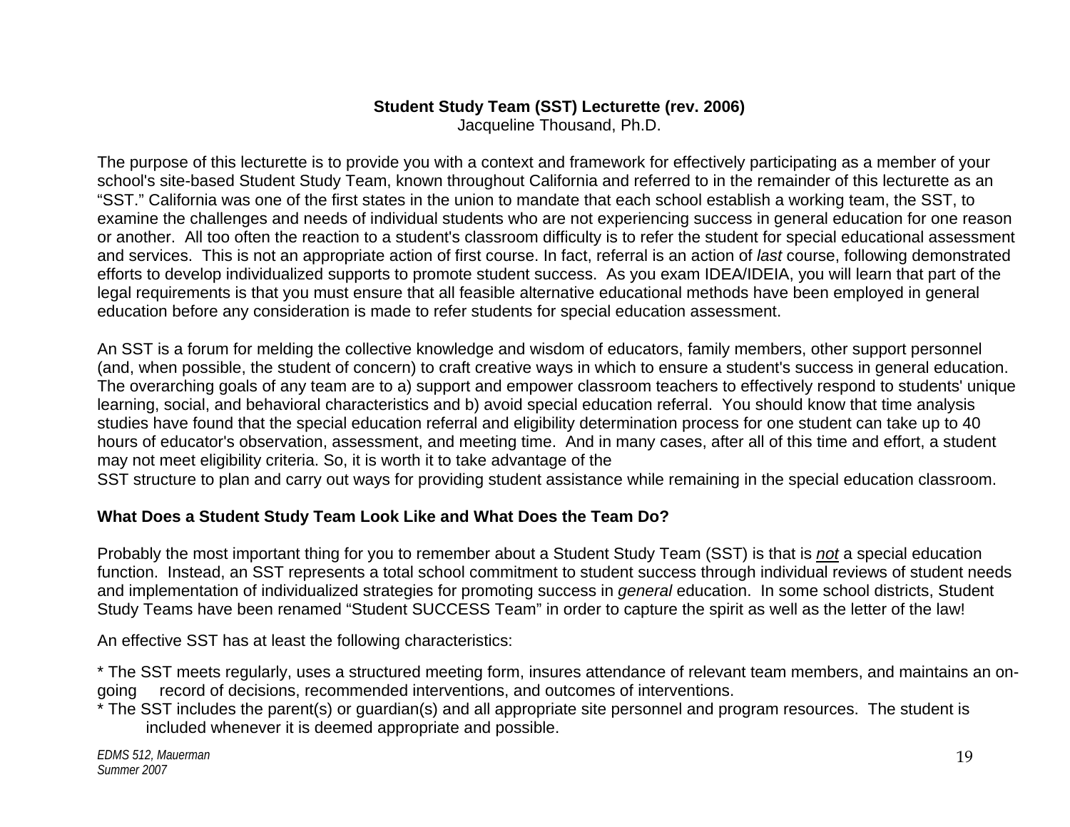**Student Study Team (SST) Lecturette (rev. 2006)**
Jacqueline Thousand, Ph.D.

The purpose of this lecturette is to provide you with a context and framework for effectively participating as a member of your school's site-based Student Study Team, known throughout California and referred to in the remainder of this lecturette as an "SST." California was one of the first states in the union to mandate that each school establish a working team, the SST, to examine the challenges and needs of individual students who are not experiencing success in general education for one reason or another. All too often the reaction to a student's classroom difficulty is to refer the student for special educational assessment and services. This is not an appropriate action of first course. In fact, referral is an action of *last* course, following demonstrated efforts to develop individualized supports to promote student success. As you exam IDEA/IDEIA, you will learn that part of the legal requirements is that you must ensure that all feasible alternative educational methods have been employed in general education before any consideration is made to refer students for special education assessment.

An SST is a forum for melding the collective knowledge and wisdom of educators, family members, other support personnel (and, when possible, the student of concern) to craft creative ways in which to ensure a student's success in general education. The overarching goals of any team are to a) support and empower classroom teachers to effectively respond to students' unique learning, social, and behavioral characteristics and b) avoid special education referral. You should know that time analysis studies have found that the special education referral and eligibility determination process for one student can take up to 40 hours of educator's observation, assessment, and meeting time. And in many cases, after all of this time and effort, a student may not meet eligibility criteria. So, it is worth it to take advantage of the
SST structure to plan and carry out ways for providing student assistance while remaining in the special education classroom.

**What Does a Student Study Team Look Like and What Does the Team Do?**

Probably the most important thing for you to remember about a Student Study Team (SST) is that is ***not*** a special education function. Instead, an SST represents a total school commitment to student success through individual reviews of student needs and implementation of individualized strategies for promoting success in *general* education. In some school districts, Student Study Teams have been renamed "Student SUCCESS Team" in order to capture the spirit as well as the letter of the law!

An effective SST has at least the following characteristics:

* The SST meets regularly, uses a structured meeting form, insures attendance of relevant team members, and maintains an on-going record of decisions, recommended interventions, and outcomes of interventions.
* The SST includes the parent(s) or guardian(s) and all appropriate site personnel and program resources. The student is included whenever it is deemed appropriate and possible.

*EDMS 512, Mauerman*
*Summer 2007*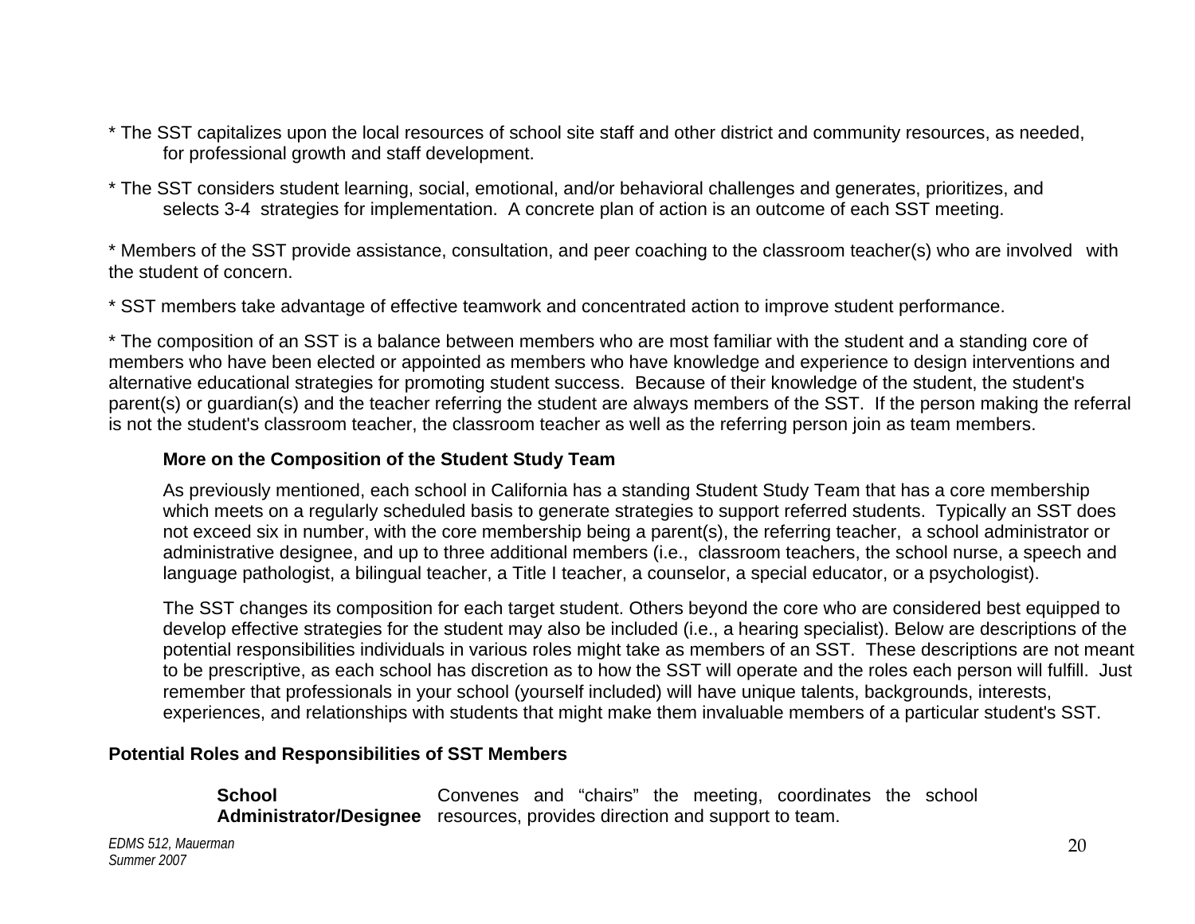* The SST capitalizes upon the local resources of school site staff and other district and community resources, as needed, for professional growth and staff development.

* The SST considers student learning, social, emotional, and/or behavioral challenges and generates, prioritizes, and selects 3-4 strategies for implementation. A concrete plan of action is an outcome of each SST meeting.

* Members of the SST provide assistance, consultation, and peer coaching to the classroom teacher(s) who are involved with the student of concern.

* SST members take advantage of effective teamwork and concentrated action to improve student performance.

* The composition of an SST is a balance between members who are most familiar with the student and a standing core of members who have been elected or appointed as members who have knowledge and experience to design interventions and alternative educational strategies for promoting student success. Because of their knowledge of the student, the student's parent(s) or guardian(s) and the teacher referring the student are always members of the SST. If the person making the referral is not the student's classroom teacher, the classroom teacher as well as the referring person join as team members.

**More on the Composition of the Student Study Team**

As previously mentioned, each school in California has a standing Student Study Team that has a core membership which meets on a regularly scheduled basis to generate strategies to support referred students. Typically an SST does not exceed six in number, with the core membership being a parent(s), the referring teacher, a school administrator or administrative designee, and up to three additional members (i.e., classroom teachers, the school nurse, a speech and language pathologist, a bilingual teacher, a Title I teacher, a counselor, a special educator, or a psychologist).

The SST changes its composition for each target student. Others beyond the core who are considered best equipped to develop effective strategies for the student may also be included (i.e., a hearing specialist). Below are descriptions of the potential responsibilities individuals in various roles might take as members of an SST. These descriptions are not meant to be prescriptive, as each school has discretion as to how the SST will operate and the roles each person will fulfill. Just remember that professionals in your school (yourself included) will have unique talents, backgrounds, interests, experiences, and relationships with students that might make them invaluable members of a particular student's SST.

**Potential Roles and Responsibilities of SST Members**

| | |
|---|---|
| **School Administrator/Designee** | Convenes and "chairs" the meeting, coordinates the school resources, provides direction and support to team. |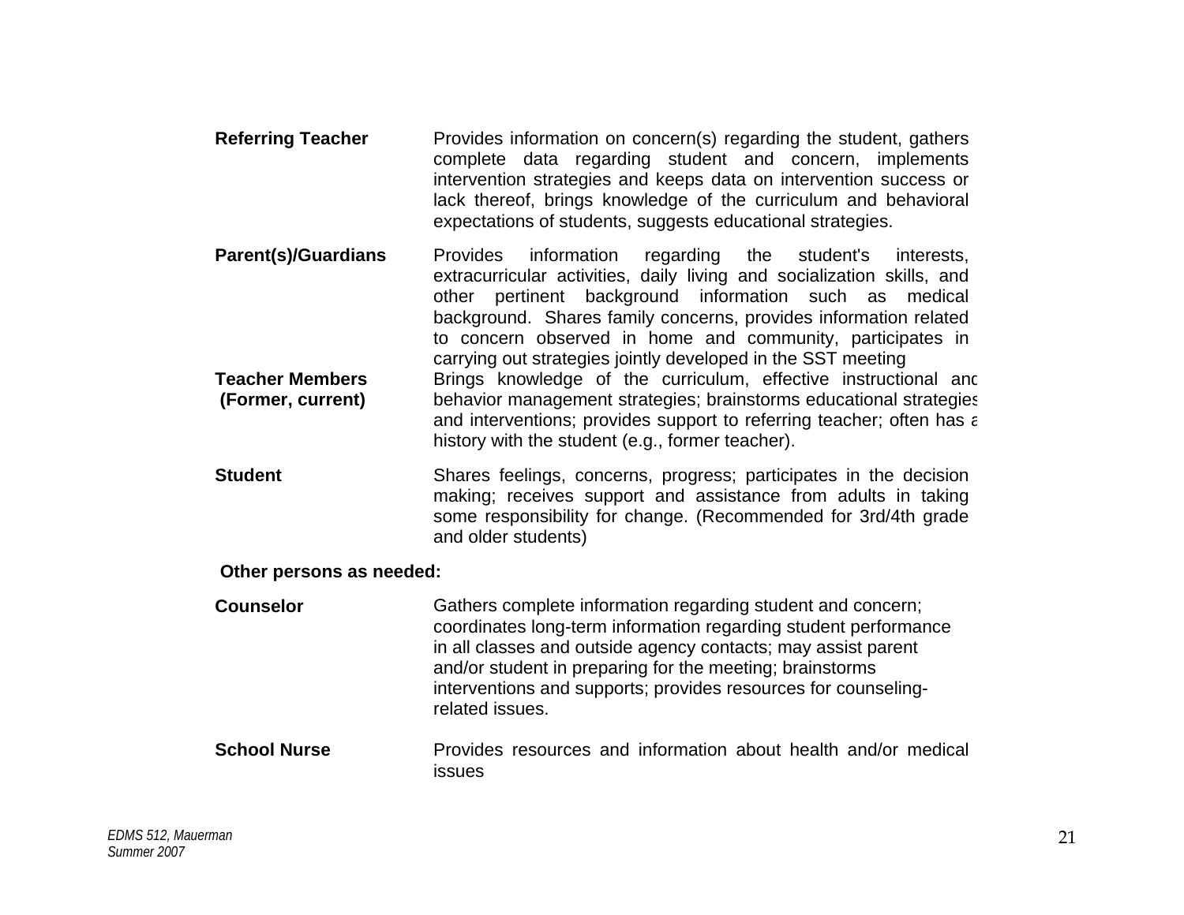| Role | Responsibilities |
|---|---|
| **Referring Teacher** | Provides information on concern(s) regarding the student, gathers complete data regarding student and concern, implements intervention strategies and keeps data on intervention success or lack thereof, brings knowledge of the curriculum and behavioral expectations of students, suggests educational strategies. |
| **Parent(s)/Guardians** | Provides information regarding the student's interests, extracurricular activities, daily living and socialization skills, and other pertinent background information such as medical background. Shares family concerns, provides information related to concern observed in home and community, participates in carrying out strategies jointly developed in the SST meeting |
| **Teacher Members (Former, current)** | Brings knowledge of the curriculum, effective instructional and behavior management strategies; brainstorms educational strategies and interventions; provides support to referring teacher; often has a history with the student (e.g., former teacher). |
| **Student** | Shares feelings, concerns, progress; participates in the decision making; receives support and assistance from adults in taking some responsibility for change. (Recommended for 3rd/4th grade and older students) |

**Other persons as needed:**

| Role | Responsibilities |
|---|---|
| **Counselor** | Gathers complete information regarding student and concern; coordinates long-term information regarding student performance in all classes and outside agency contacts; may assist parent and/or student in preparing for the meeting; brainstorms interventions and supports; provides resources for counseling-related issues. |
| **School Nurse** | Provides resources and information about health and/or medical issues |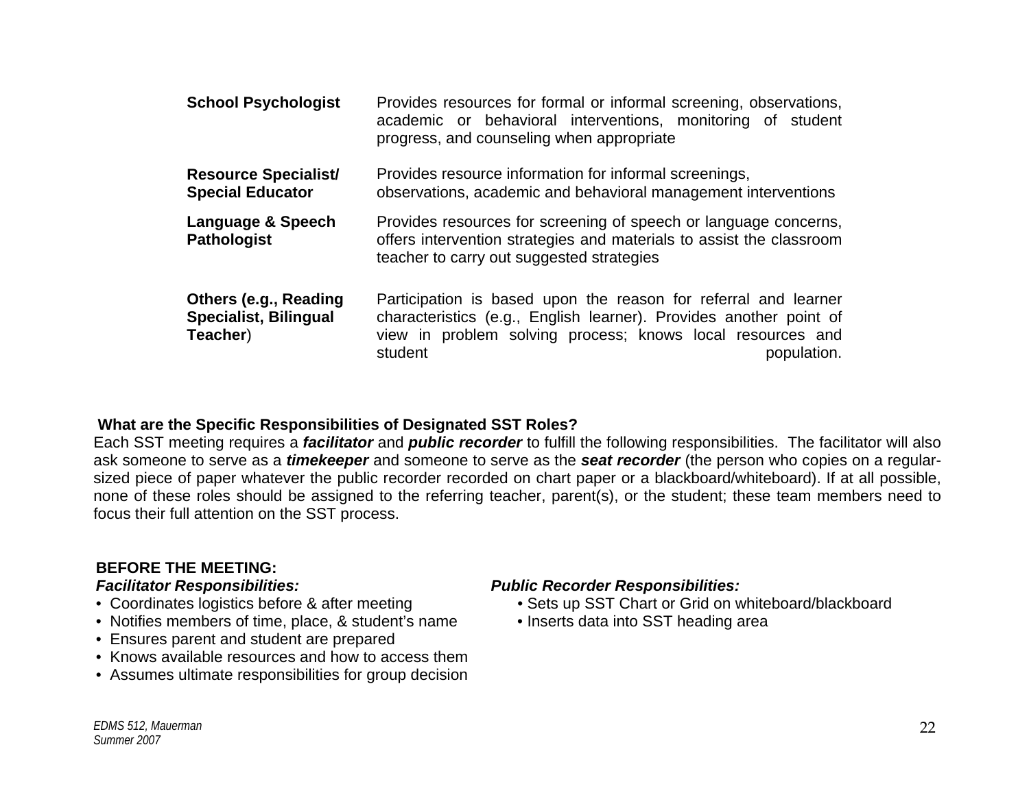| | |
|---|---|
| **School Psychologist** | Provides resources for formal or informal screening, observations, academic or behavioral interventions, monitoring of student progress, and counseling when appropriate |
| **Resource Specialist/ Special Educator** | Provides resource information for informal screenings, observations, academic and behavioral management interventions |
| **Language & Speech Pathologist** | Provides resources for screening of speech or language concerns, offers intervention strategies and materials to assist the classroom teacher to carry out suggested strategies |
| **Others (e.g., Reading Specialist, Bilingual Teacher**) | Participation is based upon the reason for referral and learner characteristics (e.g., English learner). Provides another point of view in problem solving process; knows local resources and student population. |

**What are the Specific Responsibilities of Designated SST Roles?**

Each SST meeting requires a ***facilitator*** and ***public recorder*** to fulfill the following responsibilities. The facilitator will also ask someone to serve as a ***timekeeper*** and someone to serve as the ***seat recorder*** (the person who copies on a regular-sized piece of paper whatever the public recorder recorded on chart paper or a blackboard/whiteboard). If at all possible, none of these roles should be assigned to the referring teacher, parent(s), or the student; these team members need to focus their full attention on the SST process.

**BEFORE THE MEETING:**

***Facilitator Responsibilities:***

- Coordinates logistics before & after meeting
- Notifies members of time, place, & student's name
- Ensures parent and student are prepared
- Knows available resources and how to access them
- Assumes ultimate responsibilities for group decision

***Public Recorder Responsibilities:***

- Sets up SST Chart or Grid on whiteboard/blackboard
- Inserts data into SST heading area

*EDMS 512, Mauerman*
*Summer 2007*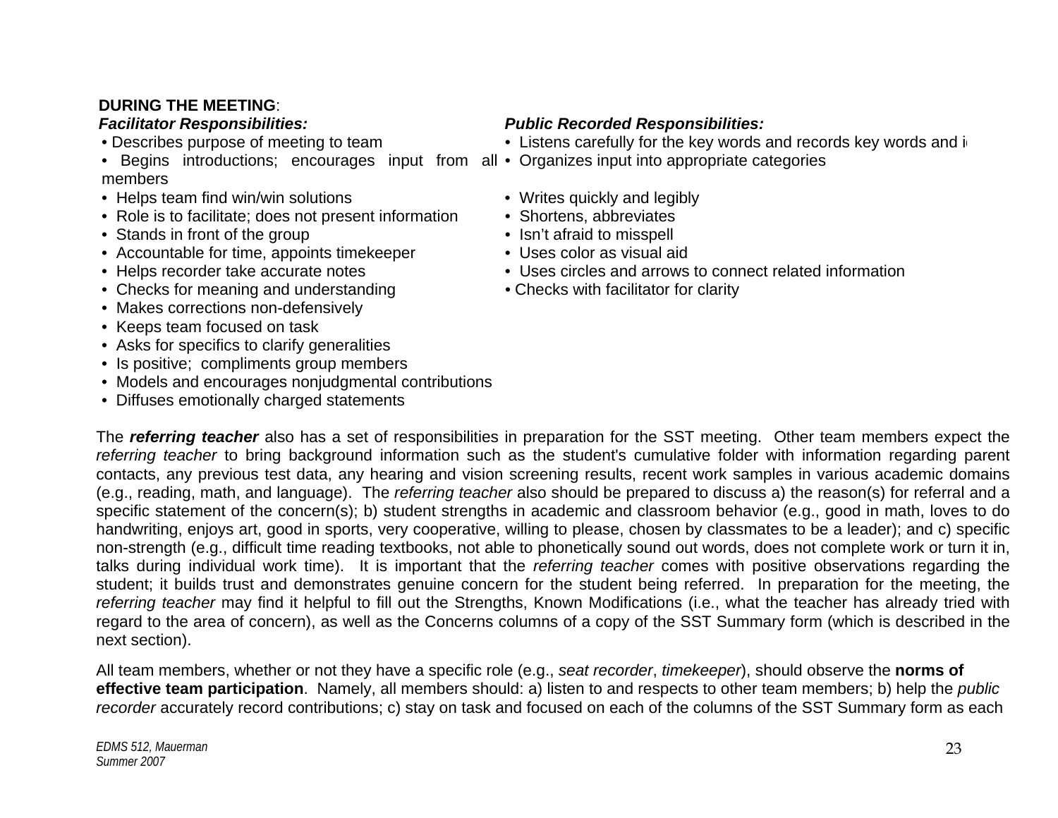**DURING THE MEETING**:

***Facilitator Responsibilities:***

- Describes purpose of meeting to team
- Begins introductions; encourages input from all members
- Helps team find win/win solutions
- Role is to facilitate; does not present information
- Stands in front of the group
- Accountable for time, appoints timekeeper
- Helps recorder take accurate notes
- Checks for meaning and understanding
- Makes corrections non-defensively
- Keeps team focused on task
- Asks for specifics to clarify generalities
- Is positive; compliments group members
- Models and encourages nonjudgmental contributions
- Diffuses emotionally charged statements

***Public Recorded Responsibilities:***

- Listens carefully for the key words and records key words and i
- Organizes input into appropriate categories
- Writes quickly and legibly
- Shortens, abbreviates
- Isn't afraid to misspell
- Uses color as visual aid
- Uses circles and arrows to connect related information
- Checks with facilitator for clarity

The ***referring teacher*** also has a set of responsibilities in preparation for the SST meeting. Other team members expect the *referring teacher* to bring background information such as the student's cumulative folder with information regarding parent contacts, any previous test data, any hearing and vision screening results, recent work samples in various academic domains (e.g., reading, math, and language). The *referring teacher* also should be prepared to discuss a) the reason(s) for referral and a specific statement of the concern(s); b) student strengths in academic and classroom behavior (e.g., good in math, loves to do handwriting, enjoys art, good in sports, very cooperative, willing to please, chosen by classmates to be a leader); and c) specific non-strength (e.g., difficult time reading textbooks, not able to phonetically sound out words, does not complete work or turn it in, talks during individual work time). It is important that the *referring teacher* comes with positive observations regarding the student; it builds trust and demonstrates genuine concern for the student being referred. In preparation for the meeting, the *referring teacher* may find it helpful to fill out the Strengths, Known Modifications (i.e., what the teacher has already tried with regard to the area of concern), as well as the Concerns columns of a copy of the SST Summary form (which is described in the next section).

All team members, whether or not they have a specific role (e.g., *seat recorder*, *timekeeper*), should observe the **norms of effective team participation**. Namely, all members should: a) listen to and respects to other team members; b) help the *public recorder* accurately record contributions; c) stay on task and focused on each of the columns of the SST Summary form as each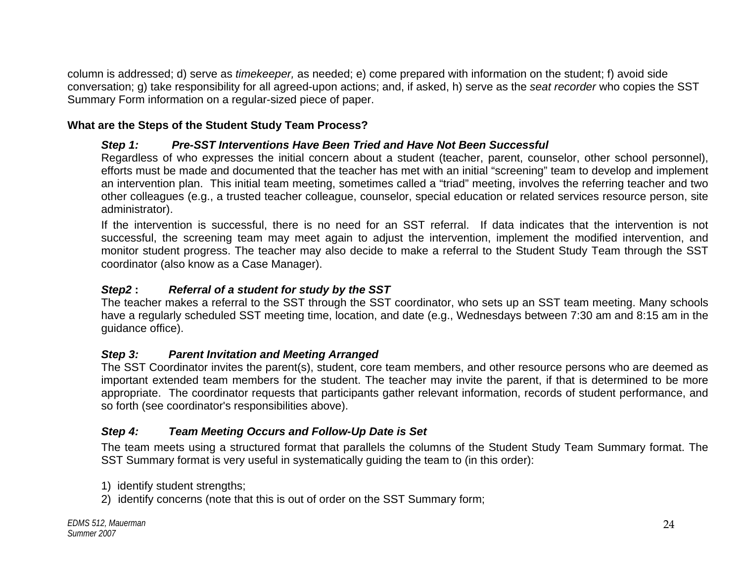column is addressed; d) serve as *timekeeper,* as needed; e) come prepared with information on the student; f) avoid side conversation; g) take responsibility for all agreed-upon actions; and, if asked, h) serve as the *seat recorder* who copies the SST Summary Form information on a regular-sized piece of paper.

**What are the Steps of the Student Study Team Process?**

***Step 1: Pre-SST Interventions Have Been Tried and Have Not Been Successful***

Regardless of who expresses the initial concern about a student (teacher, parent, counselor, other school personnel), efforts must be made and documented that the teacher has met with an initial "screening" team to develop and implement an intervention plan. This initial team meeting, sometimes called a "triad" meeting, involves the referring teacher and two other colleagues (e.g., a trusted teacher colleague, counselor, special education or related services resource person, site administrator).

If the intervention is successful, there is no need for an SST referral. If data indicates that the intervention is not successful, the screening team may meet again to adjust the intervention, implement the modified intervention, and monitor student progress. The teacher may also decide to make a referral to the Student Study Team through the SST coordinator (also know as a Case Manager).

***Step2 : Referral of a student for study by the SST***

The teacher makes a referral to the SST through the SST coordinator, who sets up an SST team meeting. Many schools have a regularly scheduled SST meeting time, location, and date (e.g., Wednesdays between 7:30 am and 8:15 am in the guidance office).

***Step 3: Parent Invitation and Meeting Arranged***

The SST Coordinator invites the parent(s), student, core team members, and other resource persons who are deemed as important extended team members for the student. The teacher may invite the parent, if that is determined to be more appropriate. The coordinator requests that participants gather relevant information, records of student performance, and so forth (see coordinator's responsibilities above).

***Step 4: Team Meeting Occurs and Follow-Up Date is Set***

The team meets using a structured format that parallels the columns of the Student Study Team Summary format. The SST Summary format is very useful in systematically guiding the team to (in this order):

1) identify student strengths;
2) identify concerns (note that this is out of order on the SST Summary form;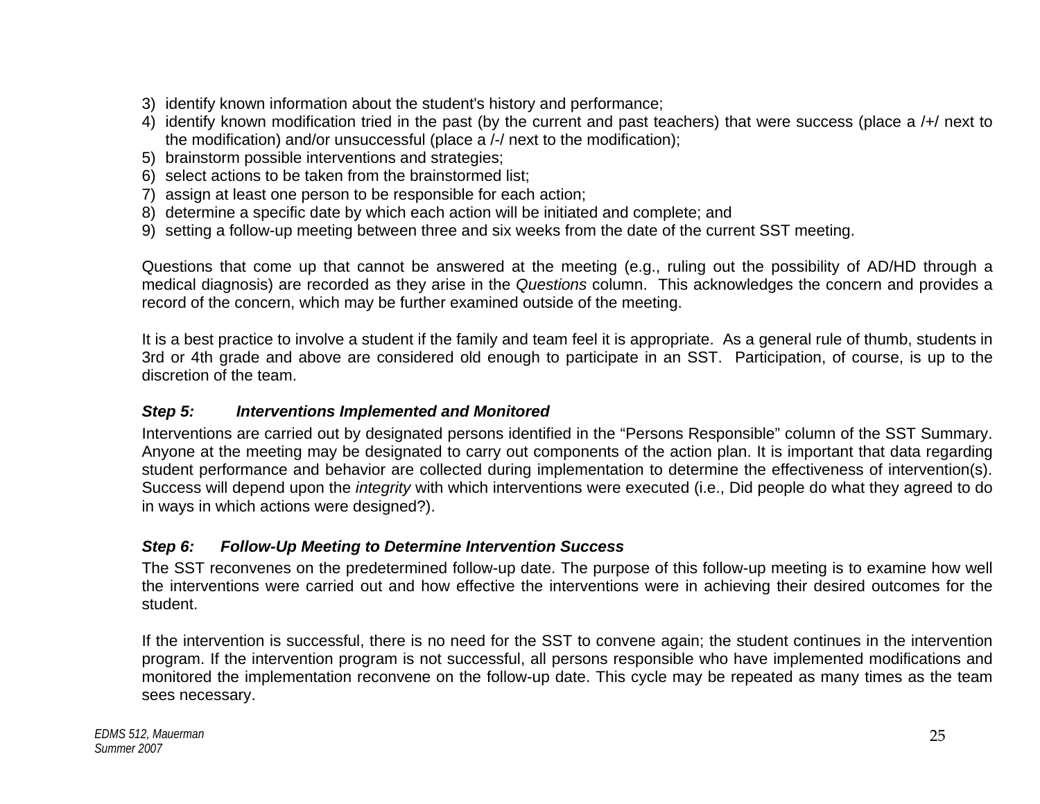3) identify known information about the student's history and performance;
4) identify known modification tried in the past (by the current and past teachers) that were success (place a /+/ next to the modification) and/or unsuccessful (place a /-/ next to the modification);
5) brainstorm possible interventions and strategies;
6) select actions to be taken from the brainstormed list;
7) assign at least one person to be responsible for each action;
8) determine a specific date by which each action will be initiated and complete; and
9) setting a follow-up meeting between three and six weeks from the date of the current SST meeting.

Questions that come up that cannot be answered at the meeting (e.g., ruling out the possibility of AD/HD through a medical diagnosis) are recorded as they arise in the *Questions* column. This acknowledges the concern and provides a record of the concern, which may be further examined outside of the meeting.

It is a best practice to involve a student if the family and team feel it is appropriate. As a general rule of thumb, students in 3rd or 4th grade and above are considered old enough to participate in an SST. Participation, of course, is up to the discretion of the team.

***Step 5: Interventions Implemented and Monitored***

Interventions are carried out by designated persons identified in the "Persons Responsible" column of the SST Summary. Anyone at the meeting may be designated to carry out components of the action plan. It is important that data regarding student performance and behavior are collected during implementation to determine the effectiveness of intervention(s). Success will depend upon the *integrity* with which interventions were executed (i.e., Did people do what they agreed to do in ways in which actions were designed?).

***Step 6: Follow-Up Meeting to Determine Intervention Success***

The SST reconvenes on the predetermined follow-up date. The purpose of this follow-up meeting is to examine how well the interventions were carried out and how effective the interventions were in achieving their desired outcomes for the student.

If the intervention is successful, there is no need for the SST to convene again; the student continues in the intervention program. If the intervention program is not successful, all persons responsible who have implemented modifications and monitored the implementation reconvene on the follow-up date. This cycle may be repeated as many times as the team sees necessary.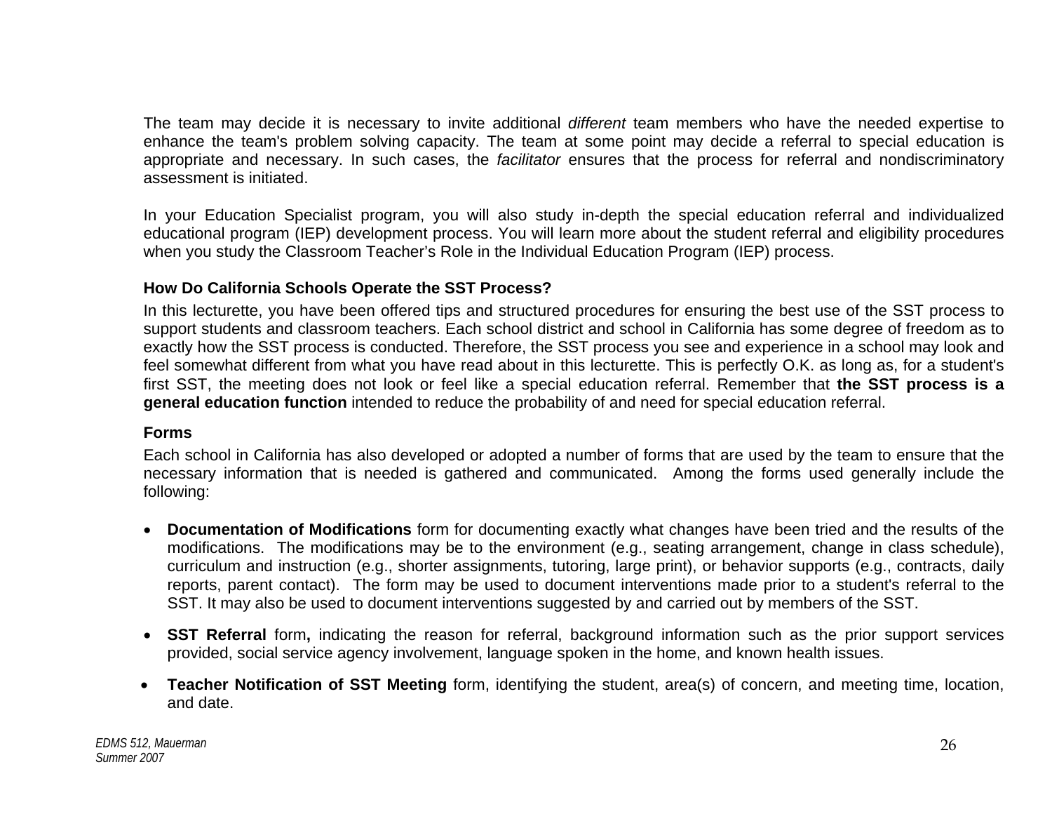The team may decide it is necessary to invite additional *different* team members who have the needed expertise to enhance the team's problem solving capacity. The team at some point may decide a referral to special education is appropriate and necessary. In such cases, the *facilitator* ensures that the process for referral and nondiscriminatory assessment is initiated.

In your Education Specialist program, you will also study in-depth the special education referral and individualized educational program (IEP) development process. You will learn more about the student referral and eligibility procedures when you study the Classroom Teacher's Role in the Individual Education Program (IEP) process.

**How Do California Schools Operate the SST Process?**

In this lecturette, you have been offered tips and structured procedures for ensuring the best use of the SST process to support students and classroom teachers. Each school district and school in California has some degree of freedom as to exactly how the SST process is conducted. Therefore, the SST process you see and experience in a school may look and feel somewhat different from what you have read about in this lecturette. This is perfectly O.K. as long as, for a student's first SST, the meeting does not look or feel like a special education referral. Remember that **the SST process is a general education function** intended to reduce the probability of and need for special education referral.

**Forms**

Each school in California has also developed or adopted a number of forms that are used by the team to ensure that the necessary information that is needed is gathered and communicated. Among the forms used generally include the following:

- **Documentation of Modifications** form for documenting exactly what changes have been tried and the results of the modifications. The modifications may be to the environment (e.g., seating arrangement, change in class schedule), curriculum and instruction (e.g., shorter assignments, tutoring, large print), or behavior supports (e.g., contracts, daily reports, parent contact). The form may be used to document interventions made prior to a student's referral to the SST. It may also be used to document interventions suggested by and carried out by members of the SST.
- **SST Referral** form**,** indicating the reason for referral, background information such as the prior support services provided, social service agency involvement, language spoken in the home, and known health issues.
- **Teacher Notification of SST Meeting** form, identifying the student, area(s) of concern, and meeting time, location, and date.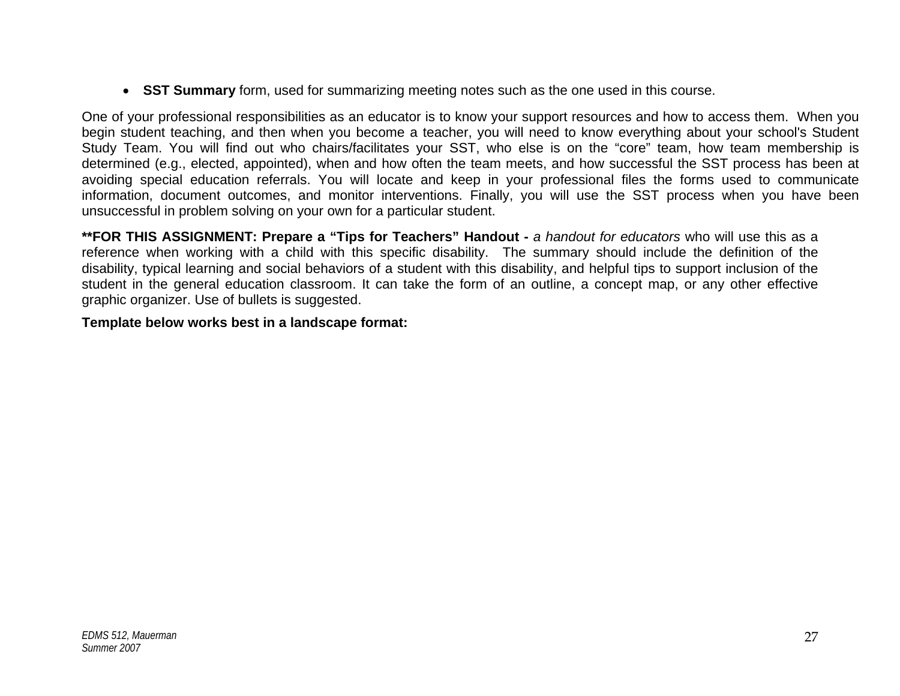- **SST Summary** form, used for summarizing meeting notes such as the one used in this course.

One of your professional responsibilities as an educator is to know your support resources and how to access them. When you begin student teaching, and then when you become a teacher, you will need to know everything about your school's Student Study Team. You will find out who chairs/facilitates your SST, who else is on the “core” team, how team membership is determined (e.g., elected, appointed), when and how often the team meets, and how successful the SST process has been at avoiding special education referrals. You will locate and keep in your professional files the forms used to communicate information, document outcomes, and monitor interventions. Finally, you will use the SST process when you have been unsuccessful in problem solving on your own for a particular student.

**\*\*FOR THIS ASSIGNMENT: Prepare a “Tips for Teachers” Handout -** *a handout for educators* who will use this as a reference when working with a child with this specific disability. The summary should include the definition of the disability, typical learning and social behaviors of a student with this disability, and helpful tips to support inclusion of the student in the general education classroom. It can take the form of an outline, a concept map, or any other effective graphic organizer. Use of bullets is suggested.

**Template below works best in a landscape format:**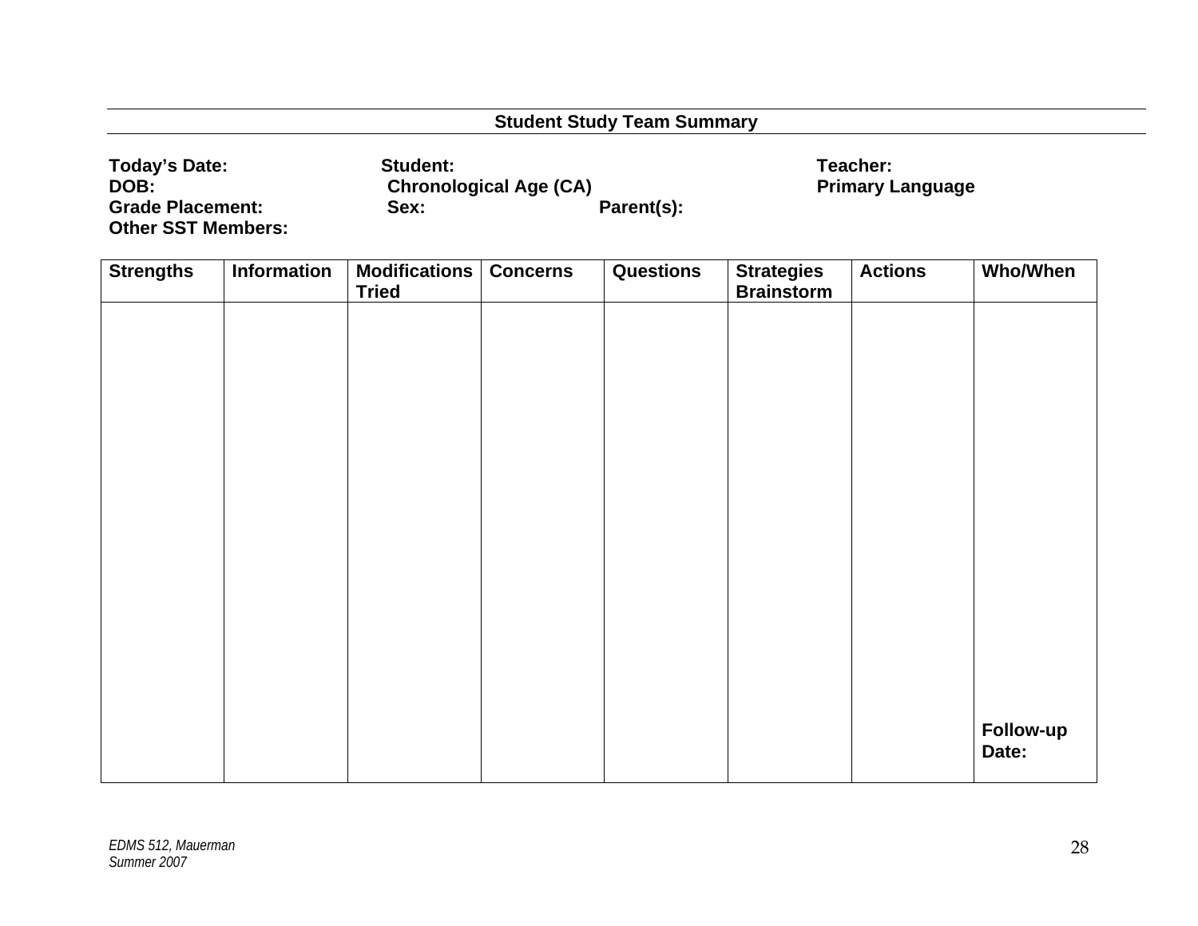## Student Study Team Summary

**Today's Date:** **Student:** **Teacher:**
**DOB:** **Chronological Age (CA)** **Primary Language**
**Grade Placement:** **Sex:** **Parent(s):**
**Other SST Members:**

| Strengths | Information | Modifications Tried | Concerns | Questions | Strategies Brainstorm | Actions | Who/When |
|---|---|---|---|---|---|---|---|
| | | | | | | | **Follow-up Date:** |

*EDMS 512, Mauerman*
*Summer 2007*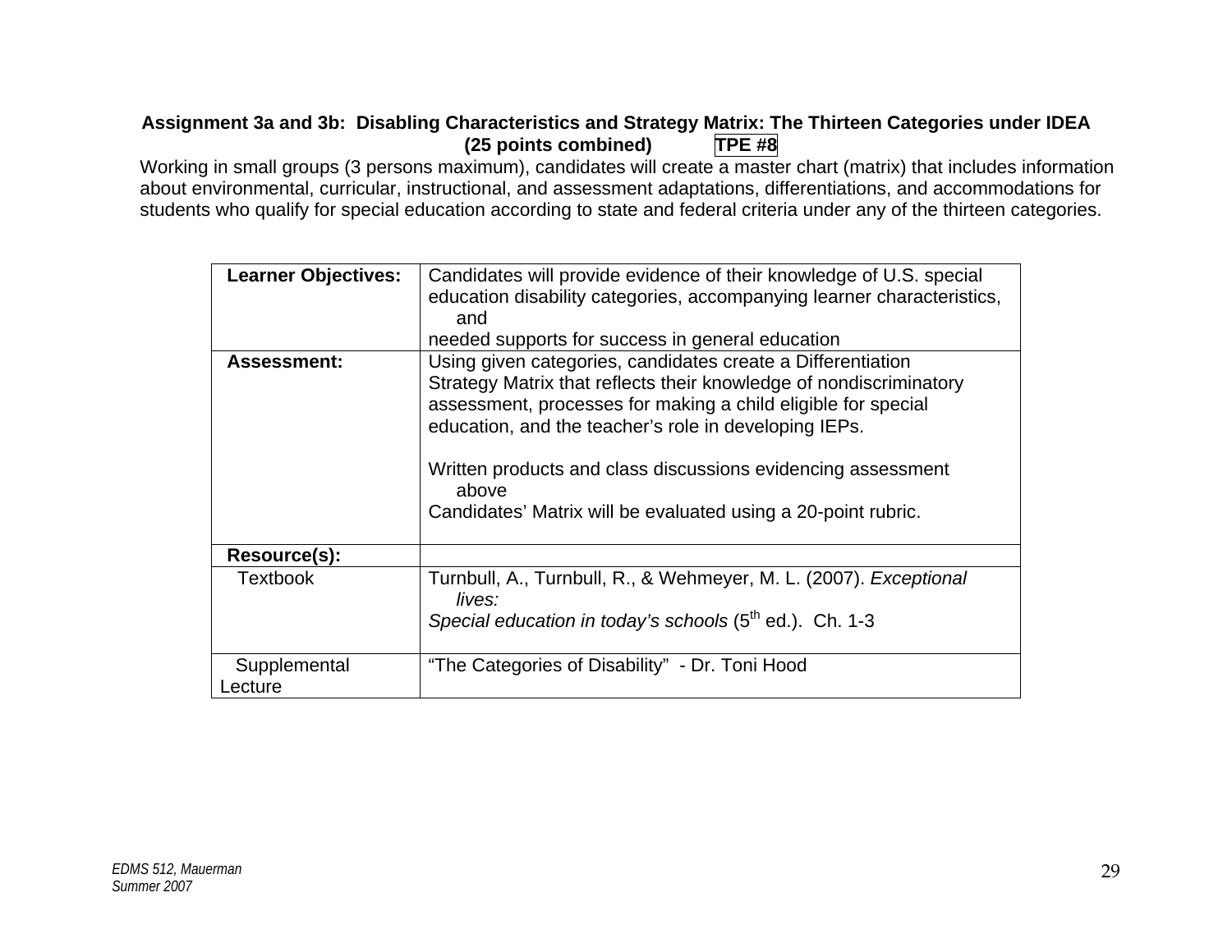### Assignment 3a and 3b: Disabling Characteristics and Strategy Matrix: The Thirteen Categories under IDEA (25 points combined) TPE #8

Working in small groups (3 persons maximum), candidates will create a master chart (matrix) that includes information about environmental, curricular, instructional, and assessment adaptations, differentiations, and accommodations for students who qualify for special education according to state and federal criteria under any of the thirteen categories.

| | |
|---|---|
| **Learner Objectives:** | Candidates will provide evidence of their knowledge of U.S. special education disability categories, accompanying learner characteristics, and needed supports for success in general education |
| **Assessment:** | Using given categories, candidates create a Differentiation Strategy Matrix that reflects their knowledge of nondiscriminatory assessment, processes for making a child eligible for special education, and the teacher's role in developing IEPs.<br><br>Written products and class discussions evidencing assessment above<br>Candidates' Matrix will be evaluated using a 20-point rubric. |
| **Resource(s):** | |
| Textbook | Turnbull, A., Turnbull, R., & Wehmeyer, M. L. (2007). *Exceptional lives: Special education in today's schools* (5th ed.). Ch. 1-3 |
| Supplemental Lecture | "The Categories of Disability" - Dr. Toni Hood |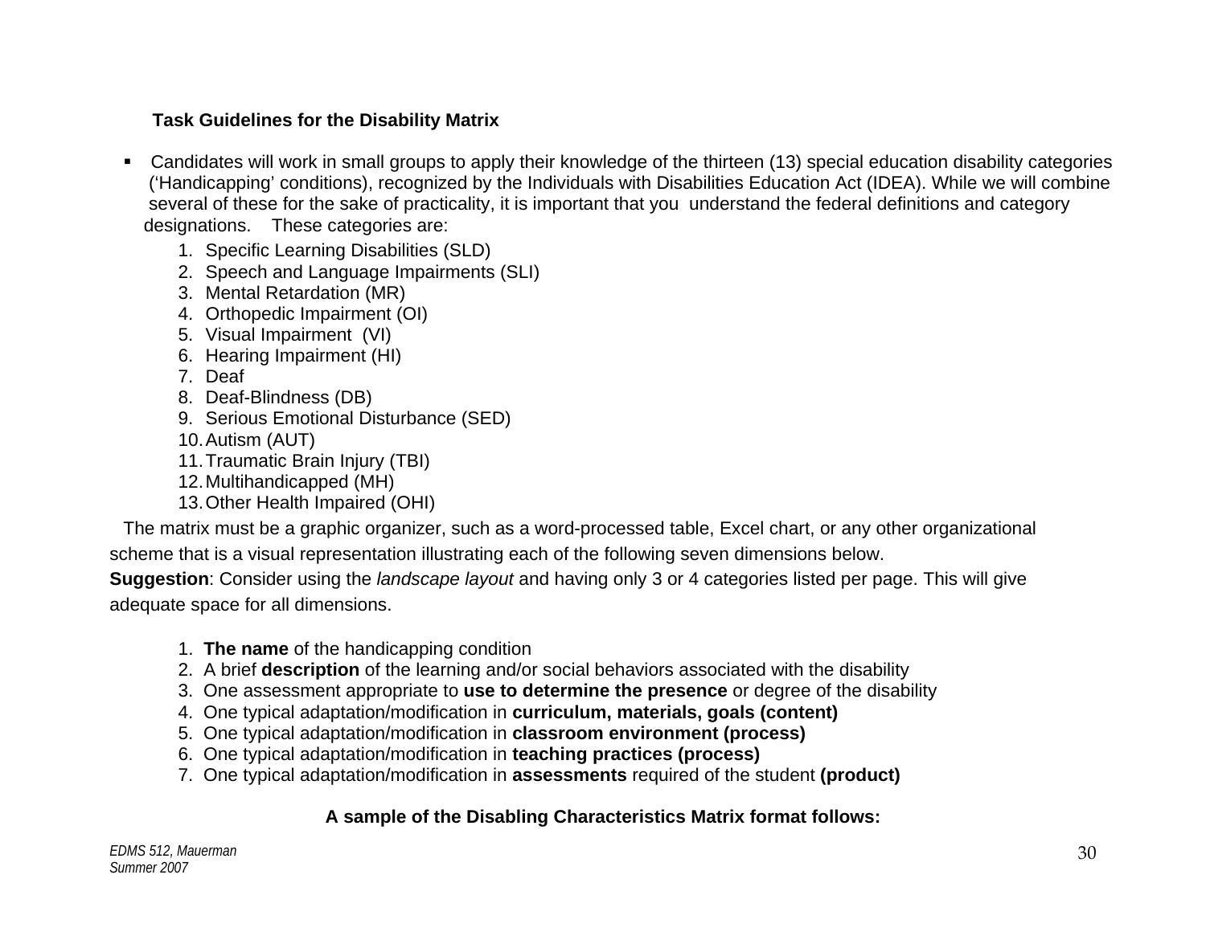### Task Guidelines for the Disability Matrix

- Candidates will work in small groups to apply their knowledge of the thirteen (13) special education disability categories ('Handicapping' conditions), recognized by the Individuals with Disabilities Education Act (IDEA). While we will combine several of these for the sake of practicality, it is important that you understand the federal definitions and category designations. These categories are:

  1. Specific Learning Disabilities (SLD)
  2. Speech and Language Impairments (SLI)
  3. Mental Retardation (MR)
  4. Orthopedic Impairment (OI)
  5. Visual Impairment (VI)
  6. Hearing Impairment (HI)
  7. Deaf
  8. Deaf-Blindness (DB)
  9. Serious Emotional Disturbance (SED)
  10. Autism (AUT)
  11. Traumatic Brain Injury (TBI)
  12. Multihandicapped (MH)
  13. Other Health Impaired (OHI)

The matrix must be a graphic organizer, such as a word-processed table, Excel chart, or any other organizational scheme that is a visual representation illustrating each of the following seven dimensions below.

**Suggestion**: Consider using the *landscape layout* and having only 3 or 4 categories listed per page. This will give adequate space for all dimensions.

1. **The name** of the handicapping condition
2. A brief **description** of the learning and/or social behaviors associated with the disability
3. One assessment appropriate to **use to determine the presence** or degree of the disability
4. One typical adaptation/modification in **curriculum, materials, goals (content)**
5. One typical adaptation/modification in **classroom environment (process)**
6. One typical adaptation/modification in **teaching practices (process)**
7. One typical adaptation/modification in **assessments** required of the student **(product)**

**A sample of the Disabling Characteristics Matrix format follows:**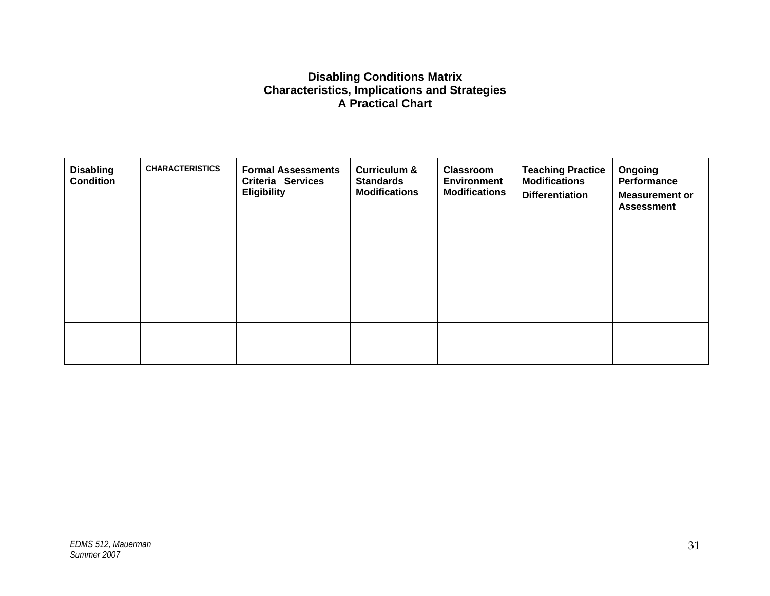**Disabling Conditions Matrix**
**Characteristics, Implications and Strategies**
**A Practical Chart**

| Disabling Condition | CHARACTERISTICS | Formal Assessments Criteria Services Eligibility | Curriculum & Standards Modifications | Classroom Environment Modifications | Teaching Practice Modifications Differentiation | Ongoing Performance Measurement or Assessment |
|---|---|---|---|---|---|---|
| | | | | | | |
| | | | | | | |
| | | | | | | |
| | | | | | | |

*EDMS 512, Mauerman*
*Summer 2007*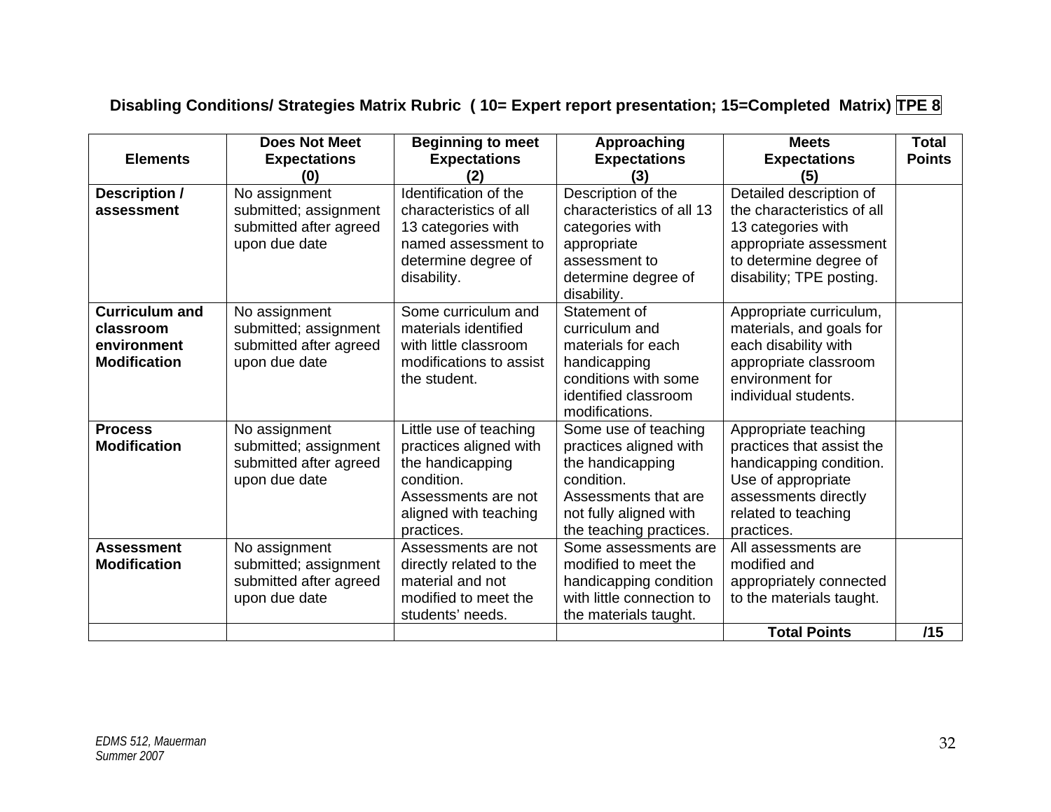### Disabling Conditions/ Strategies Matrix Rubric ( 10= Expert report presentation; 15=Completed Matrix) TPE 8

| Elements | Does Not Meet Expectations (0) | Beginning to meet Expectations (2) | Approaching Expectations (3) | Meets Expectations (5) | Total Points |
|---|---|---|---|---|---|
| **Description / assessment** | No assignment submitted; assignment submitted after agreed upon due date | Identification of the characteristics of all 13 categories with named assessment to determine degree of disability. | Description of the characteristics of all 13 categories with appropriate assessment to determine degree of disability. | Detailed description of the characteristics of all 13 categories with appropriate assessment to determine degree of disability; TPE posting. | |
| **Curriculum and classroom environment Modification** | No assignment submitted; assignment submitted after agreed upon due date | Some curriculum and materials identified with little classroom modifications to assist the student. | Statement of curriculum and materials for each handicapping conditions with some identified classroom modifications. | Appropriate curriculum, materials, and goals for each disability with appropriate classroom environment for individual students. | |
| **Process Modification** | No assignment submitted; assignment submitted after agreed upon due date | Little use of teaching practices aligned with the handicapping condition. Assessments are not aligned with teaching practices. | Some use of teaching practices aligned with the handicapping condition. Assessments that are not fully aligned with the teaching practices. | Appropriate teaching practices that assist the handicapping condition. Use of appropriate assessments directly related to teaching practices. | |
| **Assessment Modification** | No assignment submitted; assignment submitted after agreed upon due date | Assessments are not directly related to the material and not modified to meet the students' needs. | Some assessments are modified to meet the handicapping condition with little connection to the materials taught. | All assessments are modified and appropriately connected to the materials taught. | |
| | | | | **Total Points** | **/15** |

*EDMS 512, Mauerman*
*Summer 2007*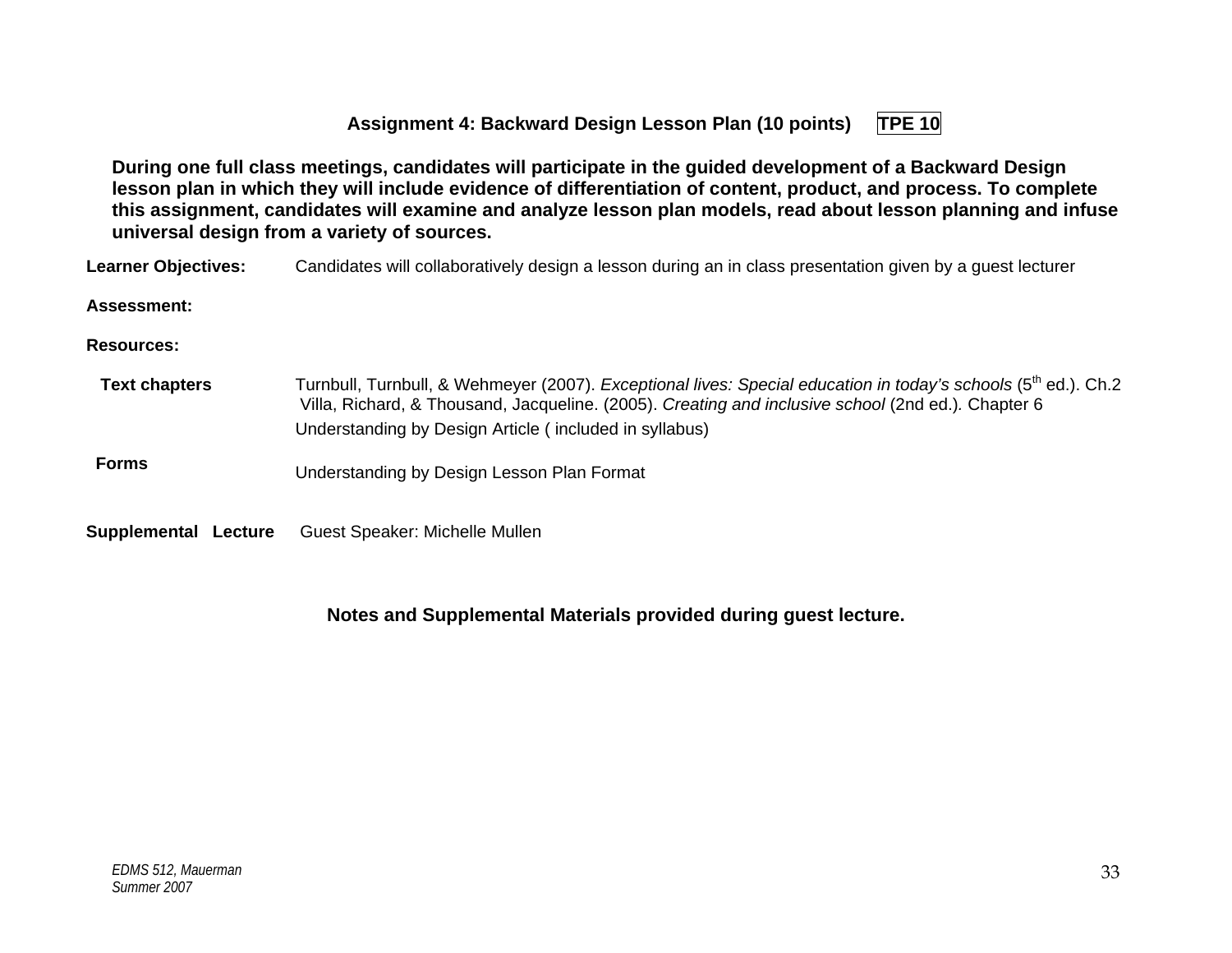## Assignment 4: Backward Design Lesson Plan (10 points) TPE 10

**During one full class meetings, candidates will participate in the guided development of a Backward Design lesson plan in which they will include evidence of differentiation of content, product, and process. To complete this assignment, candidates will examine and analyze lesson plan models, read about lesson planning and infuse universal design from a variety of sources.**

**Learner Objectives:** Candidates will collaboratively design a lesson during an in class presentation given by a guest lecturer

**Assessment:**

**Resources:**

**Text chapters**

Turnbull, Turnbull, & Wehmeyer (2007). *Exceptional lives: Special education in today's schools* (5th ed.). Ch.2

Villa, Richard, & Thousand, Jacqueline. (2005). *Creating and inclusive school* (2nd ed.). Chapter 6

Understanding by Design Article ( included in syllabus)

**Forms**

Understanding by Design Lesson Plan Format

**Supplemental Lecture** Guest Speaker: Michelle Mullen

**Notes and Supplemental Materials provided during guest lecture.**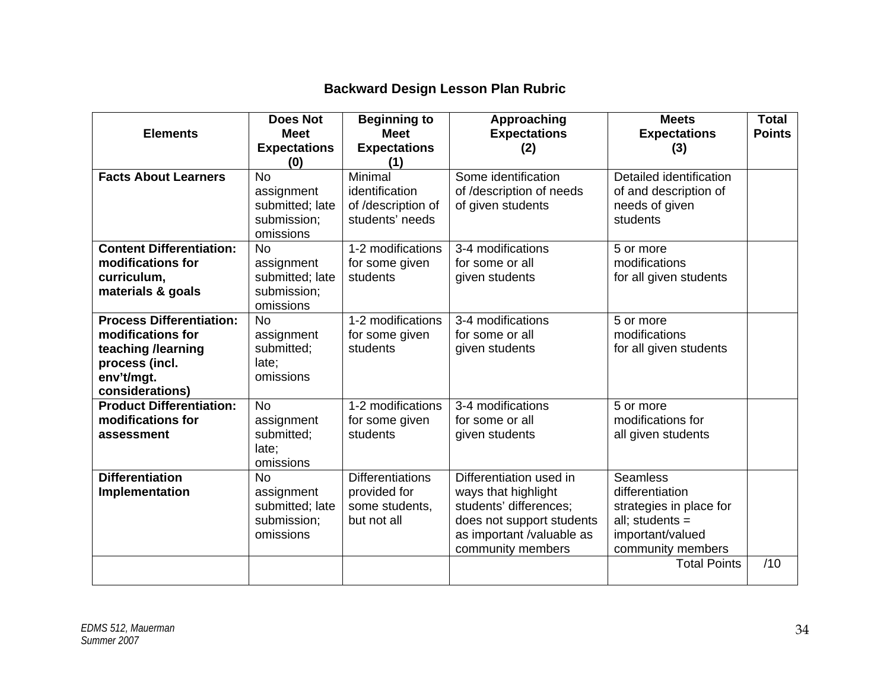## Backward Design Lesson Plan Rubric

| Elements | Does Not Meet Expectations (0) | Beginning to Meet Expectations (1) | Approaching Expectations (2) | Meets Expectations (3) | Total Points |
|---|---|---|---|---|---|
| **Facts About Learners** | No assignment submitted; late submission; omissions | Minimal identification of /description of students' needs | Some identification of /description of needs of given students | Detailed identification of and description of needs of given students | |
| **Content Differentiation: modifications for curriculum, materials & goals** | No assignment submitted; late submission; omissions | 1-2 modifications for some given students | 3-4 modifications for some or all given students | 5 or more modifications for all given students | |
| **Process Differentiation: modifications for teaching /learning process (incl. env't/mgt. considerations)** | No assignment submitted; late; omissions | 1-2 modifications for some given students | 3-4 modifications for some or all given students | 5 or more modifications for all given students | |
| **Product Differentiation: modifications for assessment** | No assignment submitted; late; omissions | 1-2 modifications for some given students | 3-4 modifications for some or all given students | 5 or more modifications for all given students | |
| **Differentiation Implementation** | No assignment submitted; late submission; omissions | Differentiations provided for some students, but not all | Differentiation used in ways that highlight students' differences; does not support students as important /valuable as community members | Seamless differentiation strategies in place for all; students = important/valued community members | |
| | | | | Total Points | /10 |

*EDMS 512, Mauerman*
*Summer 2007*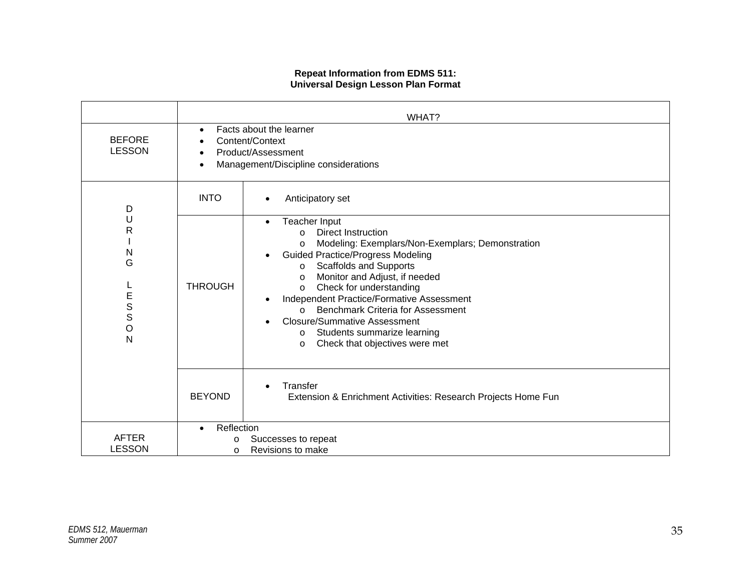**Repeat Information from EDMS 511:**
**Universal Design Lesson Plan Format**

| | WHAT? | |
|---|---|---|
| BEFORE LESSON | • Facts about the learner<br>• Content/Context<br>• Product/Assessment<br>• Management/Discipline considerations | |
| DURING LESSON | INTO | • Anticipatory set |
| | THROUGH | • Teacher Input<br>o Direct Instruction<br>o Modeling: Exemplars/Non-Exemplars; Demonstration<br>• Guided Practice/Progress Modeling<br>o Scaffolds and Supports<br>o Monitor and Adjust, if needed<br>o Check for understanding<br>• Independent Practice/Formative Assessment<br>o Benchmark Criteria for Assessment<br>• Closure/Summative Assessment<br>o Students summarize learning<br>o Check that objectives were met |
| | BEYOND | • Transfer<br>Extension & Enrichment Activities: Research Projects Home Fun |
| AFTER LESSON | • Reflection<br>o Successes to repeat<br>o Revisions to make | |

*EDMS 512, Mauerman*
*Summer 2007*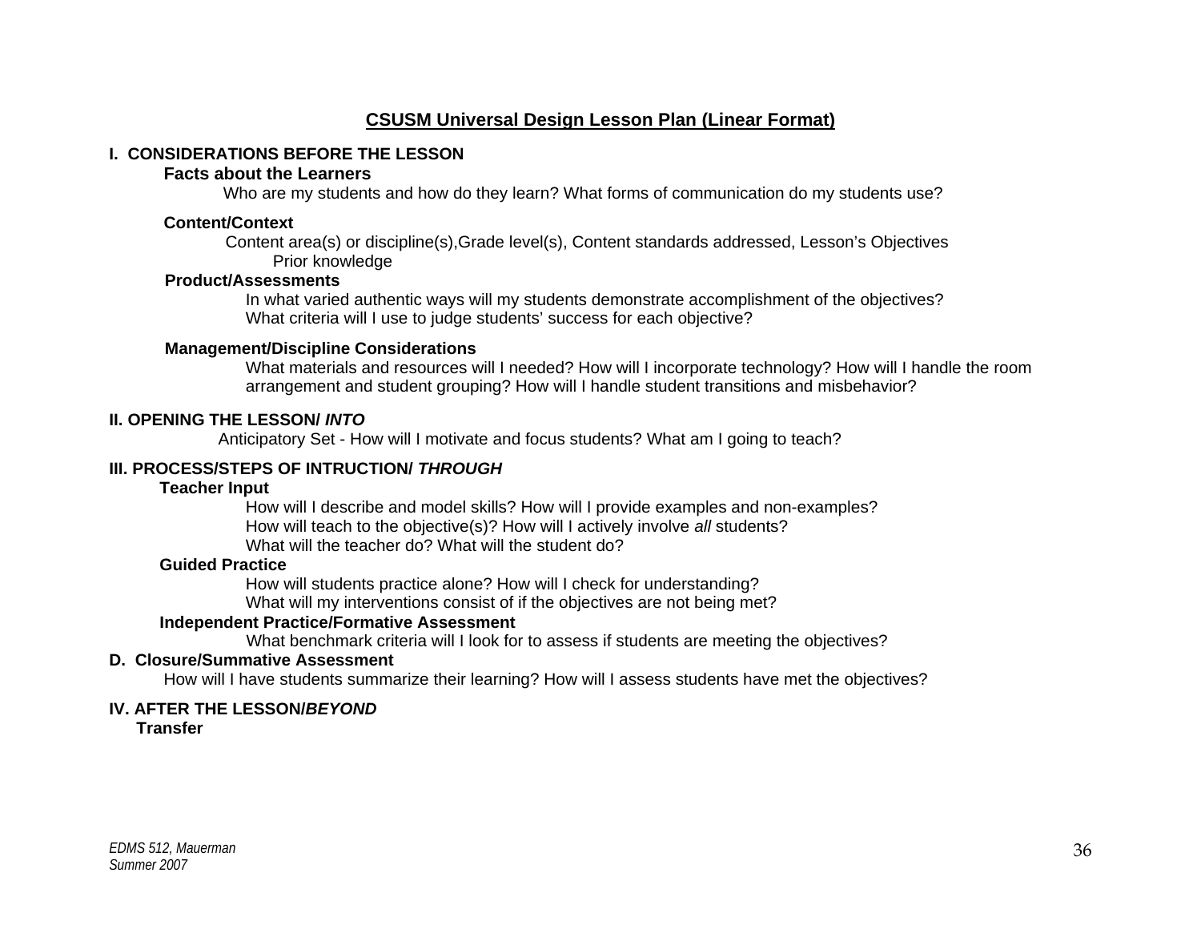## CSUSM Universal Design Lesson Plan (Linear Format)

**I. CONSIDERATIONS BEFORE THE LESSON**

**Facts about the Learners**

Who are my students and how do they learn? What forms of communication do my students use?

**Content/Context**

Content area(s) or discipline(s),Grade level(s), Content standards addressed, Lesson's Objectives
Prior knowledge

**Product/Assessments**

In what varied authentic ways will my students demonstrate accomplishment of the objectives?
What criteria will I use to judge students' success for each objective?

**Management/Discipline Considerations**

What materials and resources will I needed? How will I incorporate technology? How will I handle the room arrangement and student grouping? How will I handle student transitions and misbehavior?

**II. OPENING THE LESSON/ *INTO***

Anticipatory Set - How will I motivate and focus students? What am I going to teach?

**III. PROCESS/STEPS OF INTRUCTION/ *THROUGH***

**Teacher Input**

How will I describe and model skills? How will I provide examples and non-examples?
How will teach to the objective(s)? How will I actively involve *all* students?
What will the teacher do? What will the student do?

**Guided Practice**

How will students practice alone? How will I check for understanding?
What will my interventions consist of if the objectives are not being met?

**Independent Practice/Formative Assessment**

What benchmark criteria will I look for to assess if students are meeting the objectives?

**D. Closure/Summative Assessment**

How will I have students summarize their learning? How will I assess students have met the objectives?

**IV. AFTER THE LESSON/*BEYOND***

**Transfer**

*EDMS 512, Mauerman*
*Summer 2007*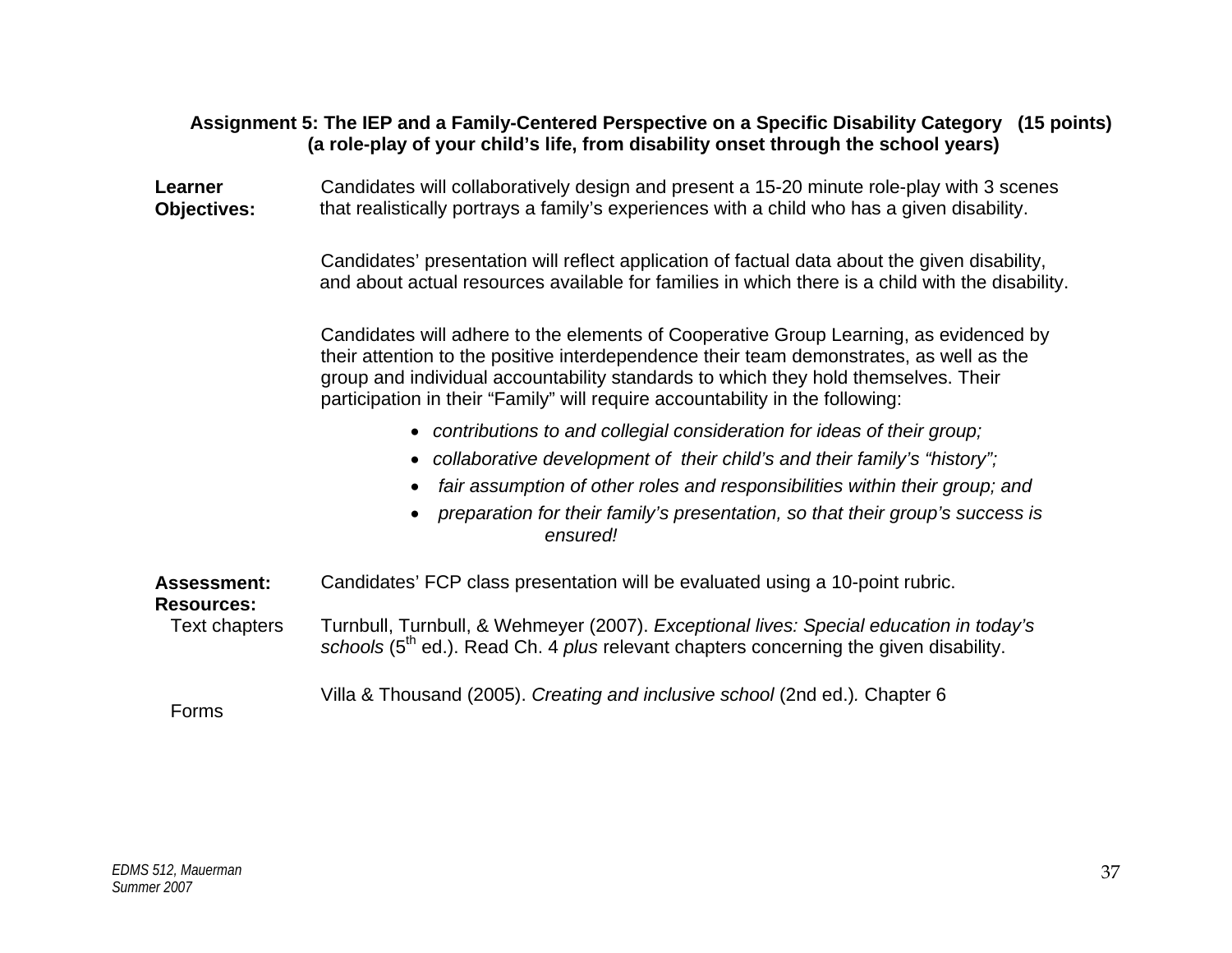**Assignment 5: The IEP and a Family-Centered Perspective on a Specific Disability Category (15 points)**
**(a role-play of your child's life, from disability onset through the school years)**

**Learner Objectives:** Candidates will collaboratively design and present a 15-20 minute role-play with 3 scenes that realistically portrays a family's experiences with a child who has a given disability.

Candidates' presentation will reflect application of factual data about the given disability, and about actual resources available for families in which there is a child with the disability.

Candidates will adhere to the elements of Cooperative Group Learning, as evidenced by their attention to the positive interdependence their team demonstrates, as well as the group and individual accountability standards to which they hold themselves. Their participation in their "Family" will require accountability in the following:

- *contributions to and collegial consideration for ideas of their group;*
- *collaborative development of their child's and their family's "history";*
- *fair assumption of other roles and responsibilities within their group; and*
- *preparation for their family's presentation, so that their group's success is ensured!*

**Assessment:** Candidates' FCP class presentation will be evaluated using a 10-point rubric.

**Resources:**

Text chapters: Turnbull, Turnbull, & Wehmeyer (2007). *Exceptional lives: Special education in today's schools* (5th ed.). Read Ch. 4 *plus* relevant chapters concerning the given disability.

Villa & Thousand (2005). *Creating and inclusive school* (2nd ed.). Chapter 6

Forms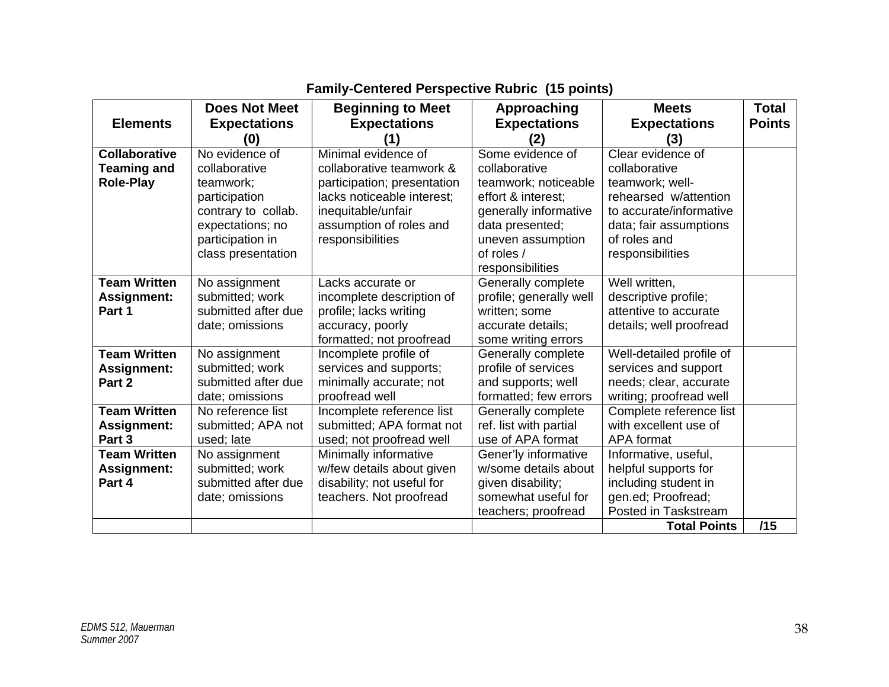**Family-Centered Perspective Rubric (15 points)**

| Elements | Does Not Meet Expectations (0) | Beginning to Meet Expectations (1) | Approaching Expectations (2) | Meets Expectations (3) | Total Points |
|---|---|---|---|---|---|
| **Collaborative Teaming and Role-Play** | No evidence of collaborative teamwork; participation contrary to collab. expectations; no participation in class presentation | Minimal evidence of collaborative teamwork & participation; presentation lacks noticeable interest; inequitable/unfair assumption of roles and responsibilities | Some evidence of collaborative teamwork; noticeable effort & interest; generally informative data presented; uneven assumption of roles / responsibilities | Clear evidence of collaborative teamwork; well-rehearsed w/attention to accurate/informative data; fair assumptions of roles and responsibilities | |
| **Team Written Assignment: Part 1** | No assignment submitted; work submitted after due date; omissions | Lacks accurate or incomplete description of profile; lacks writing accuracy, poorly formatted; not proofread | Generally complete profile; generally well written; some accurate details; some writing errors | Well written, descriptive profile; attentive to accurate details; well proofread | |
| **Team Written Assignment: Part 2** | No assignment submitted; work submitted after due date; omissions | Incomplete profile of services and supports; minimally accurate; not proofread well | Generally complete profile of services and supports; well formatted; few errors | Well-detailed profile of services and support needs; clear, accurate writing; proofread well | |
| **Team Written Assignment: Part 3** | No reference list submitted; APA not used; late | Incomplete reference list submitted; APA format not used; not proofread well | Generally complete ref. list with partial use of APA format | Complete reference list with excellent use of APA format | |
| **Team Written Assignment: Part 4** | No assignment submitted; work submitted after due date; omissions | Minimally informative w/few details about given disability; not useful for teachers. Not proofread | Gener'ly informative w/some details about given disability; somewhat useful for teachers; proofread | Informative, useful, helpful supports for including student in gen.ed; Proofread; Posted in Taskstream | |
| | | | | **Total Points** | **/15** |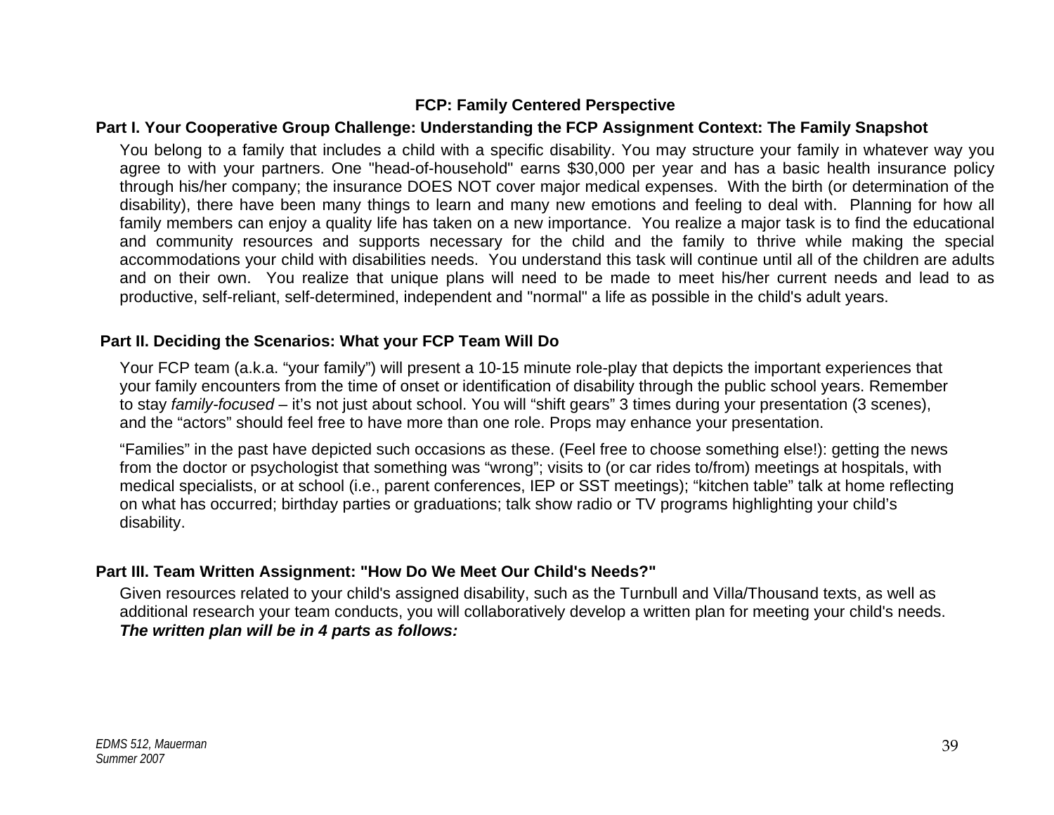## FCP: Family Centered Perspective

### Part I. Your Cooperative Group Challenge: Understanding the FCP Assignment Context: The Family Snapshot

You belong to a family that includes a child with a specific disability. You may structure your family in whatever way you agree to with your partners. One "head-of-household" earns $30,000 per year and has a basic health insurance policy through his/her company; the insurance DOES NOT cover major medical expenses. With the birth (or determination of the disability), there have been many things to learn and many new emotions and feeling to deal with. Planning for how all family members can enjoy a quality life has taken on a new importance. You realize a major task is to find the educational and community resources and supports necessary for the child and the family to thrive while making the special accommodations your child with disabilities needs. You understand this task will continue until all of the children are adults and on their own. You realize that unique plans will need to be made to meet his/her current needs and lead to as productive, self-reliant, self-determined, independent and "normal" a life as possible in the child's adult years.

### Part II. Deciding the Scenarios: What your FCP Team Will Do

Your FCP team (a.k.a. “your family”) will present a 10-15 minute role-play that depicts the important experiences that your family encounters from the time of onset or identification of disability through the public school years. Remember to stay *family-focused* – it’s not just about school. You will “shift gears” 3 times during your presentation (3 scenes), and the “actors” should feel free to have more than one role. Props may enhance your presentation.

“Families” in the past have depicted such occasions as these. (Feel free to choose something else!): getting the news from the doctor or psychologist that something was “wrong”; visits to (or car rides to/from) meetings at hospitals, with medical specialists, or at school (i.e., parent conferences, IEP or SST meetings); “kitchen table” talk at home reflecting on what has occurred; birthday parties or graduations; talk show radio or TV programs highlighting your child’s disability.

### Part III. Team Written Assignment: "How Do We Meet Our Child's Needs?"

Given resources related to your child's assigned disability, such as the Turnbull and Villa/Thousand texts, as well as additional research your team conducts, you will collaboratively develop a written plan for meeting your child's needs. ***The written plan will be in 4 parts as follows:***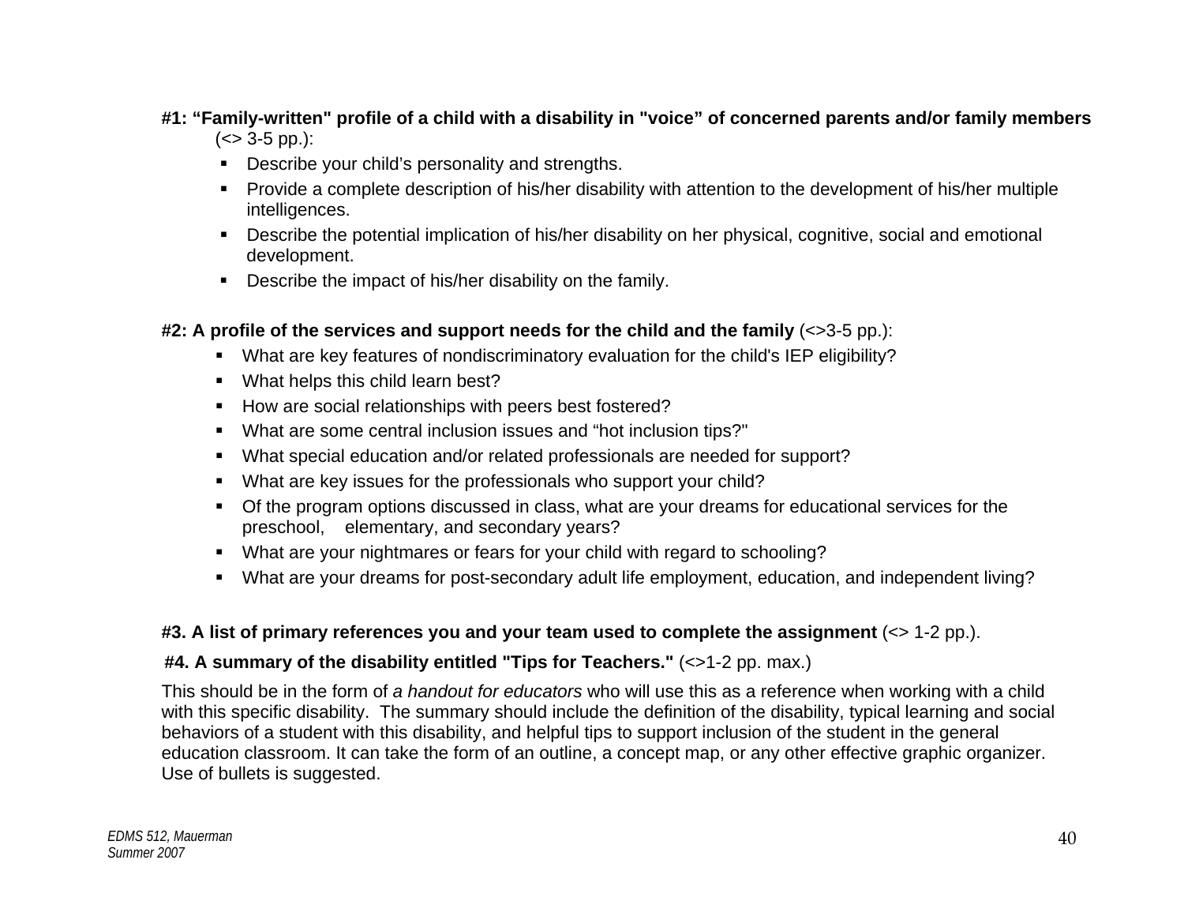**#1: “Family-written" profile of a child with a disability in "voice” of concerned parents and/or family members** (<> 3-5 pp.):

- Describe your child’s personality and strengths.
- Provide a complete description of his/her disability with attention to the development of his/her multiple intelligences.
- Describe the potential implication of his/her disability on her physical, cognitive, social and emotional development.
- Describe the impact of his/her disability on the family.

**#2: A profile of the services and support needs for the child and the family** (<>3-5 pp.):

- What are key features of nondiscriminatory evaluation for the child's IEP eligibility?
- What helps this child learn best?
- How are social relationships with peers best fostered?
- What are some central inclusion issues and “hot inclusion tips?"
- What special education and/or related professionals are needed for support?
- What are key issues for the professionals who support your child?
- Of the program options discussed in class, what are your dreams for educational services for the preschool, elementary, and secondary years?
- What are your nightmares or fears for your child with regard to schooling?
- What are your dreams for post-secondary adult life employment, education, and independent living?

**#3. A list of primary references you and your team used to complete the assignment** (<> 1-2 pp.).

**#4. A summary of the disability entitled "Tips for Teachers."** (<>1-2 pp. max.)

This should be in the form of *a handout for educators* who will use this as a reference when working with a child with this specific disability. The summary should include the definition of the disability, typical learning and social behaviors of a student with this disability, and helpful tips to support inclusion of the student in the general education classroom. It can take the form of an outline, a concept map, or any other effective graphic organizer. Use of bullets is suggested.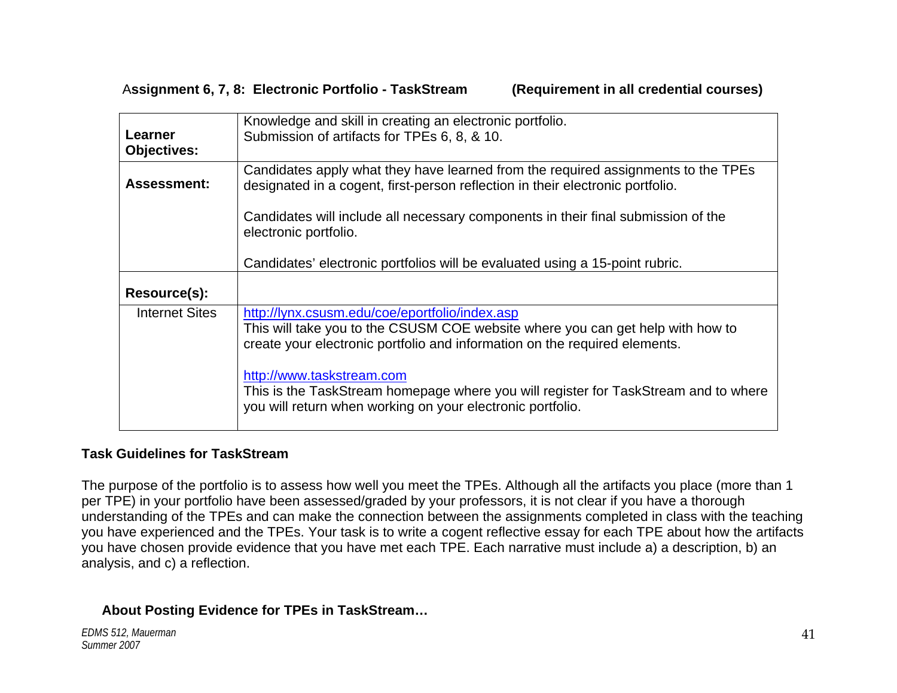**Assignment 6, 7, 8: Electronic Portfolio - TaskStream (Requirement in all credential courses)**

| | |
|---|---|
| **Learner Objectives:** | Knowledge and skill in creating an electronic portfolio.<br>Submission of artifacts for TPEs 6, 8, & 10. |
| **Assessment:** | Candidates apply what they have learned from the required assignments to the TPEs designated in a cogent, first-person reflection in their electronic portfolio.<br><br>Candidates will include all necessary components in their final submission of the electronic portfolio.<br><br>Candidates' electronic portfolios will be evaluated using a 15-point rubric. |
| **Resource(s):** | |
| Internet Sites | http://lynx.csusm.edu/coe/eportfolio/index.asp<br>This will take you to the CSUSM COE website where you can get help with how to create your electronic portfolio and information on the required elements.<br><br>http://www.taskstream.com<br>This is the TaskStream homepage where you will register for TaskStream and to where you will return when working on your electronic portfolio. |

**Task Guidelines for TaskStream**

The purpose of the portfolio is to assess how well you meet the TPEs. Although all the artifacts you place (more than 1 per TPE) in your portfolio have been assessed/graded by your professors, it is not clear if you have a thorough understanding of the TPEs and can make the connection between the assignments completed in class with the teaching you have experienced and the TPEs. Your task is to write a cogent reflective essay for each TPE about how the artifacts you have chosen provide evidence that you have met each TPE. Each narrative must include a) a description, b) an analysis, and c) a reflection.

**About Posting Evidence for TPEs in TaskStream…**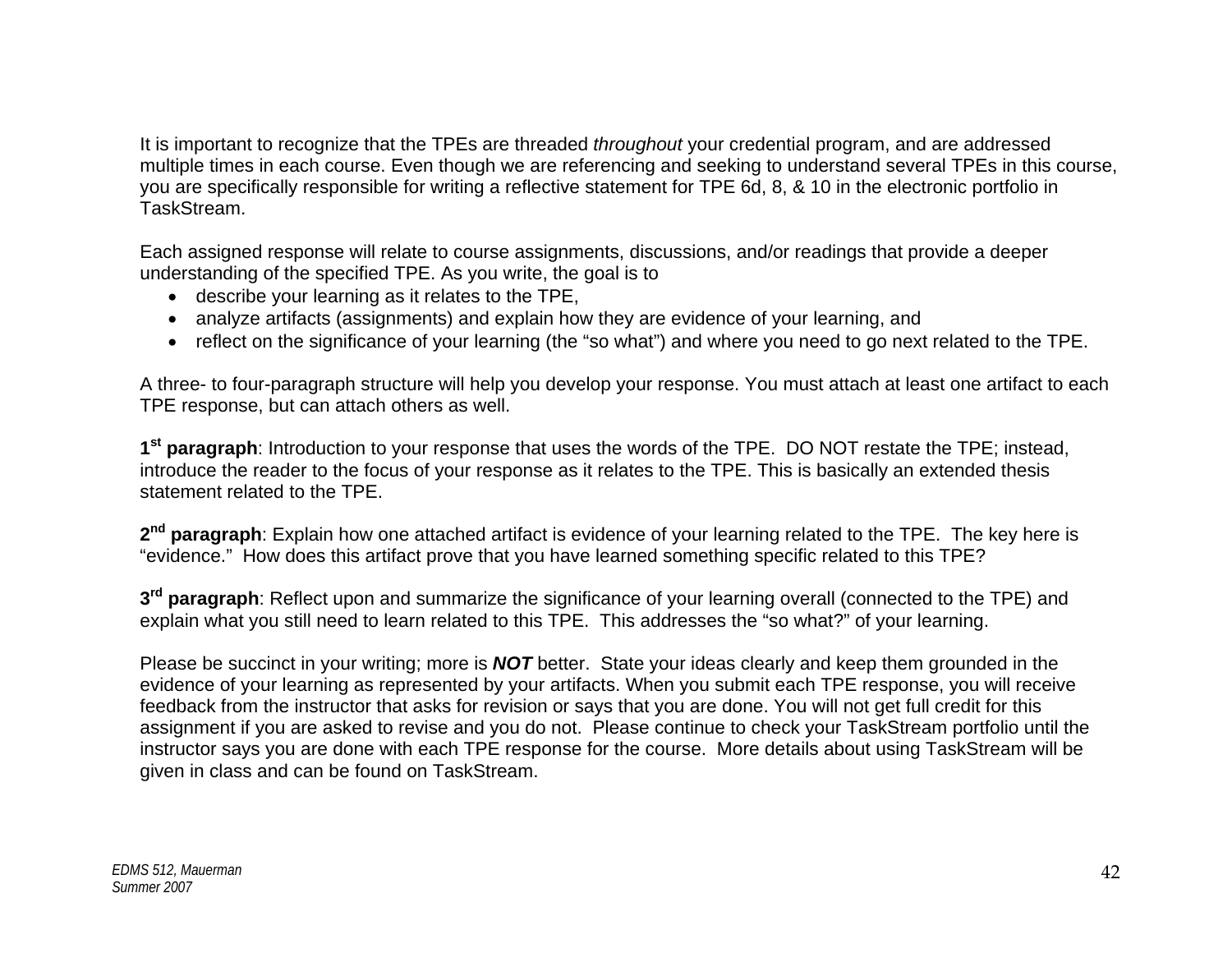It is important to recognize that the TPEs are threaded *throughout* your credential program, and are addressed multiple times in each course. Even though we are referencing and seeking to understand several TPEs in this course, you are specifically responsible for writing a reflective statement for TPE 6d, 8, & 10 in the electronic portfolio in TaskStream.

Each assigned response will relate to course assignments, discussions, and/or readings that provide a deeper understanding of the specified TPE. As you write, the goal is to

- describe your learning as it relates to the TPE,
- analyze artifacts (assignments) and explain how they are evidence of your learning, and
- reflect on the significance of your learning (the "so what") and where you need to go next related to the TPE.

A three- to four-paragraph structure will help you develop your response. You must attach at least one artifact to each TPE response, but can attach others as well.

**1st paragraph**: Introduction to your response that uses the words of the TPE. DO NOT restate the TPE; instead, introduce the reader to the focus of your response as it relates to the TPE. This is basically an extended thesis statement related to the TPE.

**2nd paragraph**: Explain how one attached artifact is evidence of your learning related to the TPE. The key here is "evidence." How does this artifact prove that you have learned something specific related to this TPE?

**3rd paragraph**: Reflect upon and summarize the significance of your learning overall (connected to the TPE) and explain what you still need to learn related to this TPE. This addresses the "so what?" of your learning.

Please be succinct in your writing; more is ***NOT*** better. State your ideas clearly and keep them grounded in the evidence of your learning as represented by your artifacts. When you submit each TPE response, you will receive feedback from the instructor that asks for revision or says that you are done. You will not get full credit for this assignment if you are asked to revise and you do not. Please continue to check your TaskStream portfolio until the instructor says you are done with each TPE response for the course. More details about using TaskStream will be given in class and can be found on TaskStream.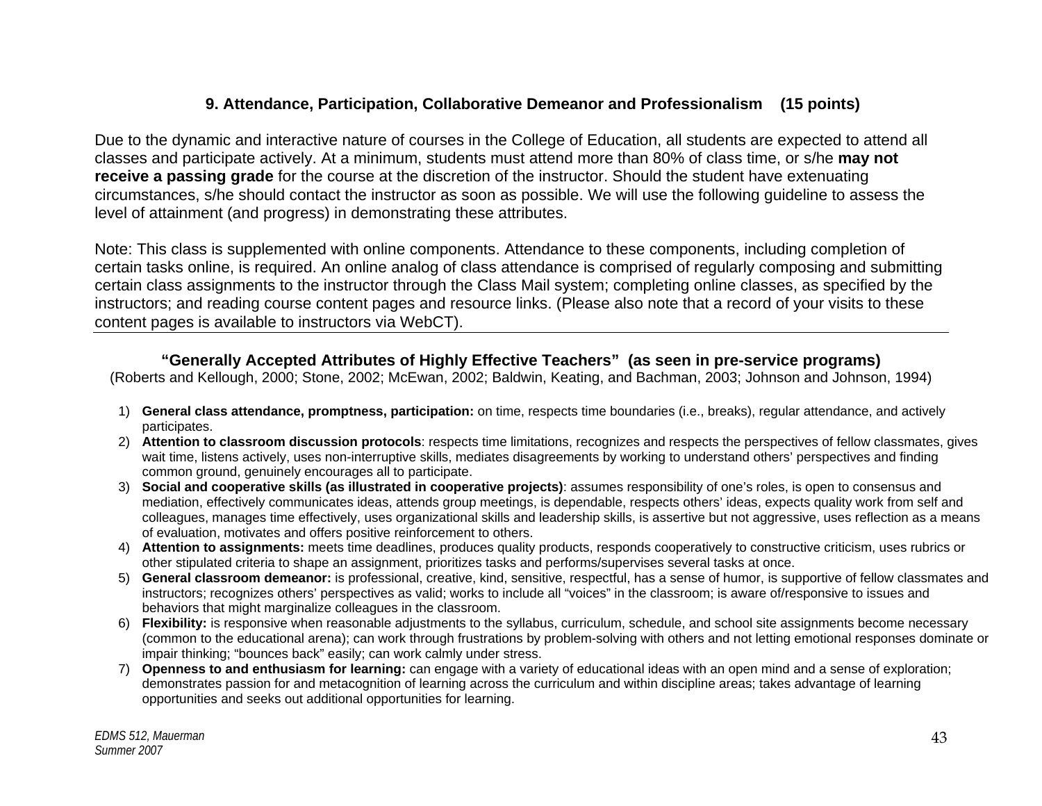### 9. Attendance, Participation, Collaborative Demeanor and Professionalism (15 points)

Due to the dynamic and interactive nature of courses in the College of Education, all students are expected to attend all classes and participate actively. At a minimum, students must attend more than 80% of class time, or s/he **may not receive a passing grade** for the course at the discretion of the instructor. Should the student have extenuating circumstances, s/he should contact the instructor as soon as possible. We will use the following guideline to assess the level of attainment (and progress) in demonstrating these attributes.

Note: This class is supplemented with online components. Attendance to these components, including completion of certain tasks online, is required. An online analog of class attendance is comprised of regularly composing and submitting certain class assignments to the instructor through the Class Mail system; completing online classes, as specified by the instructors; and reading course content pages and resource links. (Please also note that a record of your visits to these content pages is available to instructors via WebCT).

---

#### "Generally Accepted Attributes of Highly Effective Teachers" (as seen in pre-service programs)

(Roberts and Kellough, 2000; Stone, 2002; McEwan, 2002; Baldwin, Keating, and Bachman, 2003; Johnson and Johnson, 1994)

1) **General class attendance, promptness, participation:** on time, respects time boundaries (i.e., breaks), regular attendance, and actively participates.
2) **Attention to classroom discussion protocols**: respects time limitations, recognizes and respects the perspectives of fellow classmates, gives wait time, listens actively, uses non-interruptive skills, mediates disagreements by working to understand others' perspectives and finding common ground, genuinely encourages all to participate.
3) **Social and cooperative skills (as illustrated in cooperative projects)**: assumes responsibility of one's roles, is open to consensus and mediation, effectively communicates ideas, attends group meetings, is dependable, respects others' ideas, expects quality work from self and colleagues, manages time effectively, uses organizational skills and leadership skills, is assertive but not aggressive, uses reflection as a means of evaluation, motivates and offers positive reinforcement to others.
4) **Attention to assignments:** meets time deadlines, produces quality products, responds cooperatively to constructive criticism, uses rubrics or other stipulated criteria to shape an assignment, prioritizes tasks and performs/supervises several tasks at once.
5) **General classroom demeanor:** is professional, creative, kind, sensitive, respectful, has a sense of humor, is supportive of fellow classmates and instructors; recognizes others' perspectives as valid; works to include all "voices" in the classroom; is aware of/responsive to issues and behaviors that might marginalize colleagues in the classroom.
6) **Flexibility:** is responsive when reasonable adjustments to the syllabus, curriculum, schedule, and school site assignments become necessary (common to the educational arena); can work through frustrations by problem-solving with others and not letting emotional responses dominate or impair thinking; "bounces back" easily; can work calmly under stress.
7) **Openness to and enthusiasm for learning:** can engage with a variety of educational ideas with an open mind and a sense of exploration; demonstrates passion for and metacognition of learning across the curriculum and within discipline areas; takes advantage of learning opportunities and seeks out additional opportunities for learning.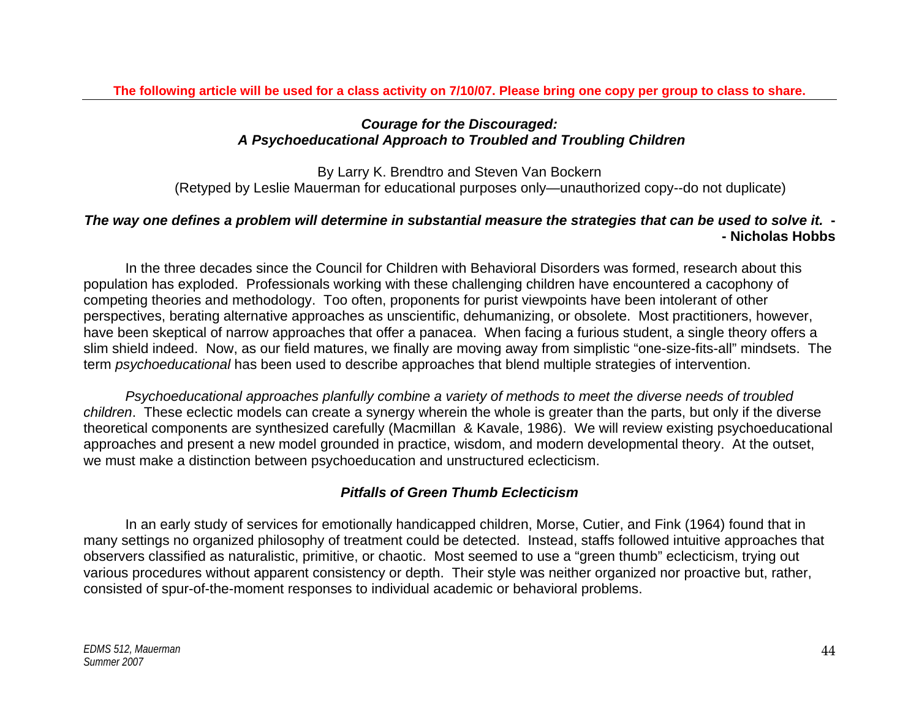**The following article will be used for a class activity on 7/10/07. Please bring one copy per group to class to share.**

---

## *Courage for the Discouraged: A Psychoeducational Approach to Troubled and Troubling Children*

By Larry K. Brendtro and Steven Van Bockern
(Retyped by Leslie Mauerman for educational purposes only—unauthorized copy--do not duplicate)

***The way one defines a problem will determine in substantial measure the strategies that can be used to solve it.* -**
**- Nicholas Hobbs**

In the three decades since the Council for Children with Behavioral Disorders was formed, research about this population has exploded. Professionals working with these challenging children have encountered a cacophony of competing theories and methodology. Too often, proponents for purist viewpoints have been intolerant of other perspectives, berating alternative approaches as unscientific, dehumanizing, or obsolete. Most practitioners, however, have been skeptical of narrow approaches that offer a panacea. When facing a furious student, a single theory offers a slim shield indeed. Now, as our field matures, we finally are moving away from simplistic "one-size-fits-all" mindsets. The term *psychoeducational* has been used to describe approaches that blend multiple strategies of intervention.

*Psychoeducational approaches planfully combine a variety of methods to meet the diverse needs of troubled children*. These eclectic models can create a synergy wherein the whole is greater than the parts, but only if the diverse theoretical components are synthesized carefully (Macmillan & Kavale, 1986). We will review existing psychoeducational approaches and present a new model grounded in practice, wisdom, and modern developmental theory. At the outset, we must make a distinction between psychoeducation and unstructured eclecticism.

### *Pitfalls of Green Thumb Eclecticism*

In an early study of services for emotionally handicapped children, Morse, Cutier, and Fink (1964) found that in many settings no organized philosophy of treatment could be detected. Instead, staffs followed intuitive approaches that observers classified as naturalistic, primitive, or chaotic. Most seemed to use a "green thumb" eclecticism, trying out various procedures without apparent consistency or depth. Their style was neither organized nor proactive but, rather, consisted of spur-of-the-moment responses to individual academic or behavioral problems.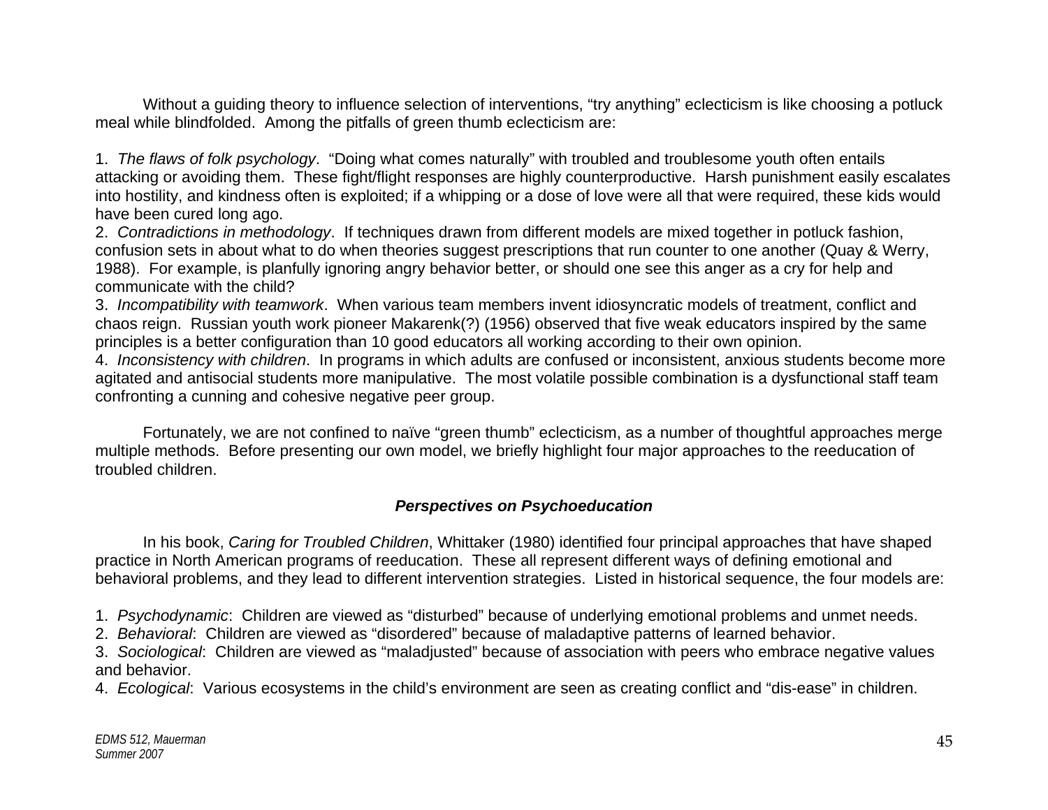Without a guiding theory to influence selection of interventions, "try anything" eclecticism is like choosing a potluck meal while blindfolded. Among the pitfalls of green thumb eclecticism are:

1. *The flaws of folk psychology*. "Doing what comes naturally" with troubled and troublesome youth often entails attacking or avoiding them. These fight/flight responses are highly counterproductive. Harsh punishment easily escalates into hostility, and kindness often is exploited; if a whipping or a dose of love were all that were required, these kids would have been cured long ago.
2. *Contradictions in methodology*. If techniques drawn from different models are mixed together in potluck fashion, confusion sets in about what to do when theories suggest prescriptions that run counter to one another (Quay & Werry, 1988). For example, is planfully ignoring angry behavior better, or should one see this anger as a cry for help and communicate with the child?
3. *Incompatibility with teamwork*. When various team members invent idiosyncratic models of treatment, conflict and chaos reign. Russian youth work pioneer Makarenk(?) (1956) observed that five weak educators inspired by the same principles is a better configuration than 10 good educators all working according to their own opinion.
4. *Inconsistency with children*. In programs in which adults are confused or inconsistent, anxious students become more agitated and antisocial students more manipulative. The most volatile possible combination is a dysfunctional staff team confronting a cunning and cohesive negative peer group.

Fortunately, we are not confined to naïve "green thumb" eclecticism, as a number of thoughtful approaches merge multiple methods. Before presenting our own model, we briefly highlight four major approaches to the reeducation of troubled children.

### ***Perspectives on Psychoeducation***

In his book, *Caring for Troubled Children*, Whittaker (1980) identified four principal approaches that have shaped practice in North American programs of reeducation. These all represent different ways of defining emotional and behavioral problems, and they lead to different intervention strategies. Listed in historical sequence, the four models are:

1. *Psychodynamic*: Children are viewed as "disturbed" because of underlying emotional problems and unmet needs.
2. *Behavioral*: Children are viewed as "disordered" because of maladaptive patterns of learned behavior.
3. *Sociological*: Children are viewed as "maladjusted" because of association with peers who embrace negative values and behavior.
4. *Ecological*: Various ecosystems in the child's environment are seen as creating conflict and "dis-ease" in children.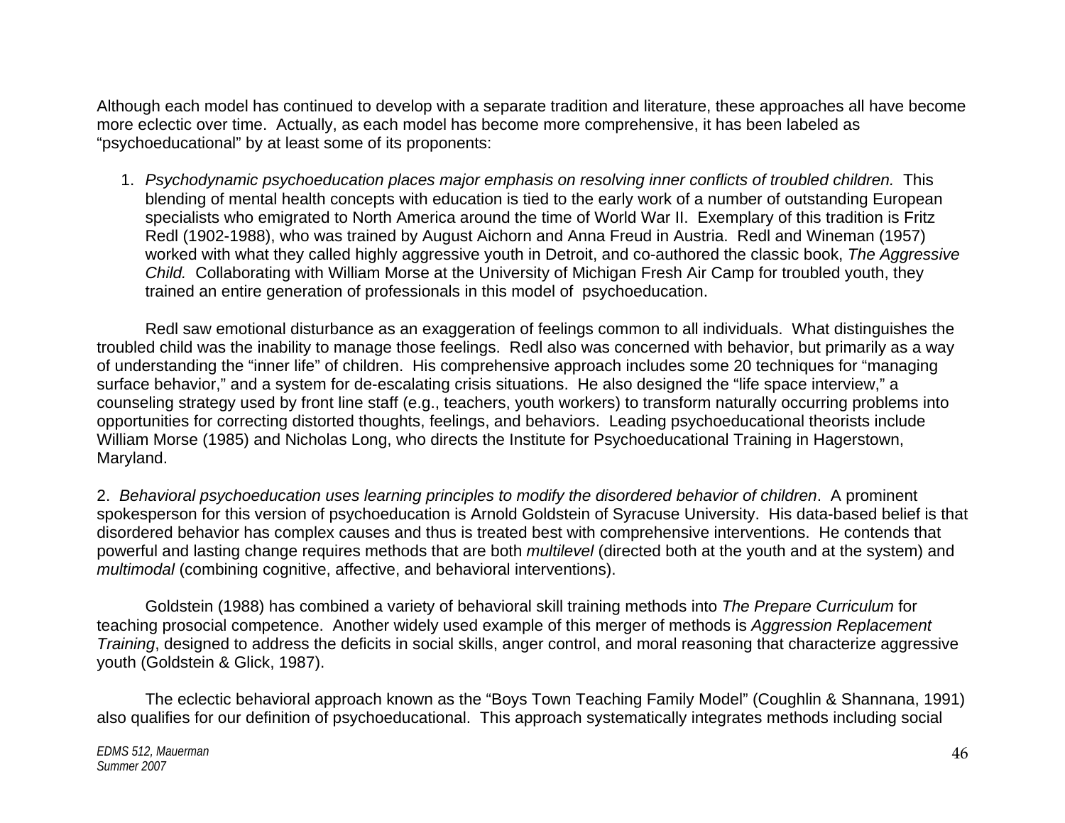Although each model has continued to develop with a separate tradition and literature, these approaches all have become more eclectic over time. Actually, as each model has become more comprehensive, it has been labeled as "psychoeducational" by at least some of its proponents:

1. *Psychodynamic psychoeducation places major emphasis on resolving inner conflicts of troubled children.* This blending of mental health concepts with education is tied to the early work of a number of outstanding European specialists who emigrated to North America around the time of World War II. Exemplary of this tradition is Fritz Redl (1902-1988), who was trained by August Aichorn and Anna Freud in Austria. Redl and Wineman (1957) worked with what they called highly aggressive youth in Detroit, and co-authored the classic book, *The Aggressive Child.* Collaborating with William Morse at the University of Michigan Fresh Air Camp for troubled youth, they trained an entire generation of professionals in this model of psychoeducation.

Redl saw emotional disturbance as an exaggeration of feelings common to all individuals. What distinguishes the troubled child was the inability to manage those feelings. Redl also was concerned with behavior, but primarily as a way of understanding the "inner life" of children. His comprehensive approach includes some 20 techniques for "managing surface behavior," and a system for de-escalating crisis situations. He also designed the "life space interview," a counseling strategy used by front line staff (e.g., teachers, youth workers) to transform naturally occurring problems into opportunities for correcting distorted thoughts, feelings, and behaviors. Leading psychoeducational theorists include William Morse (1985) and Nicholas Long, who directs the Institute for Psychoeducational Training in Hagerstown, Maryland.

2. *Behavioral psychoeducation uses learning principles to modify the disordered behavior of children*. A prominent spokesperson for this version of psychoeducation is Arnold Goldstein of Syracuse University. His data-based belief is that disordered behavior has complex causes and thus is treated best with comprehensive interventions. He contends that powerful and lasting change requires methods that are both *multilevel* (directed both at the youth and at the system) and *multimodal* (combining cognitive, affective, and behavioral interventions).

Goldstein (1988) has combined a variety of behavioral skill training methods into *The Prepare Curriculum* for teaching prosocial competence. Another widely used example of this merger of methods is *Aggression Replacement Training*, designed to address the deficits in social skills, anger control, and moral reasoning that characterize aggressive youth (Goldstein & Glick, 1987).

The eclectic behavioral approach known as the "Boys Town Teaching Family Model" (Coughlin & Shannana, 1991) also qualifies for our definition of psychoeducational. This approach systematically integrates methods including social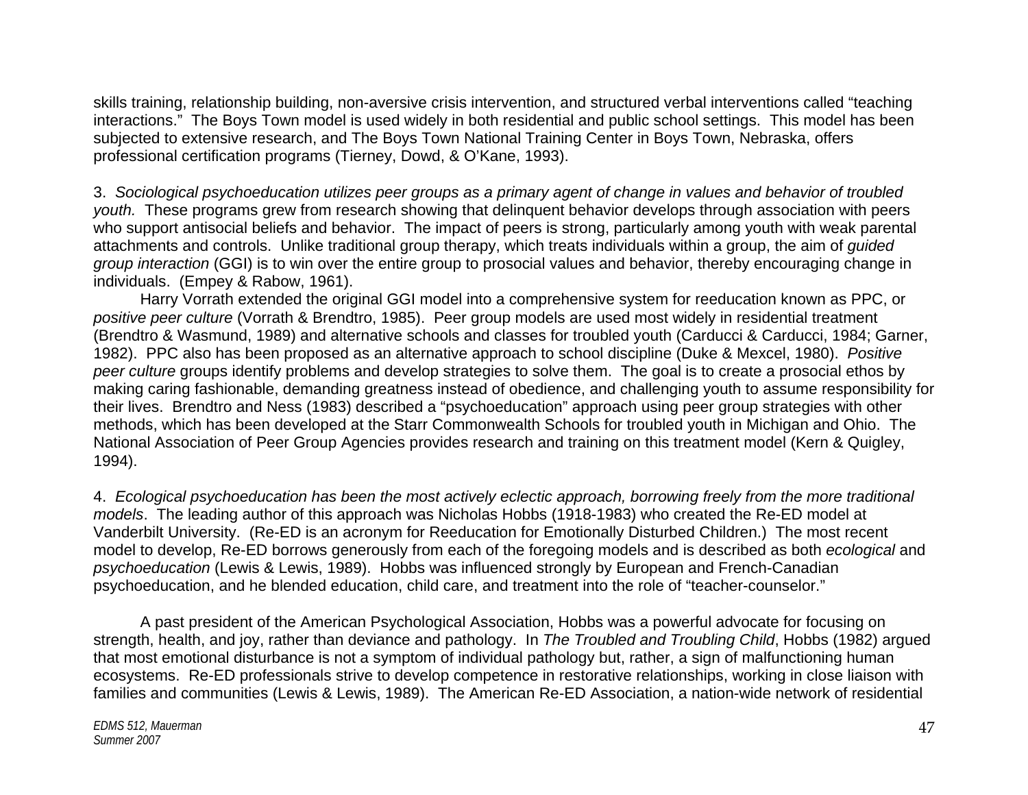skills training, relationship building, non-aversive crisis intervention, and structured verbal interventions called "teaching interactions." The Boys Town model is used widely in both residential and public school settings. This model has been subjected to extensive research, and The Boys Town National Training Center in Boys Town, Nebraska, offers professional certification programs (Tierney, Dowd, & O'Kane, 1993).

3. *Sociological psychoeducation utilizes peer groups as a primary agent of change in values and behavior of troubled youth.* These programs grew from research showing that delinquent behavior develops through association with peers who support antisocial beliefs and behavior. The impact of peers is strong, particularly among youth with weak parental attachments and controls. Unlike traditional group therapy, which treats individuals within a group, the aim of *guided group interaction* (GGI) is to win over the entire group to prosocial values and behavior, thereby encouraging change in individuals. (Empey & Rabow, 1961).

Harry Vorrath extended the original GGI model into a comprehensive system for reeducation known as PPC, or *positive peer culture* (Vorrath & Brendtro, 1985). Peer group models are used most widely in residential treatment (Brendtro & Wasmund, 1989) and alternative schools and classes for troubled youth (Carducci & Carducci, 1984; Garner, 1982). PPC also has been proposed as an alternative approach to school discipline (Duke & Mexcel, 1980). *Positive peer culture* groups identify problems and develop strategies to solve them. The goal is to create a prosocial ethos by making caring fashionable, demanding greatness instead of obedience, and challenging youth to assume responsibility for their lives. Brendtro and Ness (1983) described a "psychoeducation" approach using peer group strategies with other methods, which has been developed at the Starr Commonwealth Schools for troubled youth in Michigan and Ohio. The National Association of Peer Group Agencies provides research and training on this treatment model (Kern & Quigley, 1994).

4. *Ecological psychoeducation has been the most actively eclectic approach, borrowing freely from the more traditional models*. The leading author of this approach was Nicholas Hobbs (1918-1983) who created the Re-ED model at Vanderbilt University. (Re-ED is an acronym for Reeducation for Emotionally Disturbed Children.) The most recent model to develop, Re-ED borrows generously from each of the foregoing models and is described as both *ecological* and *psychoeducation* (Lewis & Lewis, 1989). Hobbs was influenced strongly by European and French-Canadian psychoeducation, and he blended education, child care, and treatment into the role of "teacher-counselor."

A past president of the American Psychological Association, Hobbs was a powerful advocate for focusing on strength, health, and joy, rather than deviance and pathology. In *The Troubled and Troubling Child*, Hobbs (1982) argued that most emotional disturbance is not a symptom of individual pathology but, rather, a sign of malfunctioning human ecosystems. Re-ED professionals strive to develop competence in restorative relationships, working in close liaison with families and communities (Lewis & Lewis, 1989). The American Re-ED Association, a nation-wide network of residential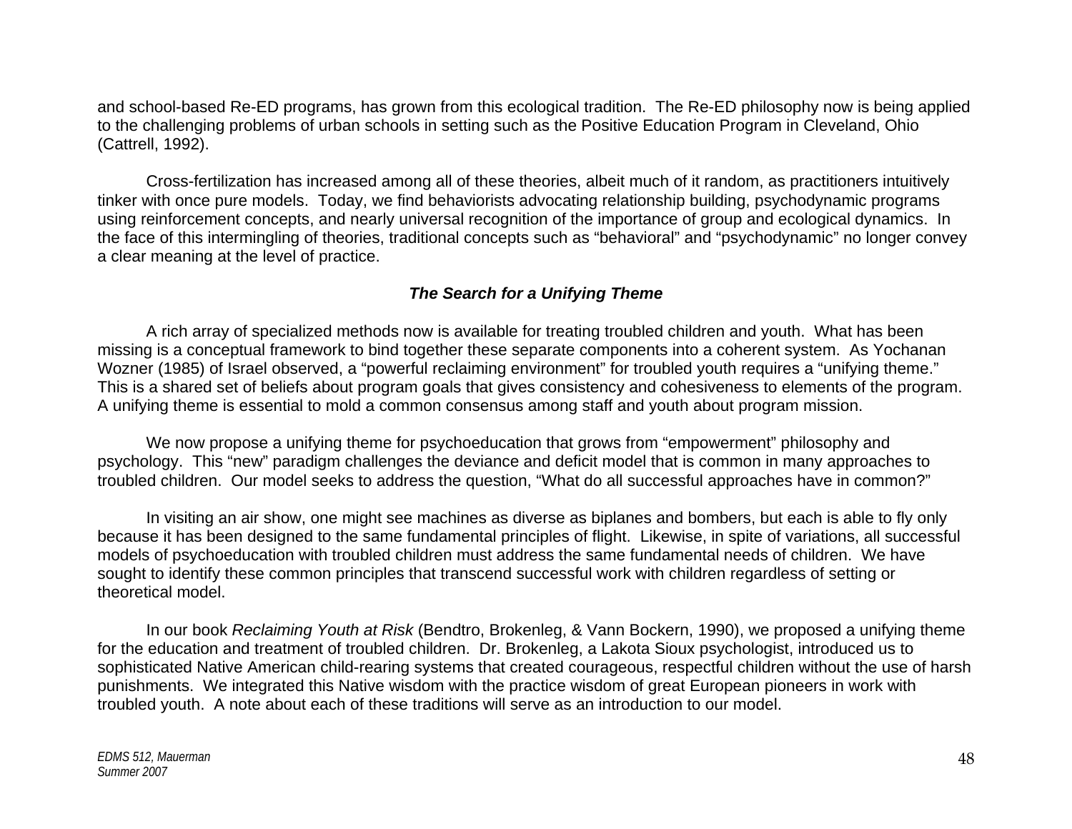and school-based Re-ED programs, has grown from this ecological tradition. The Re-ED philosophy now is being applied to the challenging problems of urban schools in setting such as the Positive Education Program in Cleveland, Ohio (Cattrell, 1992).

Cross-fertilization has increased among all of these theories, albeit much of it random, as practitioners intuitively tinker with once pure models. Today, we find behaviorists advocating relationship building, psychodynamic programs using reinforcement concepts, and nearly universal recognition of the importance of group and ecological dynamics. In the face of this intermingling of theories, traditional concepts such as "behavioral" and "psychodynamic" no longer convey a clear meaning at the level of practice.

### *The Search for a Unifying Theme*

A rich array of specialized methods now is available for treating troubled children and youth. What has been missing is a conceptual framework to bind together these separate components into a coherent system. As Yochanan Wozner (1985) of Israel observed, a "powerful reclaiming environment" for troubled youth requires a "unifying theme." This is a shared set of beliefs about program goals that gives consistency and cohesiveness to elements of the program. A unifying theme is essential to mold a common consensus among staff and youth about program mission.

We now propose a unifying theme for psychoeducation that grows from "empowerment" philosophy and psychology. This "new" paradigm challenges the deviance and deficit model that is common in many approaches to troubled children. Our model seeks to address the question, "What do all successful approaches have in common?"

In visiting an air show, one might see machines as diverse as biplanes and bombers, but each is able to fly only because it has been designed to the same fundamental principles of flight. Likewise, in spite of variations, all successful models of psychoeducation with troubled children must address the same fundamental needs of children. We have sought to identify these common principles that transcend successful work with children regardless of setting or theoretical model.

In our book *Reclaiming Youth at Risk* (Bendtro, Brokenleg, & Vann Bockern, 1990), we proposed a unifying theme for the education and treatment of troubled children. Dr. Brokenleg, a Lakota Sioux psychologist, introduced us to sophisticated Native American child-rearing systems that created courageous, respectful children without the use of harsh punishments. We integrated this Native wisdom with the practice wisdom of great European pioneers in work with troubled youth. A note about each of these traditions will serve as an introduction to our model.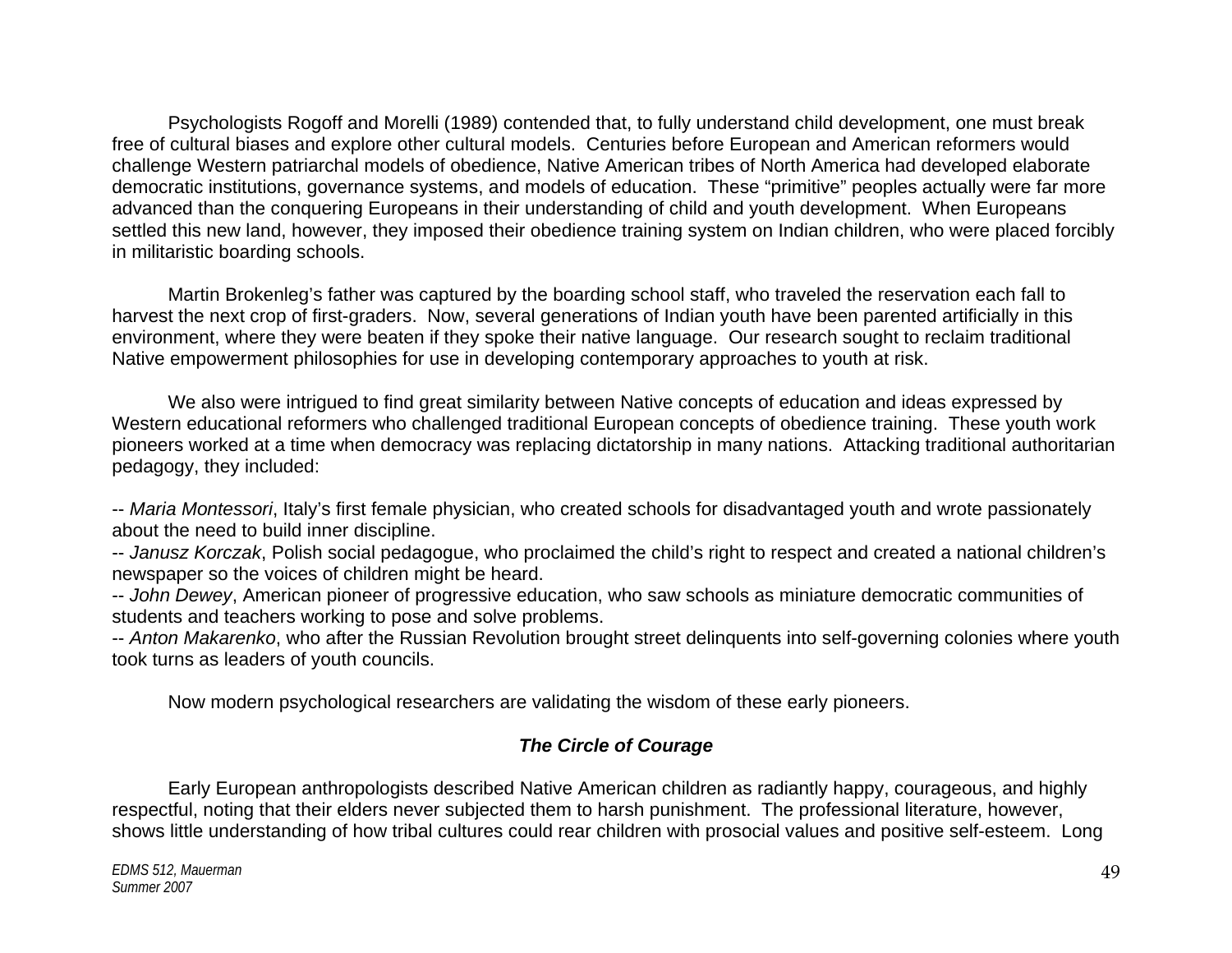Psychologists Rogoff and Morelli (1989) contended that, to fully understand child development, one must break free of cultural biases and explore other cultural models. Centuries before European and American reformers would challenge Western patriarchal models of obedience, Native American tribes of North America had developed elaborate democratic institutions, governance systems, and models of education. These "primitive" peoples actually were far more advanced than the conquering Europeans in their understanding of child and youth development. When Europeans settled this new land, however, they imposed their obedience training system on Indian children, who were placed forcibly in militaristic boarding schools.

Martin Brokenleg's father was captured by the boarding school staff, who traveled the reservation each fall to harvest the next crop of first-graders. Now, several generations of Indian youth have been parented artificially in this environment, where they were beaten if they spoke their native language. Our research sought to reclaim traditional Native empowerment philosophies for use in developing contemporary approaches to youth at risk.

We also were intrigued to find great similarity between Native concepts of education and ideas expressed by Western educational reformers who challenged traditional European concepts of obedience training. These youth work pioneers worked at a time when democracy was replacing dictatorship in many nations. Attacking traditional authoritarian pedagogy, they included:

-- *Maria Montessori*, Italy's first female physician, who created schools for disadvantaged youth and wrote passionately about the need to build inner discipline.
-- *Janusz Korczak*, Polish social pedagogue, who proclaimed the child's right to respect and created a national children's newspaper so the voices of children might be heard.
-- *John Dewey*, American pioneer of progressive education, who saw schools as miniature democratic communities of students and teachers working to pose and solve problems.
-- *Anton Makarenko*, who after the Russian Revolution brought street delinquents into self-governing colonies where youth took turns as leaders of youth councils.

Now modern psychological researchers are validating the wisdom of these early pioneers.

### ***The Circle of Courage***

Early European anthropologists described Native American children as radiantly happy, courageous, and highly respectful, noting that their elders never subjected them to harsh punishment. The professional literature, however, shows little understanding of how tribal cultures could rear children with prosocial values and positive self-esteem. Long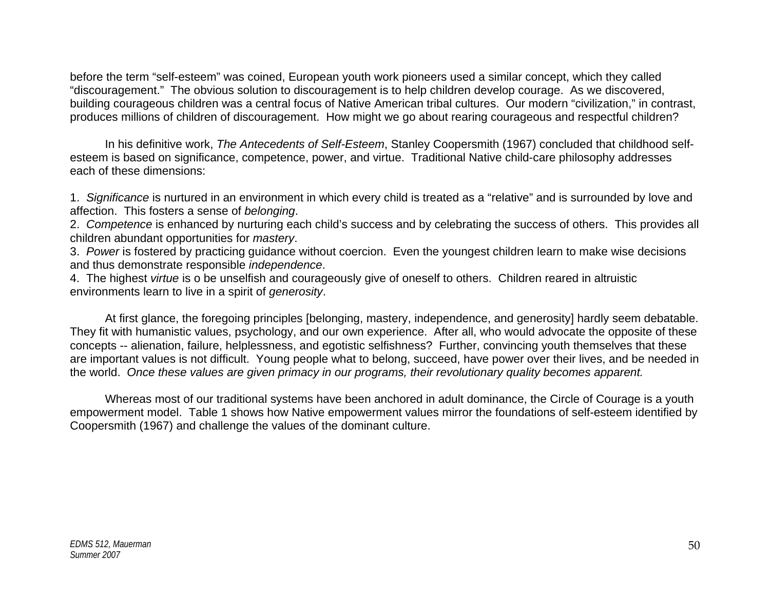before the term "self-esteem" was coined, European youth work pioneers used a similar concept, which they called "discouragement." The obvious solution to discouragement is to help children develop courage. As we discovered, building courageous children was a central focus of Native American tribal cultures. Our modern "civilization," in contrast, produces millions of children of discouragement. How might we go about rearing courageous and respectful children?

In his definitive work, *The Antecedents of Self-Esteem*, Stanley Coopersmith (1967) concluded that childhood self-esteem is based on significance, competence, power, and virtue. Traditional Native child-care philosophy addresses each of these dimensions:

1. *Significance* is nurtured in an environment in which every child is treated as a "relative" and is surrounded by love and affection. This fosters a sense of *belonging*.
2. *Competence* is enhanced by nurturing each child's success and by celebrating the success of others. This provides all children abundant opportunities for *mastery*.
3. *Power* is fostered by practicing guidance without coercion. Even the youngest children learn to make wise decisions and thus demonstrate responsible *independence*.
4. The highest *virtue* is o be unselfish and courageously give of oneself to others. Children reared in altruistic environments learn to live in a spirit of *generosity*.

At first glance, the foregoing principles [belonging, mastery, independence, and generosity] hardly seem debatable. They fit with humanistic values, psychology, and our own experience. After all, who would advocate the opposite of these concepts -- alienation, failure, helplessness, and egotistic selfishness? Further, convincing youth themselves that these are important values is not difficult. Young people what to belong, succeed, have power over their lives, and be needed in the world. *Once these values are given primacy in our programs, their revolutionary quality becomes apparent.*

Whereas most of our traditional systems have been anchored in adult dominance, the Circle of Courage is a youth empowerment model. Table 1 shows how Native empowerment values mirror the foundations of self-esteem identified by Coopersmith (1967) and challenge the values of the dominant culture.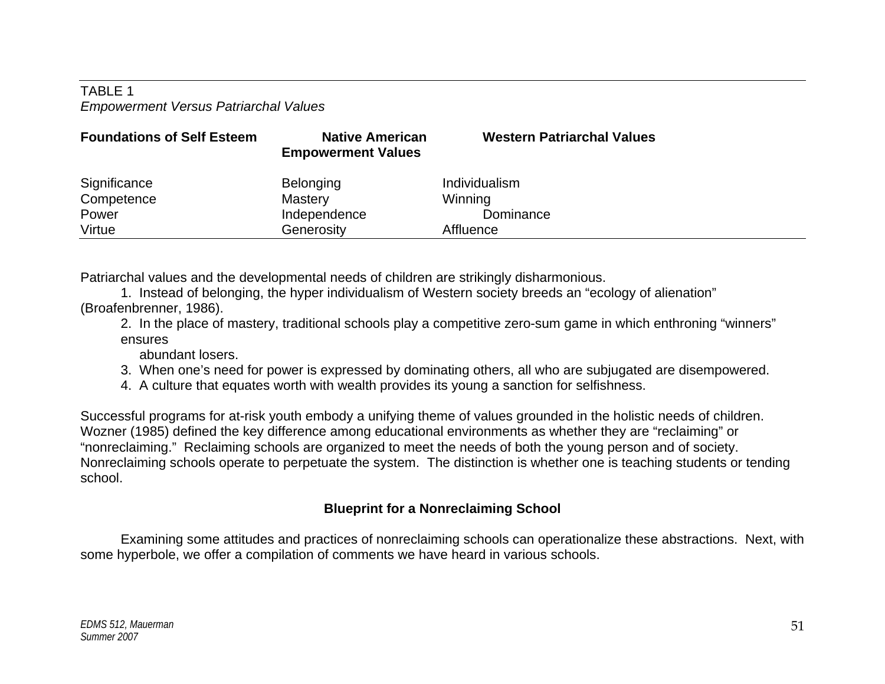TABLE 1
*Empowerment Versus Patriarchal Values*

| Foundations of Self Esteem | Native American Empowerment Values | Western Patriarchal Values |
|---|---|---|
| Significance | Belonging | Individualism |
| Competence | Mastery | Winning |
| Power | Independence | Dominance |
| Virtue | Generosity | Affluence |

Patriarchal values and the developmental needs of children are strikingly disharmonious.

1. Instead of belonging, the hyper individualism of Western society breeds an "ecology of alienation" (Broafenbrenner, 1986).
2. In the place of mastery, traditional schools play a competitive zero-sum game in which enthroning "winners" ensures abundant losers.
3. When one's need for power is expressed by dominating others, all who are subjugated are disempowered.
4. A culture that equates worth with wealth provides its young a sanction for selfishness.

Successful programs for at-risk youth embody a unifying theme of values grounded in the holistic needs of children. Wozner (1985) defined the key difference among educational environments as whether they are "reclaiming" or "nonreclaiming." Reclaiming schools are organized to meet the needs of both the young person and of society. Nonreclaiming schools operate to perpetuate the system. The distinction is whether one is teaching students or tending school.

## Blueprint for a Nonreclaiming School

Examining some attitudes and practices of nonreclaiming schools can operationalize these abstractions. Next, with some hyperbole, we offer a compilation of comments we have heard in various schools.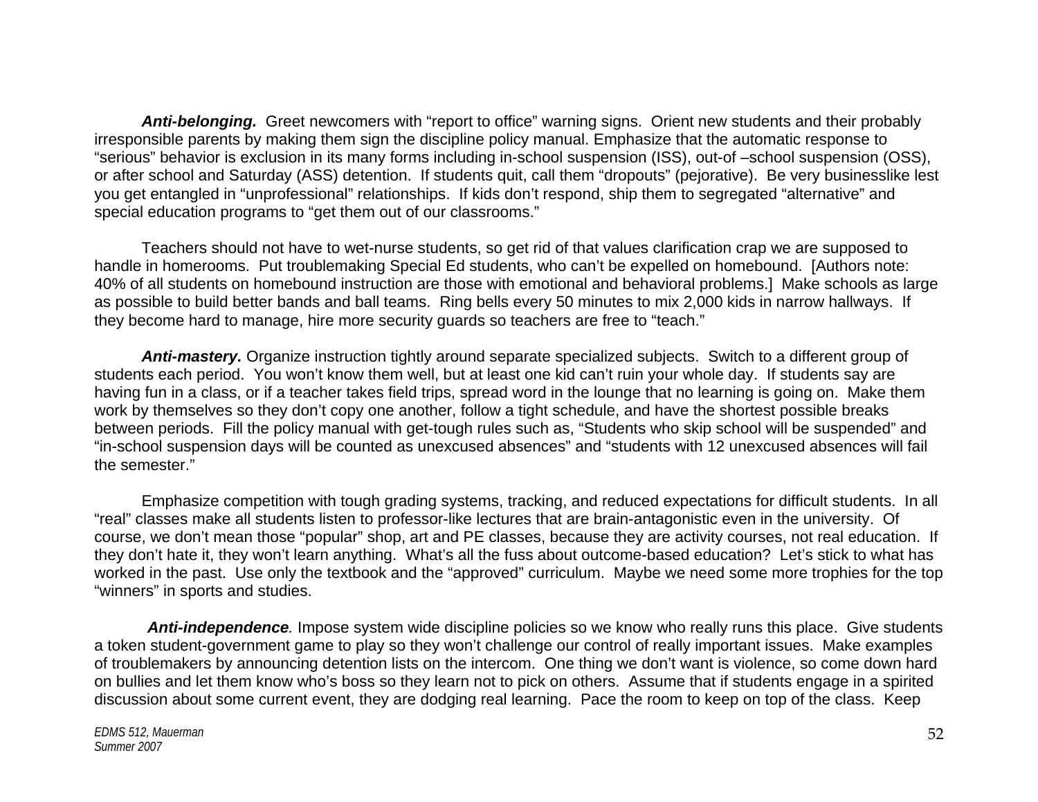***Anti-belonging.*** Greet newcomers with “report to office” warning signs. Orient new students and their probably irresponsible parents by making them sign the discipline policy manual. Emphasize that the automatic response to “serious” behavior is exclusion in its many forms including in-school suspension (ISS), out-of –school suspension (OSS), or after school and Saturday (ASS) detention. If students quit, call them “dropouts” (pejorative). Be very businesslike lest you get entangled in “unprofessional” relationships. If kids don’t respond, ship them to segregated “alternative” and special education programs to “get them out of our classrooms.”

Teachers should not have to wet-nurse students, so get rid of that values clarification crap we are supposed to handle in homerooms. Put troublemaking Special Ed students, who can’t be expelled on homebound. [Authors note: 40% of all students on homebound instruction are those with emotional and behavioral problems.] Make schools as large as possible to build better bands and ball teams. Ring bells every 50 minutes to mix 2,000 kids in narrow hallways. If they become hard to manage, hire more security guards so teachers are free to “teach.”

***Anti-mastery.*** Organize instruction tightly around separate specialized subjects. Switch to a different group of students each period. You won’t know them well, but at least one kid can’t ruin your whole day. If students say are having fun in a class, or if a teacher takes field trips, spread word in the lounge that no learning is going on. Make them work by themselves so they don’t copy one another, follow a tight schedule, and have the shortest possible breaks between periods. Fill the policy manual with get-tough rules such as, “Students who skip school will be suspended” and “in-school suspension days will be counted as unexcused absences” and “students with 12 unexcused absences will fail the semester.”

Emphasize competition with tough grading systems, tracking, and reduced expectations for difficult students. In all “real” classes make all students listen to professor-like lectures that are brain-antagonistic even in the university. Of course, we don’t mean those “popular” shop, art and PE classes, because they are activity courses, not real education. If they don’t hate it, they won’t learn anything. What’s all the fuss about outcome-based education? Let’s stick to what has worked in the past. Use only the textbook and the “approved” curriculum. Maybe we need some more trophies for the top “winners” in sports and studies.

***Anti-independence.*** Impose system wide discipline policies so we know who really runs this place. Give students a token student-government game to play so they won’t challenge our control of really important issues. Make examples of troublemakers by announcing detention lists on the intercom. One thing we don’t want is violence, so come down hard on bullies and let them know who’s boss so they learn not to pick on others. Assume that if students engage in a spirited discussion about some current event, they are dodging real learning. Pace the room to keep on top of the class. Keep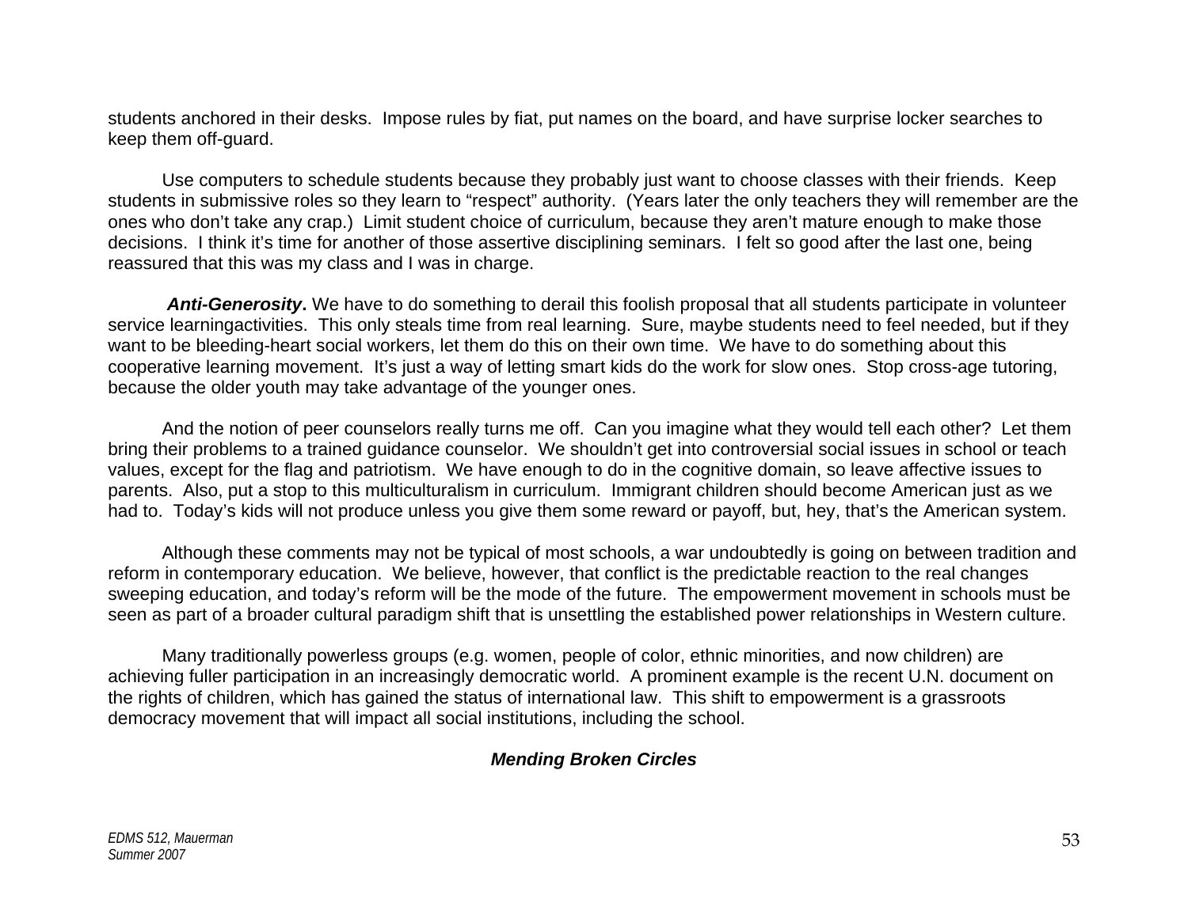students anchored in their desks. Impose rules by fiat, put names on the board, and have surprise locker searches to keep them off-guard.

Use computers to schedule students because they probably just want to choose classes with their friends. Keep students in submissive roles so they learn to “respect” authority. (Years later the only teachers they will remember are the ones who don’t take any crap.) Limit student choice of curriculum, because they aren’t mature enough to make those decisions. I think it’s time for another of those assertive disciplining seminars. I felt so good after the last one, being reassured that this was my class and I was in charge.

***Anti-Generosity*.** We have to do something to derail this foolish proposal that all students participate in volunteer service learningactivities. This only steals time from real learning. Sure, maybe students need to feel needed, but if they want to be bleeding-heart social workers, let them do this on their own time. We have to do something about this cooperative learning movement. It’s just a way of letting smart kids do the work for slow ones. Stop cross-age tutoring, because the older youth may take advantage of the younger ones.

And the notion of peer counselors really turns me off. Can you imagine what they would tell each other? Let them bring their problems to a trained guidance counselor. We shouldn’t get into controversial social issues in school or teach values, except for the flag and patriotism. We have enough to do in the cognitive domain, so leave affective issues to parents. Also, put a stop to this multiculturalism in curriculum. Immigrant children should become American just as we had to. Today’s kids will not produce unless you give them some reward or payoff, but, hey, that’s the American system.

Although these comments may not be typical of most schools, a war undoubtedly is going on between tradition and reform in contemporary education. We believe, however, that conflict is the predictable reaction to the real changes sweeping education, and today’s reform will be the mode of the future. The empowerment movement in schools must be seen as part of a broader cultural paradigm shift that is unsettling the established power relationships in Western culture.

Many traditionally powerless groups (e.g. women, people of color, ethnic minorities, and now children) are achieving fuller participation in an increasingly democratic world. A prominent example is the recent U.N. document on the rights of children, which has gained the status of international law. This shift to empowerment is a grassroots democracy movement that will impact all social institutions, including the school.

***Mending Broken Circles***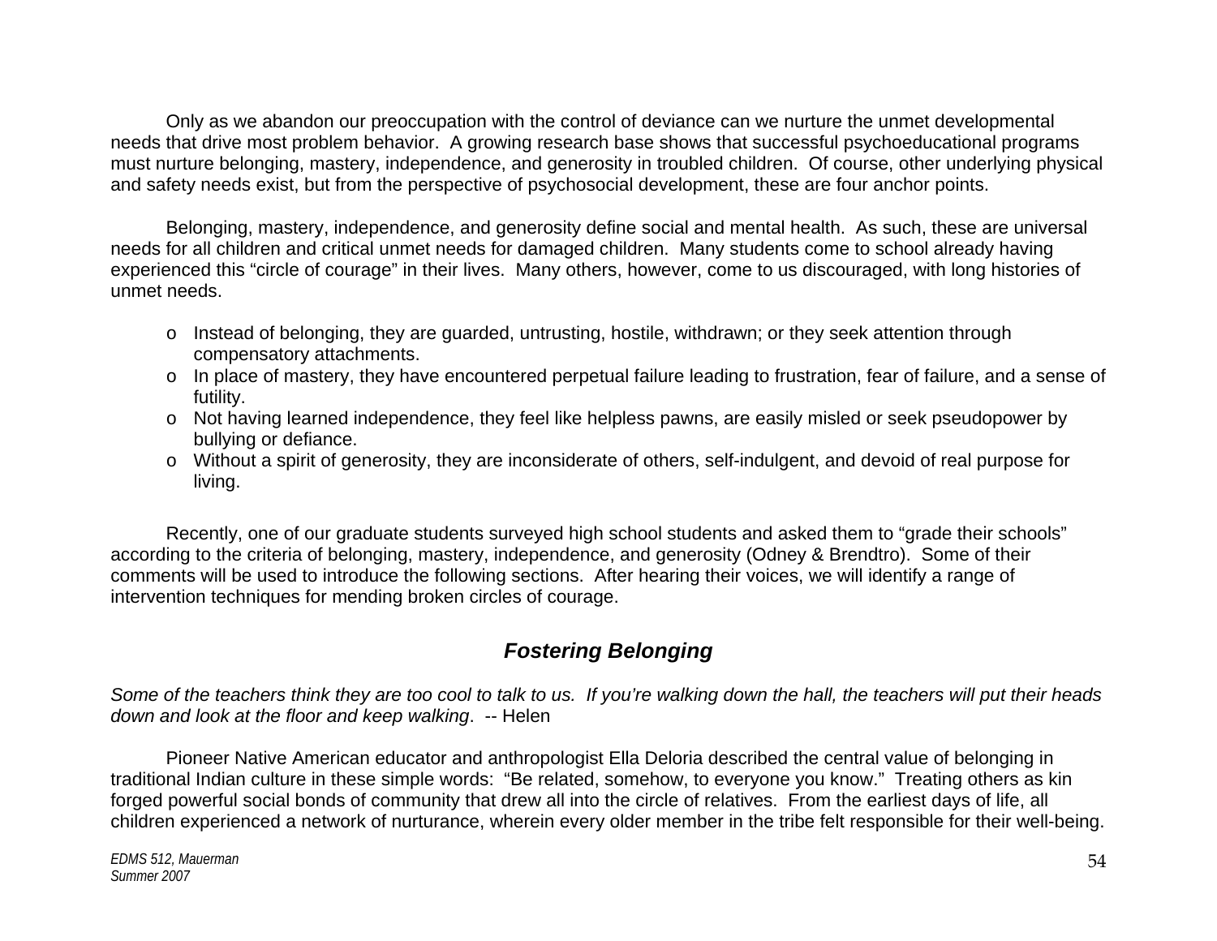Only as we abandon our preoccupation with the control of deviance can we nurture the unmet developmental needs that drive most problem behavior. A growing research base shows that successful psychoeducational programs must nurture belonging, mastery, independence, and generosity in troubled children. Of course, other underlying physical and safety needs exist, but from the perspective of psychosocial development, these are four anchor points.

Belonging, mastery, independence, and generosity define social and mental health. As such, these are universal needs for all children and critical unmet needs for damaged children. Many students come to school already having experienced this "circle of courage" in their lives. Many others, however, come to us discouraged, with long histories of unmet needs.

- Instead of belonging, they are guarded, untrusting, hostile, withdrawn; or they seek attention through compensatory attachments.
- In place of mastery, they have encountered perpetual failure leading to frustration, fear of failure, and a sense of futility.
- Not having learned independence, they feel like helpless pawns, are easily misled or seek pseudopower by bullying or defiance.
- Without a spirit of generosity, they are inconsiderate of others, self-indulgent, and devoid of real purpose for living.

Recently, one of our graduate students surveyed high school students and asked them to "grade their schools" according to the criteria of belonging, mastery, independence, and generosity (Odney & Brendtro). Some of their comments will be used to introduce the following sections. After hearing their voices, we will identify a range of intervention techniques for mending broken circles of courage.

## *Fostering Belonging*

*Some of the teachers think they are too cool to talk to us. If you're walking down the hall, the teachers will put their heads down and look at the floor and keep walking*. -- Helen

Pioneer Native American educator and anthropologist Ella Deloria described the central value of belonging in traditional Indian culture in these simple words: "Be related, somehow, to everyone you know." Treating others as kin forged powerful social bonds of community that drew all into the circle of relatives. From the earliest days of life, all children experienced a network of nurturance, wherein every older member in the tribe felt responsible for their well-being.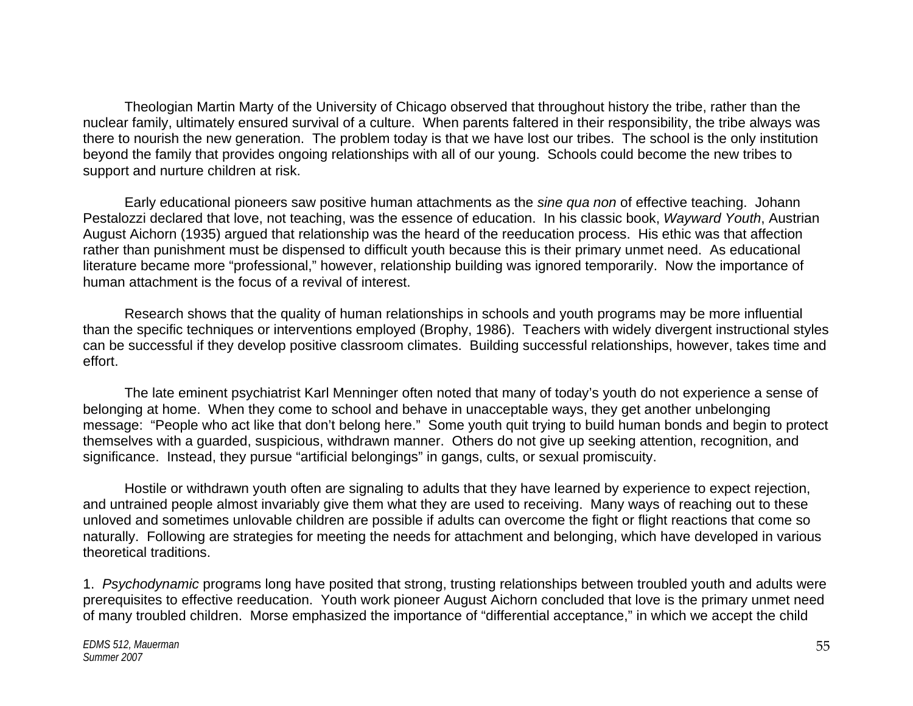Theologian Martin Marty of the University of Chicago observed that throughout history the tribe, rather than the nuclear family, ultimately ensured survival of a culture. When parents faltered in their responsibility, the tribe always was there to nourish the new generation. The problem today is that we have lost our tribes. The school is the only institution beyond the family that provides ongoing relationships with all of our young. Schools could become the new tribes to support and nurture children at risk.

Early educational pioneers saw positive human attachments as the *sine qua non* of effective teaching. Johann Pestalozzi declared that love, not teaching, was the essence of education. In his classic book, *Wayward Youth*, Austrian August Aichorn (1935) argued that relationship was the heard of the reeducation process. His ethic was that affection rather than punishment must be dispensed to difficult youth because this is their primary unmet need. As educational literature became more "professional," however, relationship building was ignored temporarily. Now the importance of human attachment is the focus of a revival of interest.

Research shows that the quality of human relationships in schools and youth programs may be more influential than the specific techniques or interventions employed (Brophy, 1986). Teachers with widely divergent instructional styles can be successful if they develop positive classroom climates. Building successful relationships, however, takes time and effort.

The late eminent psychiatrist Karl Menninger often noted that many of today's youth do not experience a sense of belonging at home. When they come to school and behave in unacceptable ways, they get another unbelonging message: "People who act like that don't belong here." Some youth quit trying to build human bonds and begin to protect themselves with a guarded, suspicious, withdrawn manner. Others do not give up seeking attention, recognition, and significance. Instead, they pursue "artificial belongings" in gangs, cults, or sexual promiscuity.

Hostile or withdrawn youth often are signaling to adults that they have learned by experience to expect rejection, and untrained people almost invariably give them what they are used to receiving. Many ways of reaching out to these unloved and sometimes unlovable children are possible if adults can overcome the fight or flight reactions that come so naturally. Following are strategies for meeting the needs for attachment and belonging, which have developed in various theoretical traditions.

1. *Psychodynamic* programs long have posited that strong, trusting relationships between troubled youth and adults were prerequisites to effective reeducation. Youth work pioneer August Aichorn concluded that love is the primary unmet need of many troubled children. Morse emphasized the importance of "differential acceptance," in which we accept the child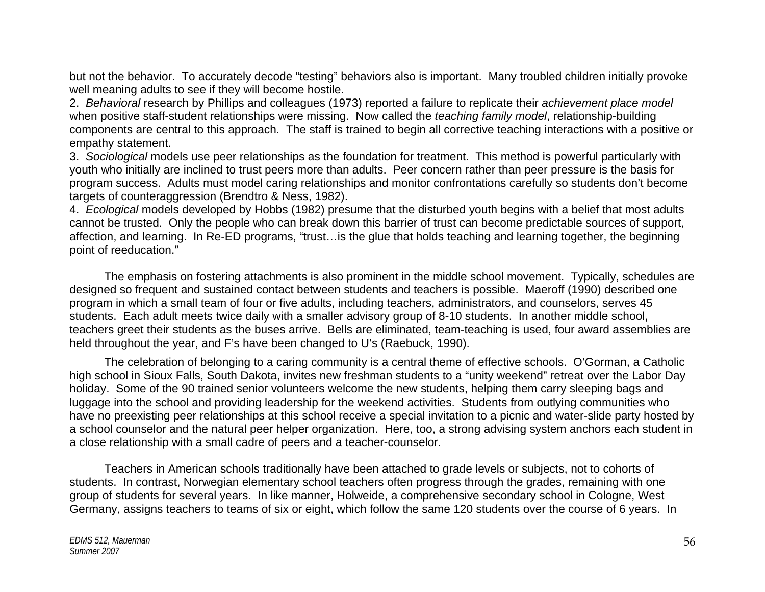but not the behavior. To accurately decode "testing" behaviors also is important. Many troubled children initially provoke well meaning adults to see if they will become hostile.

2. *Behavioral* research by Phillips and colleagues (1973) reported a failure to replicate their *achievement place model* when positive staff-student relationships were missing. Now called the *teaching family model*, relationship-building components are central to this approach. The staff is trained to begin all corrective teaching interactions with a positive or empathy statement.

3. *Sociological* models use peer relationships as the foundation for treatment. This method is powerful particularly with youth who initially are inclined to trust peers more than adults. Peer concern rather than peer pressure is the basis for program success. Adults must model caring relationships and monitor confrontations carefully so students don't become targets of counteraggression (Brendtro & Ness, 1982).

4. *Ecological* models developed by Hobbs (1982) presume that the disturbed youth begins with a belief that most adults cannot be trusted. Only the people who can break down this barrier of trust can become predictable sources of support, affection, and learning. In Re-ED programs, "trust…is the glue that holds teaching and learning together, the beginning point of reeducation."

The emphasis on fostering attachments is also prominent in the middle school movement. Typically, schedules are designed so frequent and sustained contact between students and teachers is possible. Maeroff (1990) described one program in which a small team of four or five adults, including teachers, administrators, and counselors, serves 45 students. Each adult meets twice daily with a smaller advisory group of 8-10 students. In another middle school, teachers greet their students as the buses arrive. Bells are eliminated, team-teaching is used, four award assemblies are held throughout the year, and F's have been changed to U's (Raebuck, 1990).

The celebration of belonging to a caring community is a central theme of effective schools. O'Gorman, a Catholic high school in Sioux Falls, South Dakota, invites new freshman students to a "unity weekend" retreat over the Labor Day holiday. Some of the 90 trained senior volunteers welcome the new students, helping them carry sleeping bags and luggage into the school and providing leadership for the weekend activities. Students from outlying communities who have no preexisting peer relationships at this school receive a special invitation to a picnic and water-slide party hosted by a school counselor and the natural peer helper organization. Here, too, a strong advising system anchors each student in a close relationship with a small cadre of peers and a teacher-counselor.

Teachers in American schools traditionally have been attached to grade levels or subjects, not to cohorts of students. In contrast, Norwegian elementary school teachers often progress through the grades, remaining with one group of students for several years. In like manner, Holweide, a comprehensive secondary school in Cologne, West Germany, assigns teachers to teams of six or eight, which follow the same 120 students over the course of 6 years. In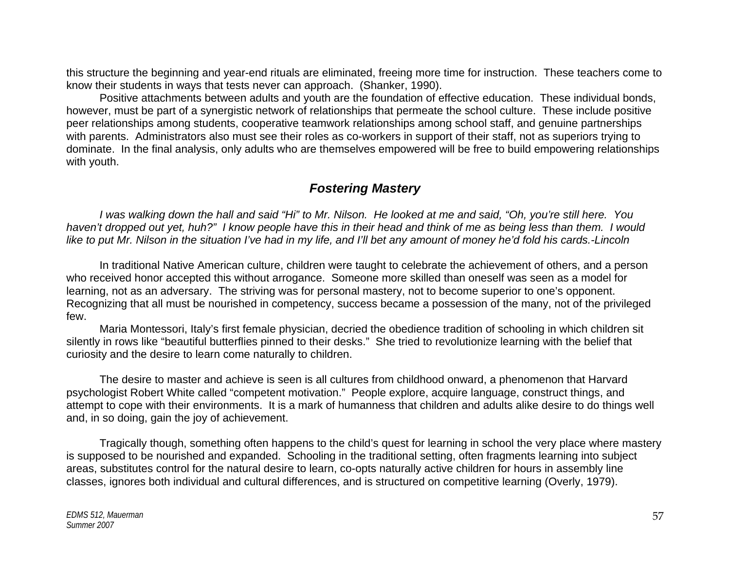this structure the beginning and year-end rituals are eliminated, freeing more time for instruction. These teachers come to know their students in ways that tests never can approach. (Shanker, 1990).

Positive attachments between adults and youth are the foundation of effective education. These individual bonds, however, must be part of a synergistic network of relationships that permeate the school culture. These include positive peer relationships among students, cooperative teamwork relationships among school staff, and genuine partnerships with parents. Administrators also must see their roles as co-workers in support of their staff, not as superiors trying to dominate. In the final analysis, only adults who are themselves empowered will be free to build empowering relationships with youth.

## *Fostering Mastery*

*I was walking down the hall and said "Hi" to Mr. Nilson. He looked at me and said, "Oh, you're still here. You haven't dropped out yet, huh?" I know people have this in their head and think of me as being less than them. I would like to put Mr. Nilson in the situation I've had in my life, and I'll bet any amount of money he'd fold his cards.-Lincoln*

In traditional Native American culture, children were taught to celebrate the achievement of others, and a person who received honor accepted this without arrogance. Someone more skilled than oneself was seen as a model for learning, not as an adversary. The striving was for personal mastery, not to become superior to one's opponent. Recognizing that all must be nourished in competency, success became a possession of the many, not of the privileged few.

Maria Montessori, Italy's first female physician, decried the obedience tradition of schooling in which children sit silently in rows like "beautiful butterflies pinned to their desks." She tried to revolutionize learning with the belief that curiosity and the desire to learn come naturally to children.

The desire to master and achieve is seen is all cultures from childhood onward, a phenomenon that Harvard psychologist Robert White called "competent motivation." People explore, acquire language, construct things, and attempt to cope with their environments. It is a mark of humanness that children and adults alike desire to do things well and, in so doing, gain the joy of achievement.

Tragically though, something often happens to the child's quest for learning in school the very place where mastery is supposed to be nourished and expanded. Schooling in the traditional setting, often fragments learning into subject areas, substitutes control for the natural desire to learn, co-opts naturally active children for hours in assembly line classes, ignores both individual and cultural differences, and is structured on competitive learning (Overly, 1979).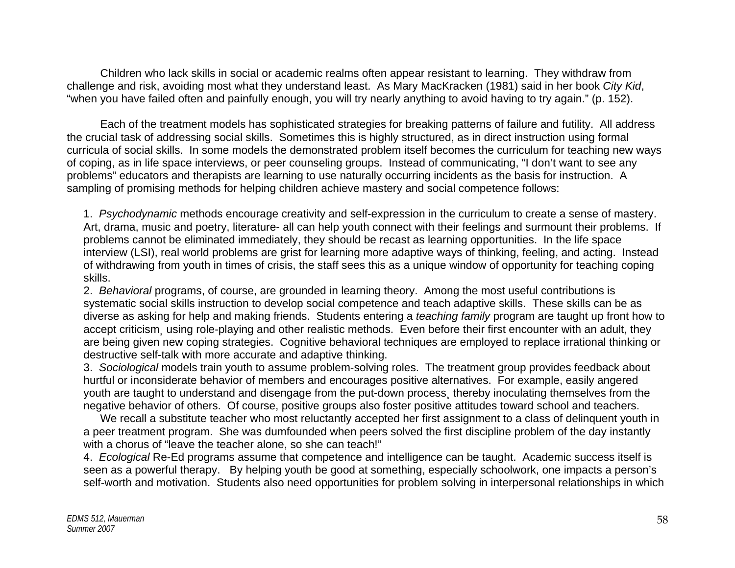Children who lack skills in social or academic realms often appear resistant to learning. They withdraw from challenge and risk, avoiding most what they understand least. As Mary MacKracken (1981) said in her book *City Kid*, "when you have failed often and painfully enough, you will try nearly anything to avoid having to try again." (p. 152).

Each of the treatment models has sophisticated strategies for breaking patterns of failure and futility. All address the crucial task of addressing social skills. Sometimes this is highly structured, as in direct instruction using formal curricula of social skills. In some models the demonstrated problem itself becomes the curriculum for teaching new ways of coping, as in life space interviews, or peer counseling groups. Instead of communicating, "I don't want to see any problems" educators and therapists are learning to use naturally occurring incidents as the basis for instruction. A sampling of promising methods for helping children achieve mastery and social competence follows:

1. *Psychodynamic* methods encourage creativity and self-expression in the curriculum to create a sense of mastery. Art, drama, music and poetry, literature- all can help youth connect with their feelings and surmount their problems. If problems cannot be eliminated immediately, they should be recast as learning opportunities. In the life space interview (LSI), real world problems are grist for learning more adaptive ways of thinking, feeling, and acting. Instead of withdrawing from youth in times of crisis, the staff sees this as a unique window of opportunity for teaching coping skills.
2. *Behavioral* programs, of course, are grounded in learning theory. Among the most useful contributions is systematic social skills instruction to develop social competence and teach adaptive skills. These skills can be as diverse as asking for help and making friends. Students entering a *teaching family* program are taught up front how to accept criticism¸ using role-playing and other realistic methods. Even before their first encounter with an adult, they are being given new coping strategies. Cognitive behavioral techniques are employed to replace irrational thinking or destructive self-talk with more accurate and adaptive thinking.
3. *Sociological* models train youth to assume problem-solving roles. The treatment group provides feedback about hurtful or inconsiderate behavior of members and encourages positive alternatives. For example, easily angered youth are taught to understand and disengage from the put-down process¸ thereby inoculating themselves from the negative behavior of others. Of course, positive groups also foster positive attitudes toward school and teachers.

   We recall a substitute teacher who most reluctantly accepted her first assignment to a class of delinquent youth in a peer treatment program. She was dumfounded when peers solved the first discipline problem of the day instantly with a chorus of "leave the teacher alone, so she can teach!"
4. *Ecological* Re-Ed programs assume that competence and intelligence can be taught. Academic success itself is seen as a powerful therapy. By helping youth be good at something, especially schoolwork, one impacts a person's self-worth and motivation. Students also need opportunities for problem solving in interpersonal relationships in which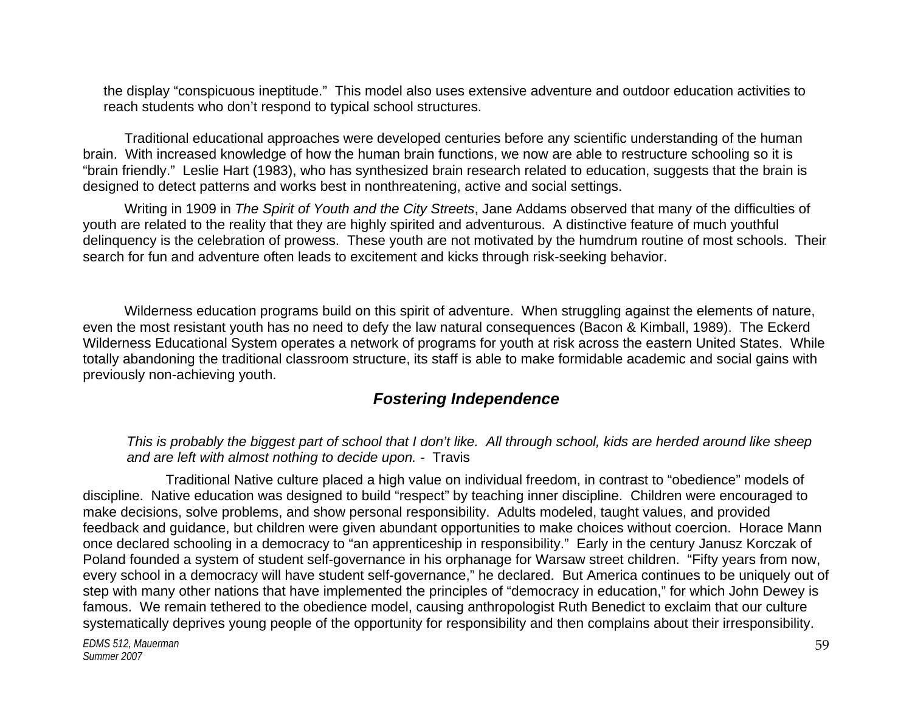the display "conspicuous ineptitude." This model also uses extensive adventure and outdoor education activities to reach students who don't respond to typical school structures.

Traditional educational approaches were developed centuries before any scientific understanding of the human brain. With increased knowledge of how the human brain functions, we now are able to restructure schooling so it is "brain friendly." Leslie Hart (1983), who has synthesized brain research related to education, suggests that the brain is designed to detect patterns and works best in nonthreatening, active and social settings.

Writing in 1909 in *The Spirit of Youth and the City Streets*, Jane Addams observed that many of the difficulties of youth are related to the reality that they are highly spirited and adventurous. A distinctive feature of much youthful delinquency is the celebration of prowess. These youth are not motivated by the humdrum routine of most schools. Their search for fun and adventure often leads to excitement and kicks through risk-seeking behavior.

Wilderness education programs build on this spirit of adventure. When struggling against the elements of nature, even the most resistant youth has no need to defy the law natural consequences (Bacon & Kimball, 1989). The Eckerd Wilderness Educational System operates a network of programs for youth at risk across the eastern United States. While totally abandoning the traditional classroom structure, its staff is able to make formidable academic and social gains with previously non-achieving youth.

## *Fostering Independence*

*This is probably the biggest part of school that I don't like. All through school, kids are herded around like sheep and are left with almost nothing to decide upon. -* Travis

Traditional Native culture placed a high value on individual freedom, in contrast to "obedience" models of discipline. Native education was designed to build "respect" by teaching inner discipline. Children were encouraged to make decisions, solve problems, and show personal responsibility. Adults modeled, taught values, and provided feedback and guidance, but children were given abundant opportunities to make choices without coercion. Horace Mann once declared schooling in a democracy to "an apprenticeship in responsibility." Early in the century Janusz Korczak of Poland founded a system of student self-governance in his orphanage for Warsaw street children. "Fifty years from now, every school in a democracy will have student self-governance," he declared. But America continues to be uniquely out of step with many other nations that have implemented the principles of "democracy in education," for which John Dewey is famous. We remain tethered to the obedience model, causing anthropologist Ruth Benedict to exclaim that our culture systematically deprives young people of the opportunity for responsibility and then complains about their irresponsibility.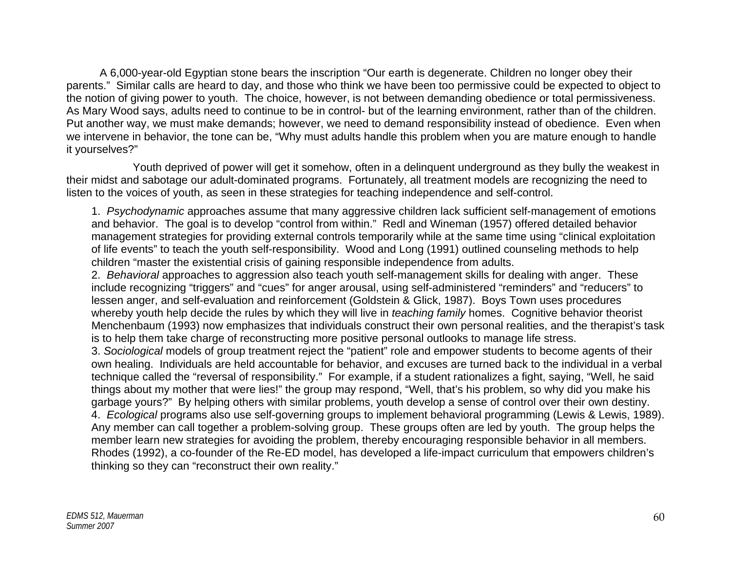A 6,000-year-old Egyptian stone bears the inscription “Our earth is degenerate. Children no longer obey their parents.” Similar calls are heard to day, and those who think we have been too permissive could be expected to object to the notion of giving power to youth. The choice, however, is not between demanding obedience or total permissiveness. As Mary Wood says, adults need to continue to be in control- but of the learning environment, rather than of the children. Put another way, we must make demands; however, we need to demand responsibility instead of obedience. Even when we intervene in behavior, the tone can be, “Why must adults handle this problem when you are mature enough to handle it yourselves?”

Youth deprived of power will get it somehow, often in a delinquent underground as they bully the weakest in their midst and sabotage our adult-dominated programs. Fortunately, all treatment models are recognizing the need to listen to the voices of youth, as seen in these strategies for teaching independence and self-control.

1. *Psychodynamic* approaches assume that many aggressive children lack sufficient self-management of emotions and behavior. The goal is to develop “control from within.” Redl and Wineman (1957) offered detailed behavior management strategies for providing external controls temporarily while at the same time using “clinical exploitation of life events” to teach the youth self-responsibility. Wood and Long (1991) outlined counseling methods to help children “master the existential crisis of gaining responsible independence from adults.
2. *Behavioral* approaches to aggression also teach youth self-management skills for dealing with anger. These include recognizing “triggers” and “cues” for anger arousal, using self-administered “reminders” and “reducers” to lessen anger, and self-evaluation and reinforcement (Goldstein & Glick, 1987). Boys Town uses procedures whereby youth help decide the rules by which they will live in *teaching family* homes. Cognitive behavior theorist Menchenbaum (1993) now emphasizes that individuals construct their own personal realities, and the therapist’s task is to help them take charge of reconstructing more positive personal outlooks to manage life stress.
3. *Sociological* models of group treatment reject the “patient” role and empower students to become agents of their own healing. Individuals are held accountable for behavior, and excuses are turned back to the individual in a verbal technique called the “reversal of responsibility.” For example, if a student rationalizes a fight, saying, “Well, he said things about my mother that were lies!” the group may respond, “Well, that’s his problem, so why did you make his garbage yours?” By helping others with similar problems, youth develop a sense of control over their own destiny.
4. *Ecological* programs also use self-governing groups to implement behavioral programming (Lewis & Lewis, 1989). Any member can call together a problem-solving group. These groups often are led by youth. The group helps the member learn new strategies for avoiding the problem, thereby encouraging responsible behavior in all members. Rhodes (1992), a co-founder of the Re-ED model, has developed a life-impact curriculum that empowers children’s thinking so they can “reconstruct their own reality.”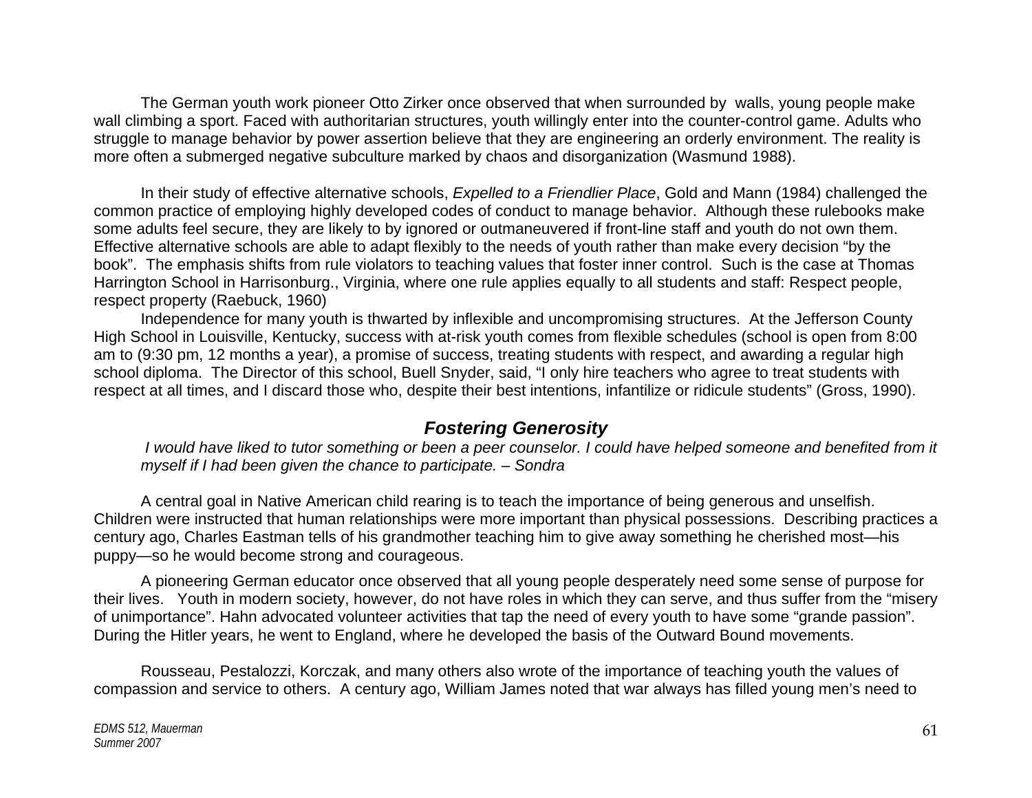The German youth work pioneer Otto Zirker once observed that when surrounded by walls, young people make wall climbing a sport. Faced with authoritarian structures, youth willingly enter into the counter-control game. Adults who struggle to manage behavior by power assertion believe that they are engineering an orderly environment. The reality is more often a submerged negative subculture marked by chaos and disorganization (Wasmund 1988).

In their study of effective alternative schools, *Expelled to a Friendlier Place*, Gold and Mann (1984) challenged the common practice of employing highly developed codes of conduct to manage behavior. Although these rulebooks make some adults feel secure, they are likely to by ignored or outmaneuvered if front-line staff and youth do not own them. Effective alternative schools are able to adapt flexibly to the needs of youth rather than make every decision "by the book". The emphasis shifts from rule violators to teaching values that foster inner control. Such is the case at Thomas Harrington School in Harrisonburg., Virginia, where one rule applies equally to all students and staff: Respect people, respect property (Raebuck, 1960)

Independence for many youth is thwarted by inflexible and uncompromising structures. At the Jefferson County High School in Louisville, Kentucky, success with at-risk youth comes from flexible schedules (school is open from 8:00 am to (9:30 pm, 12 months a year), a promise of success, treating students with respect, and awarding a regular high school diploma. The Director of this school, Buell Snyder, said, "I only hire teachers who agree to treat students with respect at all times, and I discard those who, despite their best intentions, infantilize or ridicule students" (Gross, 1990).

## *Fostering Generosity*

*I would have liked to tutor something or been a peer counselor. I could have helped someone and benefited from it myself if I had been given the chance to participate. – Sondra*

A central goal in Native American child rearing is to teach the importance of being generous and unselfish. Children were instructed that human relationships were more important than physical possessions. Describing practices a century ago, Charles Eastman tells of his grandmother teaching him to give away something he cherished most—his puppy—so he would become strong and courageous.

A pioneering German educator once observed that all young people desperately need some sense of purpose for their lives. Youth in modern society, however, do not have roles in which they can serve, and thus suffer from the "misery of unimportance". Hahn advocated volunteer activities that tap the need of every youth to have some "grande passion". During the Hitler years, he went to England, where he developed the basis of the Outward Bound movements.

Rousseau, Pestalozzi, Korczak, and many others also wrote of the importance of teaching youth the values of compassion and service to others. A century ago, William James noted that war always has filled young men's need to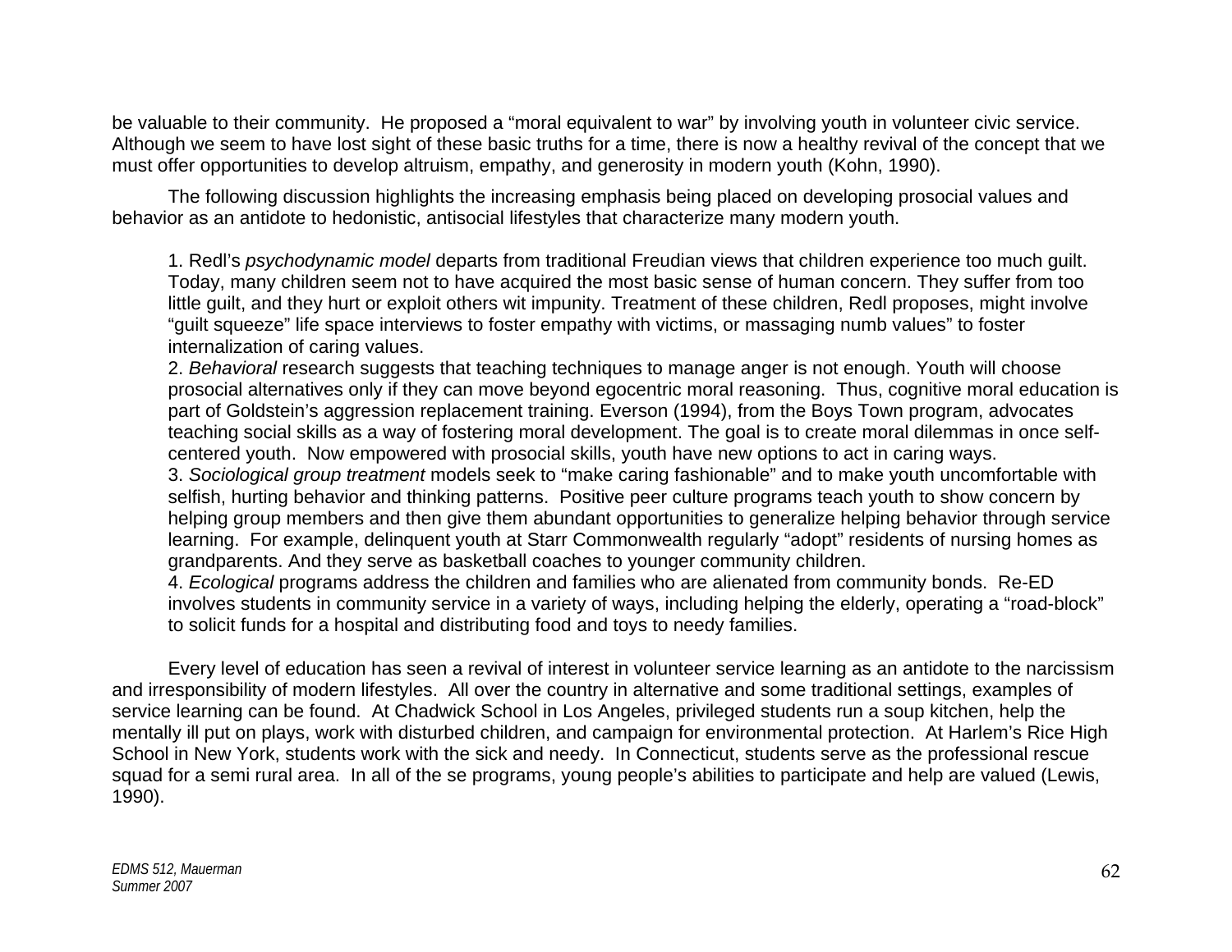be valuable to their community. He proposed a "moral equivalent to war" by involving youth in volunteer civic service. Although we seem to have lost sight of these basic truths for a time, there is now a healthy revival of the concept that we must offer opportunities to develop altruism, empathy, and generosity in modern youth (Kohn, 1990).

The following discussion highlights the increasing emphasis being placed on developing prosocial values and behavior as an antidote to hedonistic, antisocial lifestyles that characterize many modern youth.

1. Redl's *psychodynamic model* departs from traditional Freudian views that children experience too much guilt. Today, many children seem not to have acquired the most basic sense of human concern. They suffer from too little guilt, and they hurt or exploit others wit impunity. Treatment of these children, Redl proposes, might involve "guilt squeeze" life space interviews to foster empathy with victims, or massaging numb values" to foster internalization of caring values.
2. *Behavioral* research suggests that teaching techniques to manage anger is not enough. Youth will choose prosocial alternatives only if they can move beyond egocentric moral reasoning. Thus, cognitive moral education is part of Goldstein's aggression replacement training. Everson (1994), from the Boys Town program, advocates teaching social skills as a way of fostering moral development. The goal is to create moral dilemmas in once self-centered youth. Now empowered with prosocial skills, youth have new options to act in caring ways.
3. *Sociological group treatment* models seek to "make caring fashionable" and to make youth uncomfortable with selfish, hurting behavior and thinking patterns. Positive peer culture programs teach youth to show concern by helping group members and then give them abundant opportunities to generalize helping behavior through service learning. For example, delinquent youth at Starr Commonwealth regularly "adopt" residents of nursing homes as grandparents. And they serve as basketball coaches to younger community children.
4. *Ecological* programs address the children and families who are alienated from community bonds. Re-ED involves students in community service in a variety of ways, including helping the elderly, operating a "road-block" to solicit funds for a hospital and distributing food and toys to needy families.

Every level of education has seen a revival of interest in volunteer service learning as an antidote to the narcissism and irresponsibility of modern lifestyles. All over the country in alternative and some traditional settings, examples of service learning can be found. At Chadwick School in Los Angeles, privileged students run a soup kitchen, help the mentally ill put on plays, work with disturbed children, and campaign for environmental protection. At Harlem's Rice High School in New York, students work with the sick and needy. In Connecticut, students serve as the professional rescue squad for a semi rural area. In all of the se programs, young people's abilities to participate and help are valued (Lewis, 1990).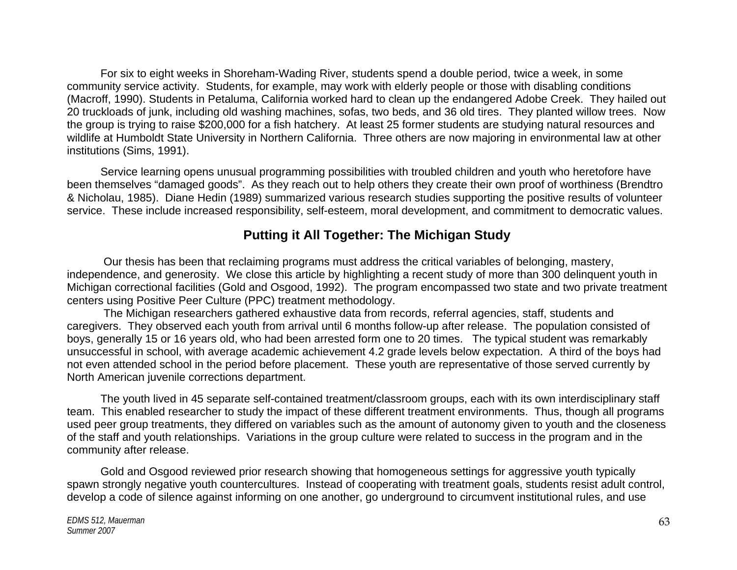For six to eight weeks in Shoreham-Wading River, students spend a double period, twice a week, in some community service activity. Students, for example, may work with elderly people or those with disabling conditions (Macroff, 1990). Students in Petaluma, California worked hard to clean up the endangered Adobe Creek. They hailed out 20 truckloads of junk, including old washing machines, sofas, two beds, and 36 old tires. They planted willow trees. Now the group is trying to raise $200,000 for a fish hatchery. At least 25 former students are studying natural resources and wildlife at Humboldt State University in Northern California. Three others are now majoring in environmental law at other institutions (Sims, 1991).

Service learning opens unusual programming possibilities with troubled children and youth who heretofore have been themselves "damaged goods". As they reach out to help others they create their own proof of worthiness (Brendtro & Nicholau, 1985). Diane Hedin (1989) summarized various research studies supporting the positive results of volunteer service. These include increased responsibility, self-esteem, moral development, and commitment to democratic values.

## Putting it All Together: The Michigan Study

Our thesis has been that reclaiming programs must address the critical variables of belonging, mastery, independence, and generosity. We close this article by highlighting a recent study of more than 300 delinquent youth in Michigan correctional facilities (Gold and Osgood, 1992). The program encompassed two state and two private treatment centers using Positive Peer Culture (PPC) treatment methodology.

The Michigan researchers gathered exhaustive data from records, referral agencies, staff, students and caregivers. They observed each youth from arrival until 6 months follow-up after release. The population consisted of boys, generally 15 or 16 years old, who had been arrested form one to 20 times. The typical student was remarkably unsuccessful in school, with average academic achievement 4.2 grade levels below expectation. A third of the boys had not even attended school in the period before placement. These youth are representative of those served currently by North American juvenile corrections department.

The youth lived in 45 separate self-contained treatment/classroom groups, each with its own interdisciplinary staff team. This enabled researcher to study the impact of these different treatment environments. Thus, though all programs used peer group treatments, they differed on variables such as the amount of autonomy given to youth and the closeness of the staff and youth relationships. Variations in the group culture were related to success in the program and in the community after release.

Gold and Osgood reviewed prior research showing that homogeneous settings for aggressive youth typically spawn strongly negative youth countercultures. Instead of cooperating with treatment goals, students resist adult control, develop a code of silence against informing on one another, go underground to circumvent institutional rules, and use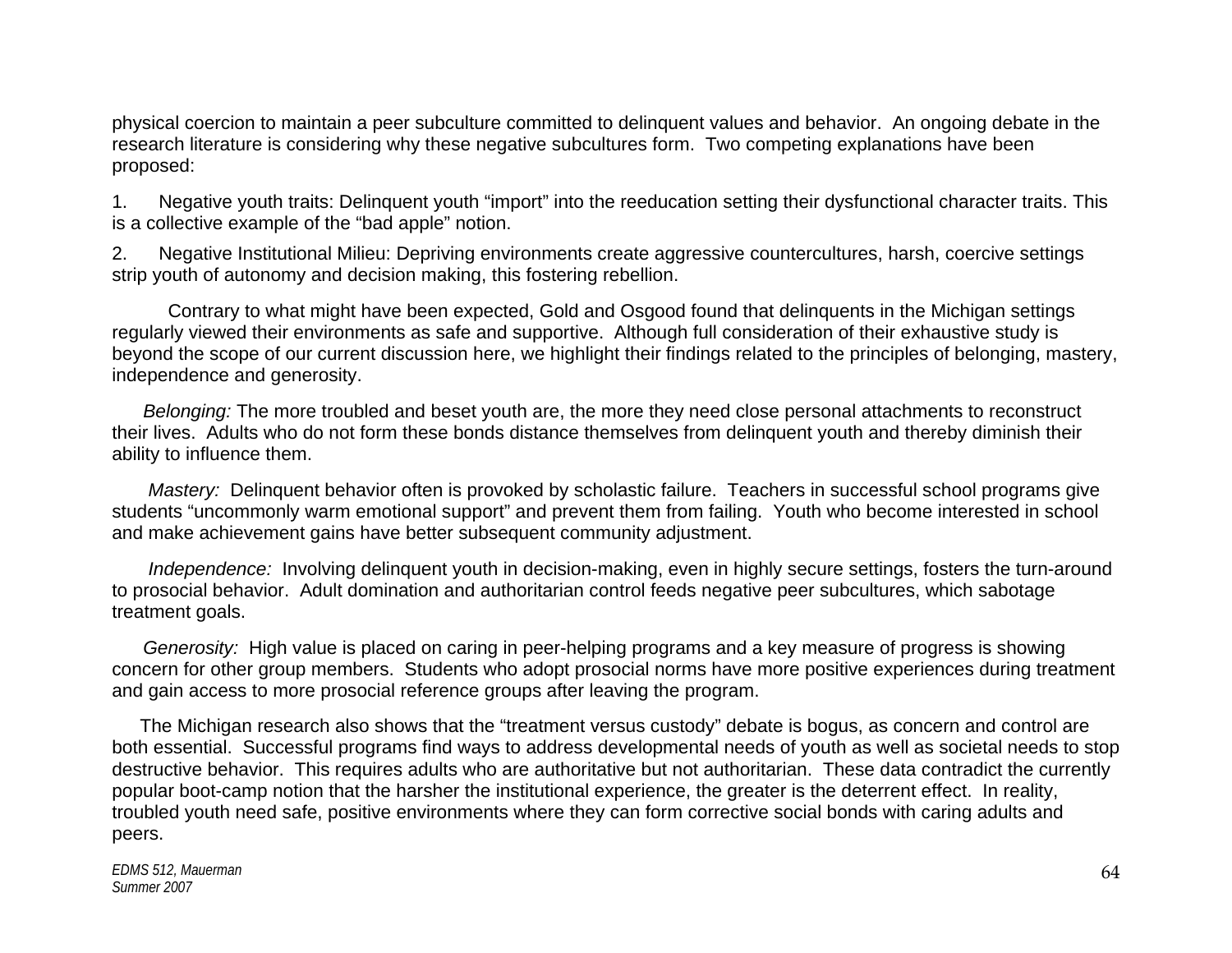physical coercion to maintain a peer subculture committed to delinquent values and behavior. An ongoing debate in the research literature is considering why these negative subcultures form. Two competing explanations have been proposed:

1. Negative youth traits: Delinquent youth "import" into the reeducation setting their dysfunctional character traits. This is a collective example of the "bad apple" notion.

2. Negative Institutional Milieu: Depriving environments create aggressive countercultures, harsh, coercive settings strip youth of autonomy and decision making, this fostering rebellion.

Contrary to what might have been expected, Gold and Osgood found that delinquents in the Michigan settings regularly viewed their environments as safe and supportive. Although full consideration of their exhaustive study is beyond the scope of our current discussion here, we highlight their findings related to the principles of belonging, mastery, independence and generosity.

*Belonging:* The more troubled and beset youth are, the more they need close personal attachments to reconstruct their lives. Adults who do not form these bonds distance themselves from delinquent youth and thereby diminish their ability to influence them.

*Mastery:* Delinquent behavior often is provoked by scholastic failure. Teachers in successful school programs give students "uncommonly warm emotional support" and prevent them from failing. Youth who become interested in school and make achievement gains have better subsequent community adjustment.

*Independence:* Involving delinquent youth in decision-making, even in highly secure settings, fosters the turn-around to prosocial behavior. Adult domination and authoritarian control feeds negative peer subcultures, which sabotage treatment goals.

*Generosity:* High value is placed on caring in peer-helping programs and a key measure of progress is showing concern for other group members. Students who adopt prosocial norms have more positive experiences during treatment and gain access to more prosocial reference groups after leaving the program.

The Michigan research also shows that the "treatment versus custody" debate is bogus, as concern and control are both essential. Successful programs find ways to address developmental needs of youth as well as societal needs to stop destructive behavior. This requires adults who are authoritative but not authoritarian. These data contradict the currently popular boot-camp notion that the harsher the institutional experience, the greater is the deterrent effect. In reality, troubled youth need safe, positive environments where they can form corrective social bonds with caring adults and peers.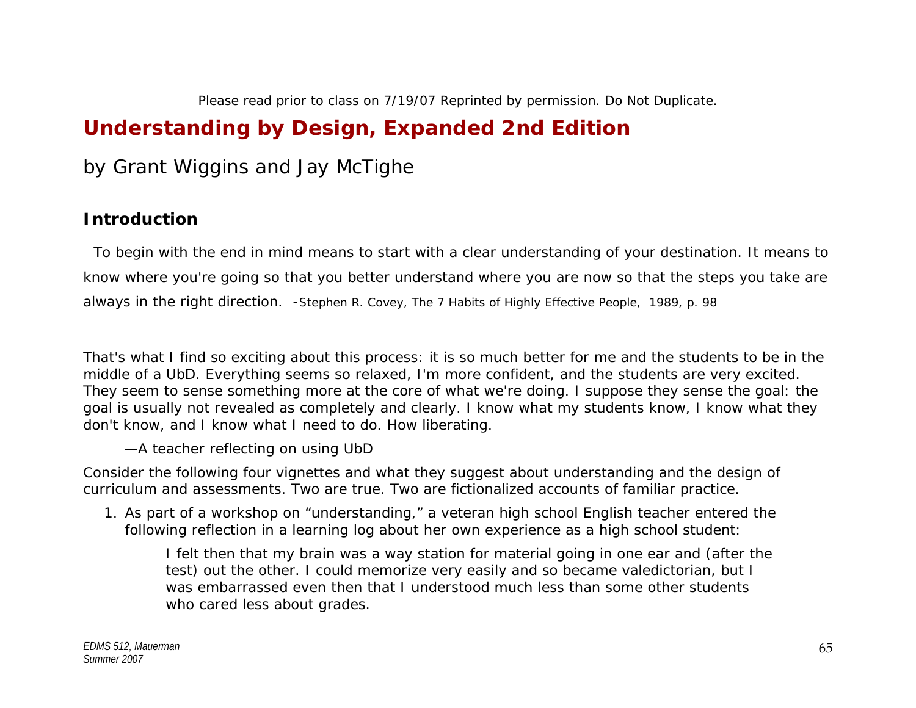Please read prior to class on 7/19/07 Reprinted by permission. Do Not Duplicate.

# Understanding by Design, Expanded 2nd Edition

by Grant Wiggins and Jay McTighe

## Introduction

To begin with the end in mind means to start with a clear understanding of your destination. It means to know where you're going so that you better understand where you are now so that the steps you take are always in the right direction. -Stephen R. Covey, The 7 Habits of Highly Effective People, 1989, p. 98

That's what I find so exciting about this process: it is so much better for me and the students to be in the middle of a UbD. Everything seems so relaxed, I'm more confident, and the students are very excited. They seem to sense something more at the core of what we're doing. I suppose they sense the goal: the goal is usually not revealed as completely and clearly. I know what my students know, I know what they don't know, and I know what I need to do. How liberating.

—A teacher reflecting on using UbD

Consider the following four vignettes and what they suggest about understanding and the design of curriculum and assessments. Two are true. Two are fictionalized accounts of familiar practice.

1. As part of a workshop on "understanding," a veteran high school English teacher entered the following reflection in a learning log about her own experience as a high school student:

   > I felt then that my brain was a way station for material going in one ear and (after the test) out the other. I could memorize very easily and so became valedictorian, but I was embarrassed even then that I understood much less than some other students who cared less about grades.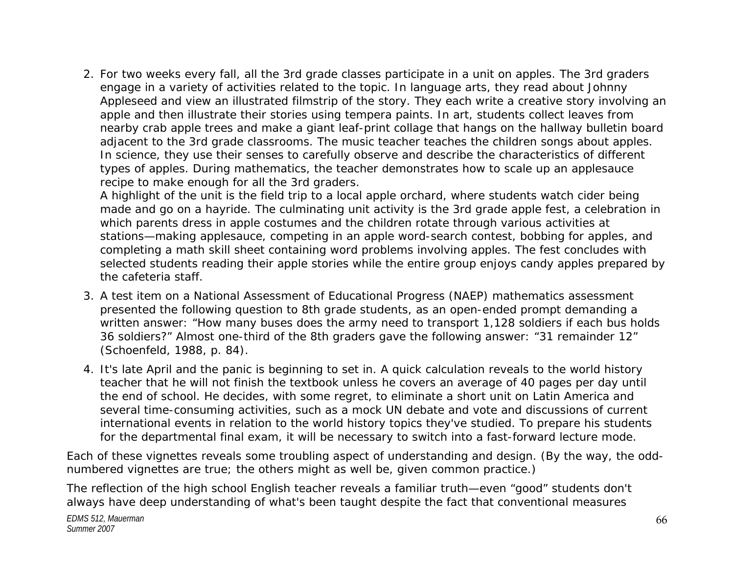2. For two weeks every fall, all the 3rd grade classes participate in a unit on apples. The 3rd graders engage in a variety of activities related to the topic. In language arts, they read about Johnny Appleseed and view an illustrated filmstrip of the story. They each write a creative story involving an apple and then illustrate their stories using tempera paints. In art, students collect leaves from nearby crab apple trees and make a giant leaf-print collage that hangs on the hallway bulletin board adjacent to the 3rd grade classrooms. The music teacher teaches the children songs about apples. In science, they use their senses to carefully observe and describe the characteristics of different types of apples. During mathematics, the teacher demonstrates how to scale up an applesauce recipe to make enough for all the 3rd graders.
   A highlight of the unit is the field trip to a local apple orchard, where students watch cider being made and go on a hayride. The culminating unit activity is the 3rd grade apple fest, a celebration in which parents dress in apple costumes and the children rotate through various activities at stations—making applesauce, competing in an apple word-search contest, bobbing for apples, and completing a math skill sheet containing word problems involving apples. The fest concludes with selected students reading their apple stories while the entire group enjoys candy apples prepared by the cafeteria staff.
3. A test item on a National Assessment of Educational Progress (NAEP) mathematics assessment presented the following question to 8th grade students, as an open-ended prompt demanding a written answer: "How many buses does the army need to transport 1,128 soldiers if each bus holds 36 soldiers?" Almost one-third of the 8th graders gave the following answer: "31 remainder 12" (Schoenfeld, 1988, p. 84).
4. It's late April and the panic is beginning to set in. A quick calculation reveals to the world history teacher that he will not finish the textbook unless he covers an average of 40 pages per day until the end of school. He decides, with some regret, to eliminate a short unit on Latin America and several time-consuming activities, such as a mock UN debate and vote and discussions of current international events in relation to the world history topics they've studied. To prepare his students for the departmental final exam, it will be necessary to switch into a fast-forward lecture mode.

Each of these vignettes reveals some troubling aspect of understanding and design. (By the way, the odd-numbered vignettes are true; the others might as well be, given common practice.)

The reflection of the high school English teacher reveals a familiar truth—even "good" students don't always have deep understanding of what's been taught despite the fact that conventional measures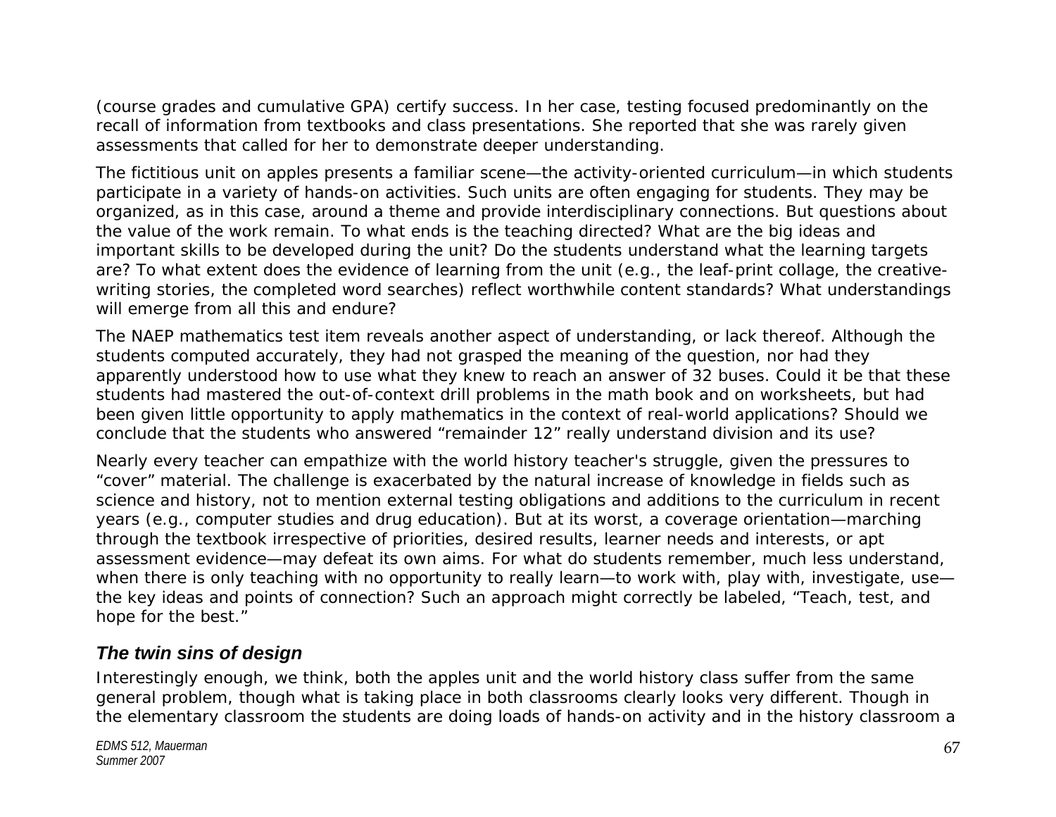(course grades and cumulative GPA) certify success. In her case, testing focused predominantly on the recall of information from textbooks and class presentations. She reported that she was rarely given assessments that called for her to demonstrate deeper understanding.

The fictitious unit on apples presents a familiar scene—the activity-oriented curriculum—in which students participate in a variety of hands-on activities. Such units are often engaging for students. They may be organized, as in this case, around a theme and provide interdisciplinary connections. But questions about the value of the work remain. To what ends is the teaching directed? What are the big ideas and important skills to be developed during the unit? Do the students understand what the learning targets are? To what extent does the evidence of learning from the unit (e.g., the leaf-print collage, the creative-writing stories, the completed word searches) reflect worthwhile content standards? What understandings will emerge from all this and endure?

The NAEP mathematics test item reveals another aspect of understanding, or lack thereof. Although the students computed accurately, they had not grasped the meaning of the question, nor had they apparently understood how to use what they knew to reach an answer of 32 buses. Could it be that these students had mastered the out-of-context drill problems in the math book and on worksheets, but had been given little opportunity to apply mathematics in the context of real-world applications? Should we conclude that the students who answered "remainder 12" really understand division and its use?

Nearly every teacher can empathize with the world history teacher's struggle, given the pressures to "cover" material. The challenge is exacerbated by the natural increase of knowledge in fields such as science and history, not to mention external testing obligations and additions to the curriculum in recent years (e.g., computer studies and drug education). But at its worst, a coverage orientation—marching through the textbook irrespective of priorities, desired results, learner needs and interests, or apt assessment evidence—may defeat its own aims. For what do students remember, much less understand, when there is only teaching with no opportunity to really learn—to work with, play with, investigate, use—the key ideas and points of connection? Such an approach might correctly be labeled, "Teach, test, and hope for the best."

### *The twin sins of design*

Interestingly enough, we think, both the apples unit and the world history class suffer from the same general problem, though what is taking place in both classrooms clearly looks very different. Though in the elementary classroom the students are doing loads of hands-on activity and in the history classroom a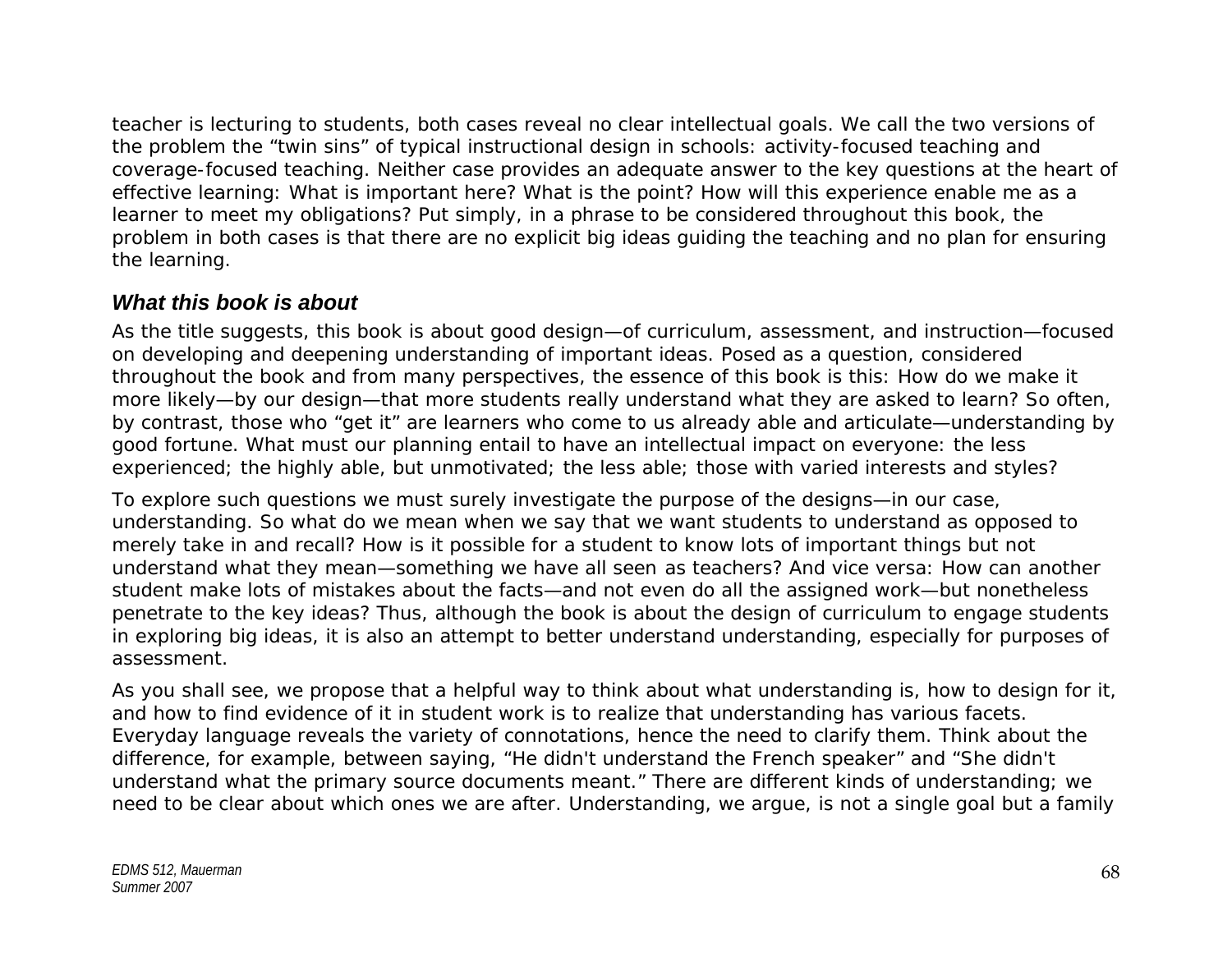teacher is lecturing to students, both cases reveal no clear intellectual goals. We call the two versions of the problem the "twin sins" of typical instructional design in schools: activity-focused teaching and coverage-focused teaching. Neither case provides an adequate answer to the key questions at the heart of effective learning: What is important here? What is the point? How will this experience enable me as a learner to meet my obligations? Put simply, in a phrase to be considered throughout this book, the problem in both cases is that there are no explicit big ideas guiding the teaching and no plan for ensuring the learning.

### *What this book is about*

As the title suggests, this book is about good design—of curriculum, assessment, and instruction—focused on developing and deepening understanding of important ideas. Posed as a question, considered throughout the book and from many perspectives, the essence of this book is this: How do we make it more likely—by our design—that more students really understand what they are asked to learn? So often, by contrast, those who "get it" are learners who come to us already able and articulate—understanding by good fortune. What must our planning entail to have an intellectual impact on everyone: the less experienced; the highly able, but unmotivated; the less able; those with varied interests and styles?

To explore such questions we must surely investigate the purpose of the designs—in our case, understanding. So what do we mean when we say that we want students to understand as opposed to merely take in and recall? How is it possible for a student to know lots of important things but not understand what they mean—something we have all seen as teachers? And vice versa: How can another student make lots of mistakes about the facts—and not even do all the assigned work—but nonetheless penetrate to the key ideas? Thus, although the book is about the design of curriculum to engage students in exploring big ideas, it is also an attempt to better understand understanding, especially for purposes of assessment.

As you shall see, we propose that a helpful way to think about what understanding is, how to design for it, and how to find evidence of it in student work is to realize that understanding has various facets. Everyday language reveals the variety of connotations, hence the need to clarify them. Think about the difference, for example, between saying, "He didn't understand the French speaker" and "She didn't understand what the primary source documents meant." There are different kinds of understanding; we need to be clear about which ones we are after. Understanding, we argue, is not a single goal but a family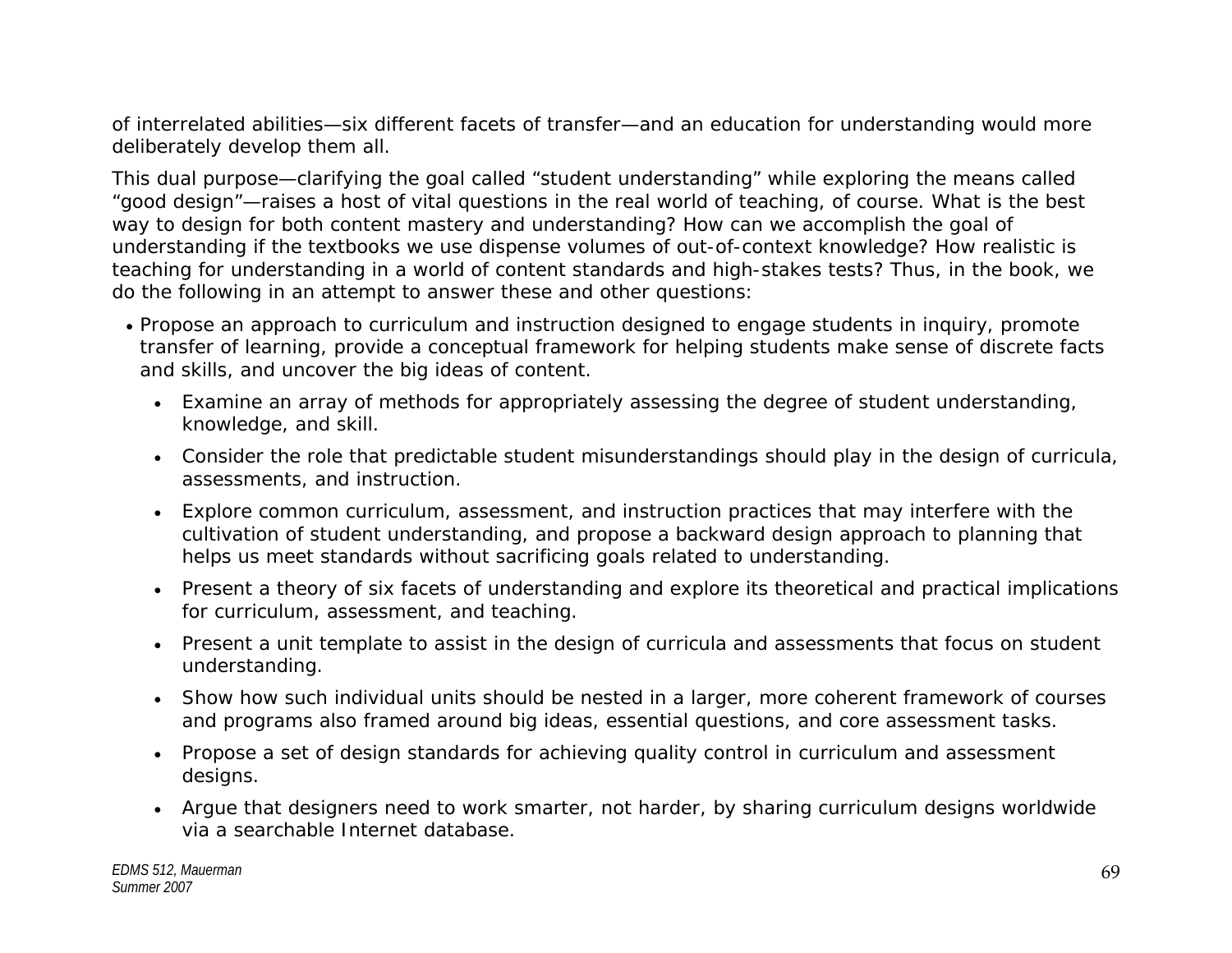of interrelated abilities—six different facets of transfer—and an education for understanding would more deliberately develop them all.

This dual purpose—clarifying the goal called “student understanding” while exploring the means called “good design”—raises a host of vital questions in the real world of teaching, of course. What is the best way to design for both content mastery and understanding? How can we accomplish the goal of understanding if the textbooks we use dispense volumes of out-of-context knowledge? How realistic is teaching for understanding in a world of content standards and high-stakes tests? Thus, in the book, we do the following in an attempt to answer these and other questions:

- Propose an approach to curriculum and instruction designed to engage students in inquiry, promote transfer of learning, provide a conceptual framework for helping students make sense of discrete facts and skills, and uncover the big ideas of content.
  - Examine an array of methods for appropriately assessing the degree of student understanding, knowledge, and skill.
  - Consider the role that predictable student misunderstandings should play in the design of curricula, assessments, and instruction.
  - Explore common curriculum, assessment, and instruction practices that may interfere with the cultivation of student understanding, and propose a backward design approach to planning that helps us meet standards without sacrificing goals related to understanding.
  - Present a theory of six facets of understanding and explore its theoretical and practical implications for curriculum, assessment, and teaching.
  - Present a unit template to assist in the design of curricula and assessments that focus on student understanding.
  - Show how such individual units should be nested in a larger, more coherent framework of courses and programs also framed around big ideas, essential questions, and core assessment tasks.
  - Propose a set of design standards for achieving quality control in curriculum and assessment designs.
  - Argue that designers need to work smarter, not harder, by sharing curriculum designs worldwide via a searchable Internet database.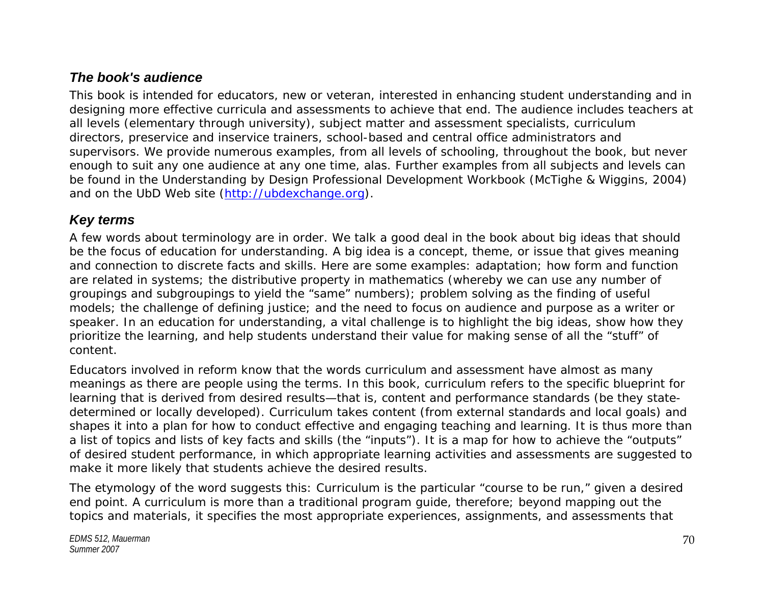### *The book's audience*

This book is intended for educators, new or veteran, interested in enhancing student understanding and in designing more effective curricula and assessments to achieve that end. The audience includes teachers at all levels (elementary through university), subject matter and assessment specialists, curriculum directors, preservice and inservice trainers, school-based and central office administrators and supervisors. We provide numerous examples, from all levels of schooling, throughout the book, but never enough to suit any one audience at any one time, alas. Further examples from all subjects and levels can be found in the Understanding by Design Professional Development Workbook (McTighe & Wiggins, 2004) and on the UbD Web site (http://ubdexchange.org).

### *Key terms*

A few words about terminology are in order. We talk a good deal in the book about big ideas that should be the focus of education for understanding. A big idea is a concept, theme, or issue that gives meaning and connection to discrete facts and skills. Here are some examples: adaptation; how form and function are related in systems; the distributive property in mathematics (whereby we can use any number of groupings and subgroupings to yield the "same" numbers); problem solving as the finding of useful models; the challenge of defining justice; and the need to focus on audience and purpose as a writer or speaker. In an education for understanding, a vital challenge is to highlight the big ideas, show how they prioritize the learning, and help students understand their value for making sense of all the "stuff" of content.

Educators involved in reform know that the words curriculum and assessment have almost as many meanings as there are people using the terms. In this book, curriculum refers to the specific blueprint for learning that is derived from desired results—that is, content and performance standards (be they state-determined or locally developed). Curriculum takes content (from external standards and local goals) and shapes it into a plan for how to conduct effective and engaging teaching and learning. It is thus more than a list of topics and lists of key facts and skills (the "inputs"). It is a map for how to achieve the "outputs" of desired student performance, in which appropriate learning activities and assessments are suggested to make it more likely that students achieve the desired results.

The etymology of the word suggests this: Curriculum is the particular "course to be run," given a desired end point. A curriculum is more than a traditional program guide, therefore; beyond mapping out the topics and materials, it specifies the most appropriate experiences, assignments, and assessments that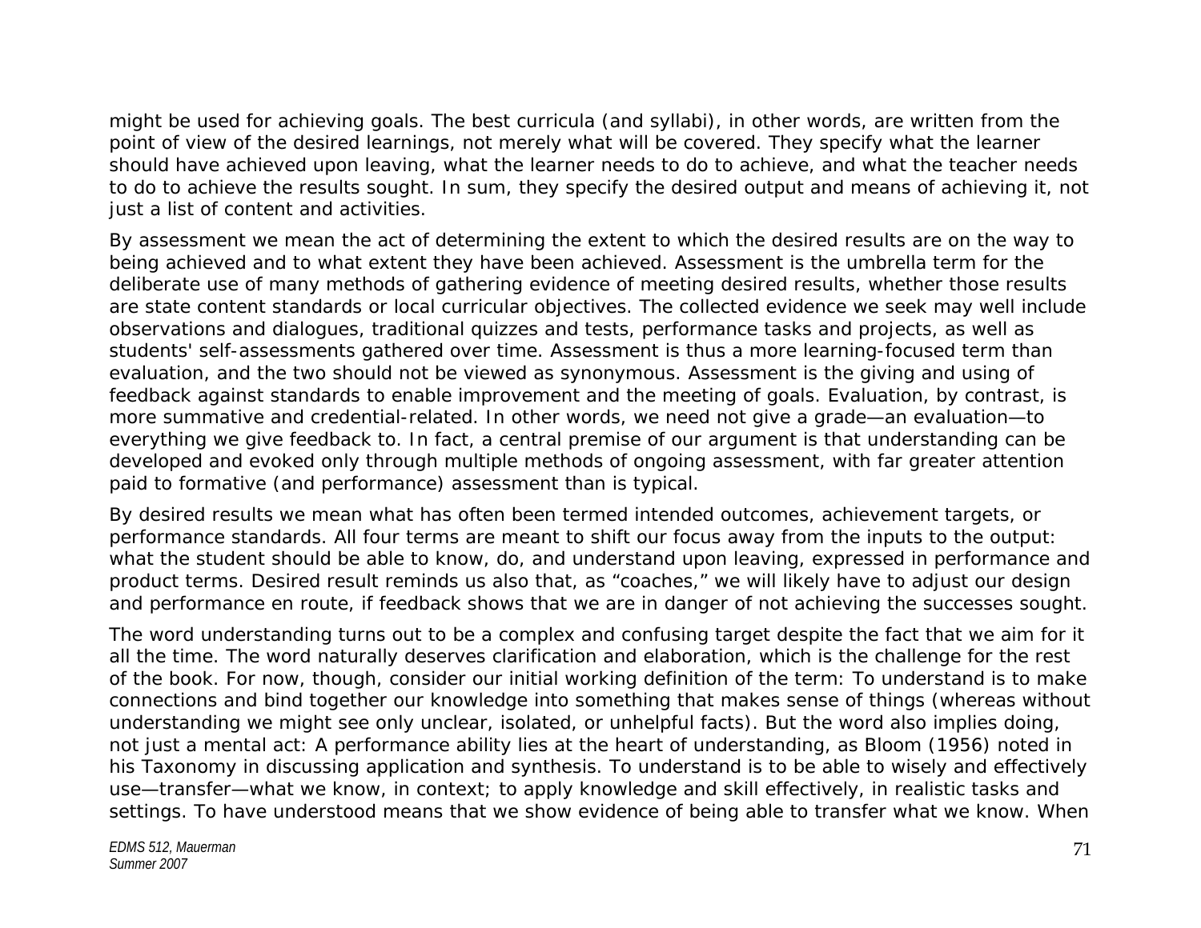might be used for achieving goals. The best curricula (and syllabi), in other words, are written from the point of view of the desired learnings, not merely what will be covered. They specify what the learner should have achieved upon leaving, what the learner needs to do to achieve, and what the teacher needs to do to achieve the results sought. In sum, they specify the desired output and means of achieving it, not just a list of content and activities.

By assessment we mean the act of determining the extent to which the desired results are on the way to being achieved and to what extent they have been achieved. Assessment is the umbrella term for the deliberate use of many methods of gathering evidence of meeting desired results, whether those results are state content standards or local curricular objectives. The collected evidence we seek may well include observations and dialogues, traditional quizzes and tests, performance tasks and projects, as well as students' self-assessments gathered over time. Assessment is thus a more learning-focused term than evaluation, and the two should not be viewed as synonymous. Assessment is the giving and using of feedback against standards to enable improvement and the meeting of goals. Evaluation, by contrast, is more summative and credential-related. In other words, we need not give a grade—an evaluation—to everything we give feedback to. In fact, a central premise of our argument is that understanding can be developed and evoked only through multiple methods of ongoing assessment, with far greater attention paid to formative (and performance) assessment than is typical.

By desired results we mean what has often been termed intended outcomes, achievement targets, or performance standards. All four terms are meant to shift our focus away from the inputs to the output: what the student should be able to know, do, and understand upon leaving, expressed in performance and product terms. Desired result reminds us also that, as “coaches,” we will likely have to adjust our design and performance en route, if feedback shows that we are in danger of not achieving the successes sought.

The word understanding turns out to be a complex and confusing target despite the fact that we aim for it all the time. The word naturally deserves clarification and elaboration, which is the challenge for the rest of the book. For now, though, consider our initial working definition of the term: To understand is to make connections and bind together our knowledge into something that makes sense of things (whereas without understanding we might see only unclear, isolated, or unhelpful facts). But the word also implies doing, not just a mental act: A performance ability lies at the heart of understanding, as Bloom (1956) noted in his Taxonomy in discussing application and synthesis. To understand is to be able to wisely and effectively use—transfer—what we know, in context; to apply knowledge and skill effectively, in realistic tasks and settings. To have understood means that we show evidence of being able to transfer what we know. When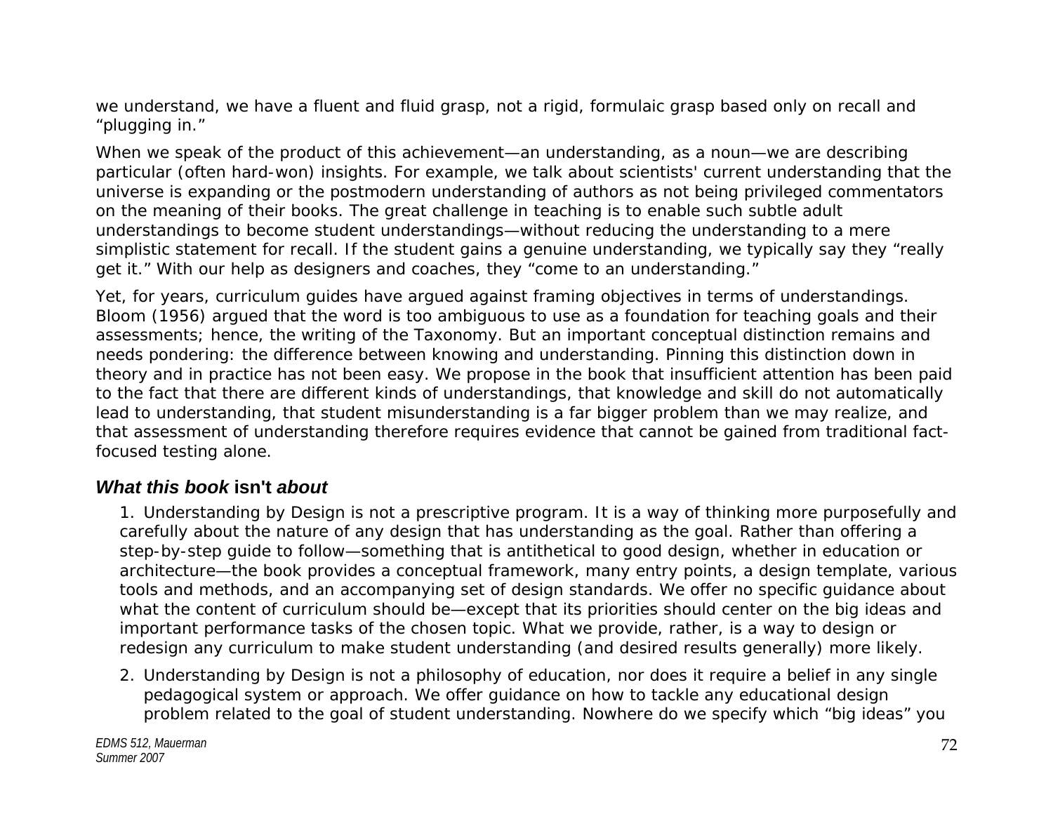we understand, we have a fluent and fluid grasp, not a rigid, formulaic grasp based only on recall and "plugging in."

When we speak of the product of this achievement—an understanding, as a noun—we are describing particular (often hard-won) insights. For example, we talk about scientists' current understanding that the universe is expanding or the postmodern understanding of authors as not being privileged commentators on the meaning of their books. The great challenge in teaching is to enable such subtle adult understandings to become student understandings—without reducing the understanding to a mere simplistic statement for recall. If the student gains a genuine understanding, we typically say they "really get it." With our help as designers and coaches, they "come to an understanding."

Yet, for years, curriculum guides have argued against framing objectives in terms of understandings. Bloom (1956) argued that the word is too ambiguous to use as a foundation for teaching goals and their assessments; hence, the writing of the Taxonomy. But an important conceptual distinction remains and needs pondering: the difference between knowing and understanding. Pinning this distinction down in theory and in practice has not been easy. We propose in the book that insufficient attention has been paid to the fact that there are different kinds of understandings, that knowledge and skill do not automatically lead to understanding, that student misunderstanding is a far bigger problem than we may realize, and that assessment of understanding therefore requires evidence that cannot be gained from traditional fact-focused testing alone.

### *What this book* **isn't** *about*

1. Understanding by Design is not a prescriptive program. It is a way of thinking more purposefully and carefully about the nature of any design that has understanding as the goal. Rather than offering a step-by-step guide to follow—something that is antithetical to good design, whether in education or architecture—the book provides a conceptual framework, many entry points, a design template, various tools and methods, and an accompanying set of design standards. We offer no specific guidance about what the content of curriculum should be—except that its priorities should center on the big ideas and important performance tasks of the chosen topic. What we provide, rather, is a way to design or redesign any curriculum to make student understanding (and desired results generally) more likely.

2. Understanding by Design is not a philosophy of education, nor does it require a belief in any single pedagogical system or approach. We offer guidance on how to tackle any educational design problem related to the goal of student understanding. Nowhere do we specify which "big ideas" you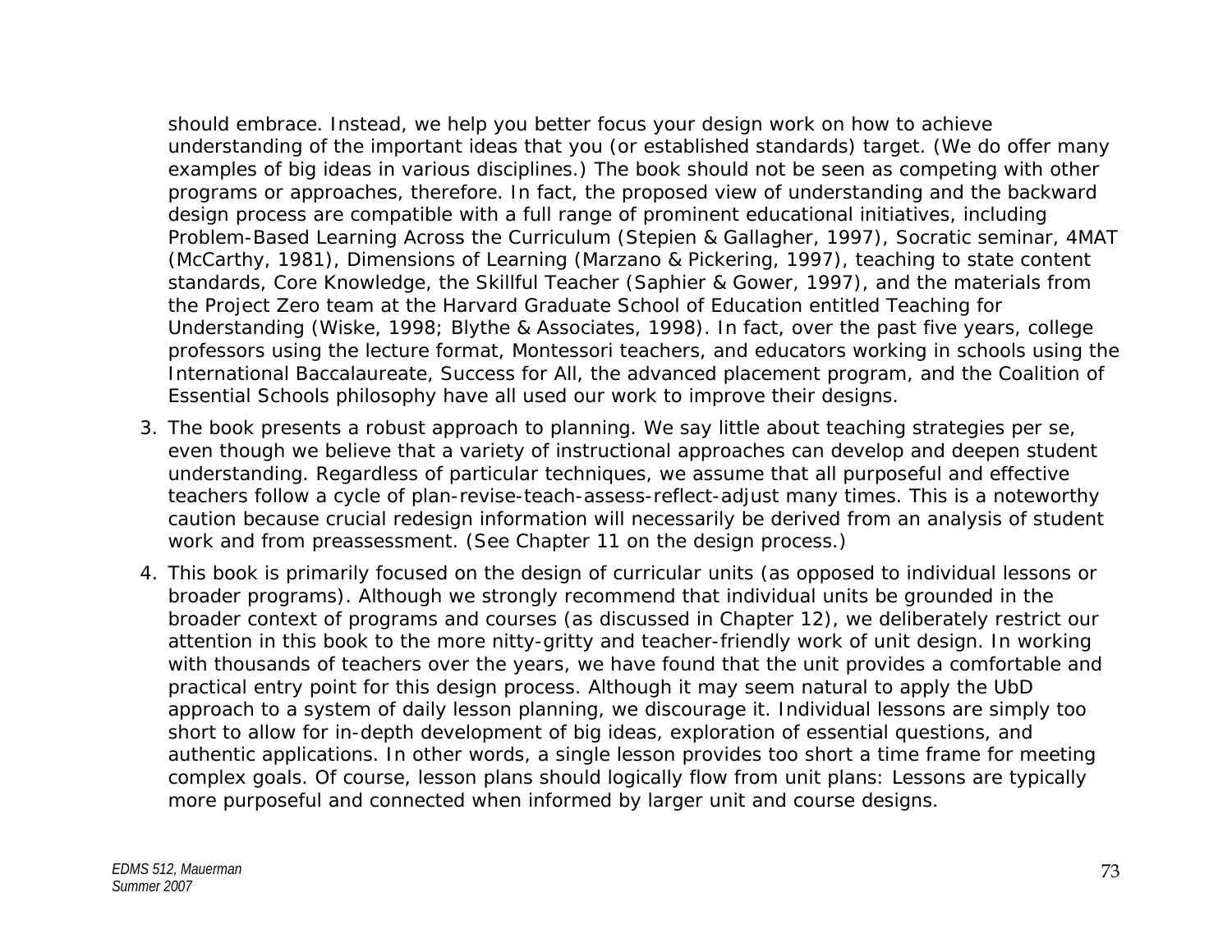should embrace. Instead, we help you better focus your design work on how to achieve understanding of the important ideas that you (or established standards) target. (We do offer many examples of big ideas in various disciplines.) The book should not be seen as competing with other programs or approaches, therefore. In fact, the proposed view of understanding and the backward design process are compatible with a full range of prominent educational initiatives, including Problem-Based Learning Across the Curriculum (Stepien & Gallagher, 1997), Socratic seminar, 4MAT (McCarthy, 1981), Dimensions of Learning (Marzano & Pickering, 1997), teaching to state content standards, Core Knowledge, the Skillful Teacher (Saphier & Gower, 1997), and the materials from the Project Zero team at the Harvard Graduate School of Education entitled Teaching for Understanding (Wiske, 1998; Blythe & Associates, 1998). In fact, over the past five years, college professors using the lecture format, Montessori teachers, and educators working in schools using the International Baccalaureate, Success for All, the advanced placement program, and the Coalition of Essential Schools philosophy have all used our work to improve their designs.

3. The book presents a robust approach to planning. We say little about teaching strategies per se, even though we believe that a variety of instructional approaches can develop and deepen student understanding. Regardless of particular techniques, we assume that all purposeful and effective teachers follow a cycle of plan-revise-teach-assess-reflect-adjust many times. This is a noteworthy caution because crucial redesign information will necessarily be derived from an analysis of student work and from preassessment. (See Chapter 11 on the design process.)
4. This book is primarily focused on the design of curricular units (as opposed to individual lessons or broader programs). Although we strongly recommend that individual units be grounded in the broader context of programs and courses (as discussed in Chapter 12), we deliberately restrict our attention in this book to the more nitty-gritty and teacher-friendly work of unit design. In working with thousands of teachers over the years, we have found that the unit provides a comfortable and practical entry point for this design process. Although it may seem natural to apply the UbD approach to a system of daily lesson planning, we discourage it. Individual lessons are simply too short to allow for in-depth development of big ideas, exploration of essential questions, and authentic applications. In other words, a single lesson provides too short a time frame for meeting complex goals. Of course, lesson plans should logically flow from unit plans: Lessons are typically more purposeful and connected when informed by larger unit and course designs.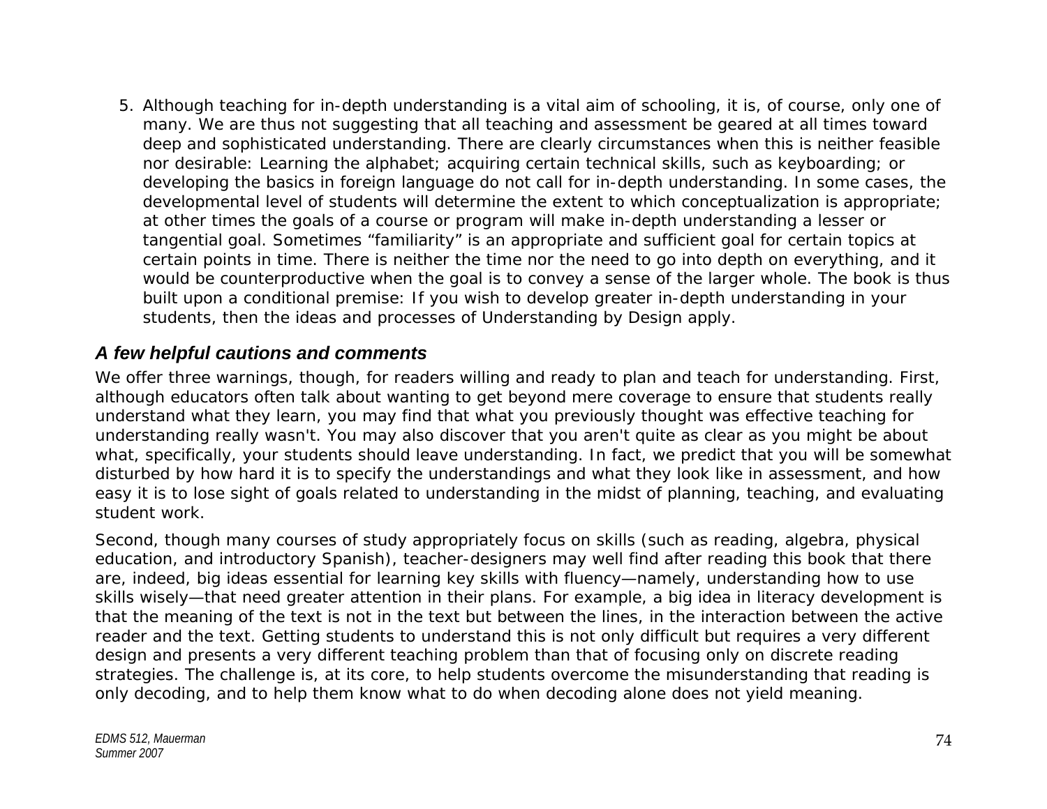5. Although teaching for in-depth understanding is a vital aim of schooling, it is, of course, only one of many. We are thus not suggesting that all teaching and assessment be geared at all times toward deep and sophisticated understanding. There are clearly circumstances when this is neither feasible nor desirable: Learning the alphabet; acquiring certain technical skills, such as keyboarding; or developing the basics in foreign language do not call for in-depth understanding. In some cases, the developmental level of students will determine the extent to which conceptualization is appropriate; at other times the goals of a course or program will make in-depth understanding a lesser or tangential goal. Sometimes "familiarity" is an appropriate and sufficient goal for certain topics at certain points in time. There is neither the time nor the need to go into depth on everything, and it would be counterproductive when the goal is to convey a sense of the larger whole. The book is thus built upon a conditional premise: If you wish to develop greater in-depth understanding in your students, then the ideas and processes of Understanding by Design apply.

### *A few helpful cautions and comments*

We offer three warnings, though, for readers willing and ready to plan and teach for understanding. First, although educators often talk about wanting to get beyond mere coverage to ensure that students really understand what they learn, you may find that what you previously thought was effective teaching for understanding really wasn't. You may also discover that you aren't quite as clear as you might be about what, specifically, your students should leave understanding. In fact, we predict that you will be somewhat disturbed by how hard it is to specify the understandings and what they look like in assessment, and how easy it is to lose sight of goals related to understanding in the midst of planning, teaching, and evaluating student work.

Second, though many courses of study appropriately focus on skills (such as reading, algebra, physical education, and introductory Spanish), teacher-designers may well find after reading this book that there are, indeed, big ideas essential for learning key skills with fluency—namely, understanding how to use skills wisely—that need greater attention in their plans. For example, a big idea in literacy development is that the meaning of the text is not in the text but between the lines, in the interaction between the active reader and the text. Getting students to understand this is not only difficult but requires a very different design and presents a very different teaching problem than that of focusing only on discrete reading strategies. The challenge is, at its core, to help students overcome the misunderstanding that reading is only decoding, and to help them know what to do when decoding alone does not yield meaning.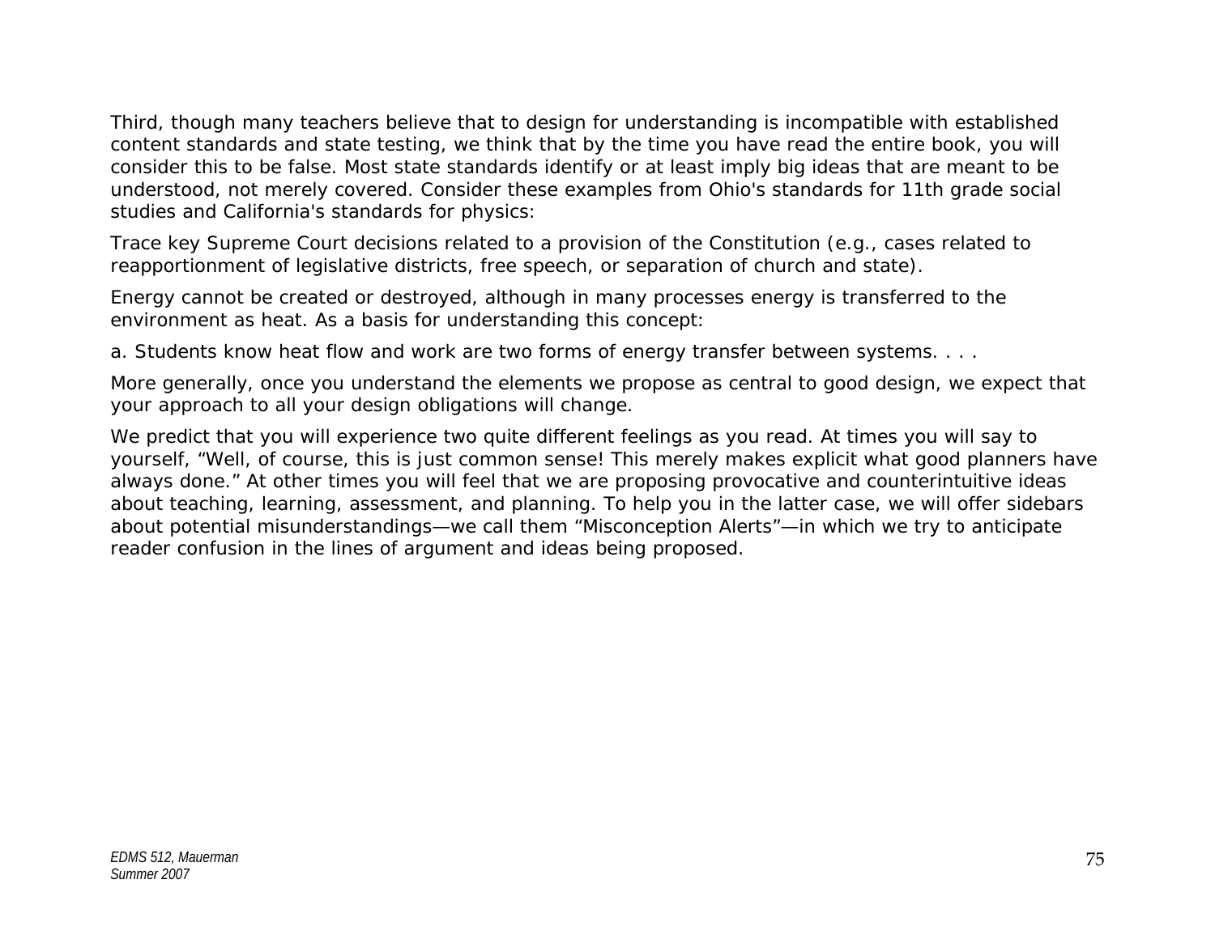Third, though many teachers believe that to design for understanding is incompatible with established content standards and state testing, we think that by the time you have read the entire book, you will consider this to be false. Most state standards identify or at least imply big ideas that are meant to be understood, not merely covered. Consider these examples from Ohio's standards for 11th grade social studies and California's standards for physics:

Trace key Supreme Court decisions related to a provision of the Constitution (e.g., cases related to reapportionment of legislative districts, free speech, or separation of church and state).

Energy cannot be created or destroyed, although in many processes energy is transferred to the environment as heat. As a basis for understanding this concept:

a. Students know heat flow and work are two forms of energy transfer between systems. . . .

More generally, once you understand the elements we propose as central to good design, we expect that your approach to all your design obligations will change.

We predict that you will experience two quite different feelings as you read. At times you will say to yourself, "Well, of course, this is just common sense! This merely makes explicit what good planners have always done." At other times you will feel that we are proposing provocative and counterintuitive ideas about teaching, learning, assessment, and planning. To help you in the latter case, we will offer sidebars about potential misunderstandings—we call them "Misconception Alerts"—in which we try to anticipate reader confusion in the lines of argument and ideas being proposed.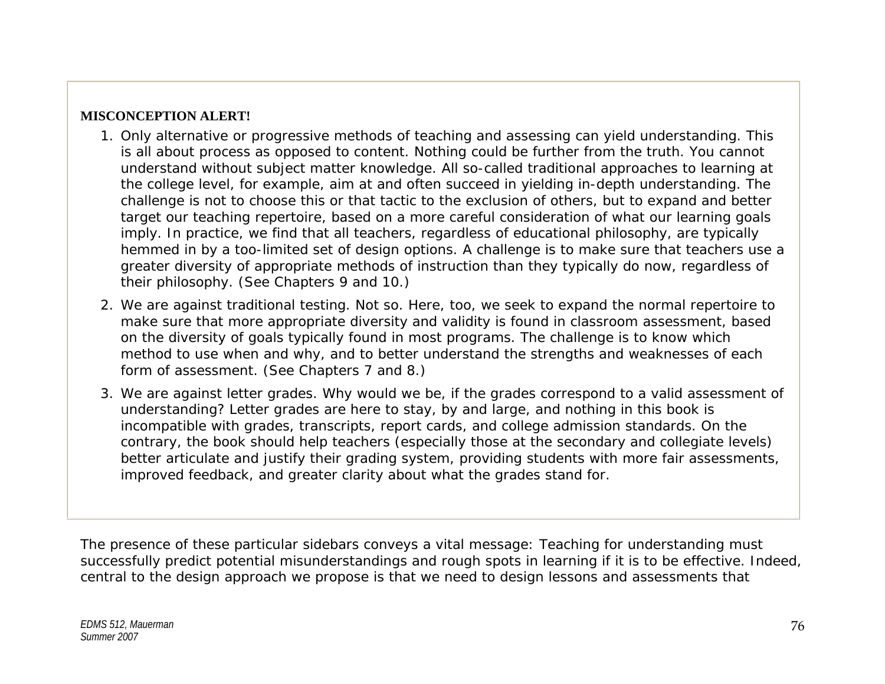**MISCONCEPTION ALERT!**

1. Only alternative or progressive methods of teaching and assessing can yield understanding. This is all about process as opposed to content. Nothing could be further from the truth. You cannot understand without subject matter knowledge. All so-called traditional approaches to learning at the college level, for example, aim at and often succeed in yielding in-depth understanding. The challenge is not to choose this or that tactic to the exclusion of others, but to expand and better target our teaching repertoire, based on a more careful consideration of what our learning goals imply. In practice, we find that all teachers, regardless of educational philosophy, are typically hemmed in by a too-limited set of design options. A challenge is to make sure that teachers use a greater diversity of appropriate methods of instruction than they typically do now, regardless of their philosophy. (See Chapters 9 and 10.)
2. We are against traditional testing. Not so. Here, too, we seek to expand the normal repertoire to make sure that more appropriate diversity and validity is found in classroom assessment, based on the diversity of goals typically found in most programs. The challenge is to know which method to use when and why, and to better understand the strengths and weaknesses of each form of assessment. (See Chapters 7 and 8.)
3. We are against letter grades. Why would we be, if the grades correspond to a valid assessment of understanding? Letter grades are here to stay, by and large, and nothing in this book is incompatible with grades, transcripts, report cards, and college admission standards. On the contrary, the book should help teachers (especially those at the secondary and collegiate levels) better articulate and justify their grading system, providing students with more fair assessments, improved feedback, and greater clarity about what the grades stand for.

The presence of these particular sidebars conveys a vital message: Teaching for understanding must successfully predict potential misunderstandings and rough spots in learning if it is to be effective. Indeed, central to the design approach we propose is that we need to design lessons and assessments that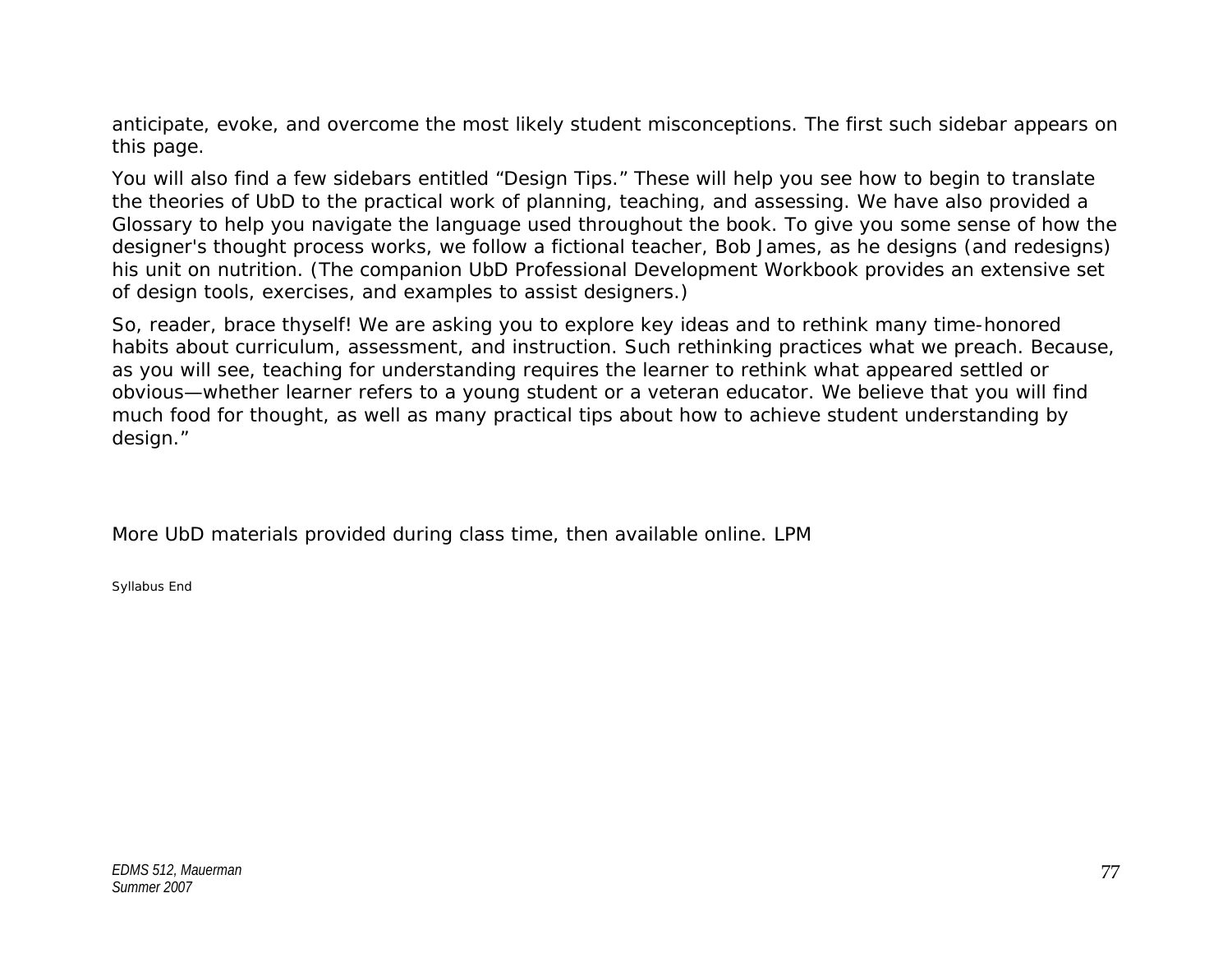anticipate, evoke, and overcome the most likely student misconceptions. The first such sidebar appears on this page.

You will also find a few sidebars entitled “Design Tips.” These will help you see how to begin to translate the theories of UbD to the practical work of planning, teaching, and assessing. We have also provided a Glossary to help you navigate the language used throughout the book. To give you some sense of how the designer's thought process works, we follow a fictional teacher, Bob James, as he designs (and redesigns) his unit on nutrition. (The companion UbD Professional Development Workbook provides an extensive set of design tools, exercises, and examples to assist designers.)

So, reader, brace thyself! We are asking you to explore key ideas and to rethink many time-honored habits about curriculum, assessment, and instruction. Such rethinking practices what we preach. Because, as you will see, teaching for understanding requires the learner to rethink what appeared settled or obvious—whether learner refers to a young student or a veteran educator. We believe that you will find much food for thought, as well as many practical tips about how to achieve student understanding by design.”

More UbD materials provided during class time, then available online. LPM

Syllabus End